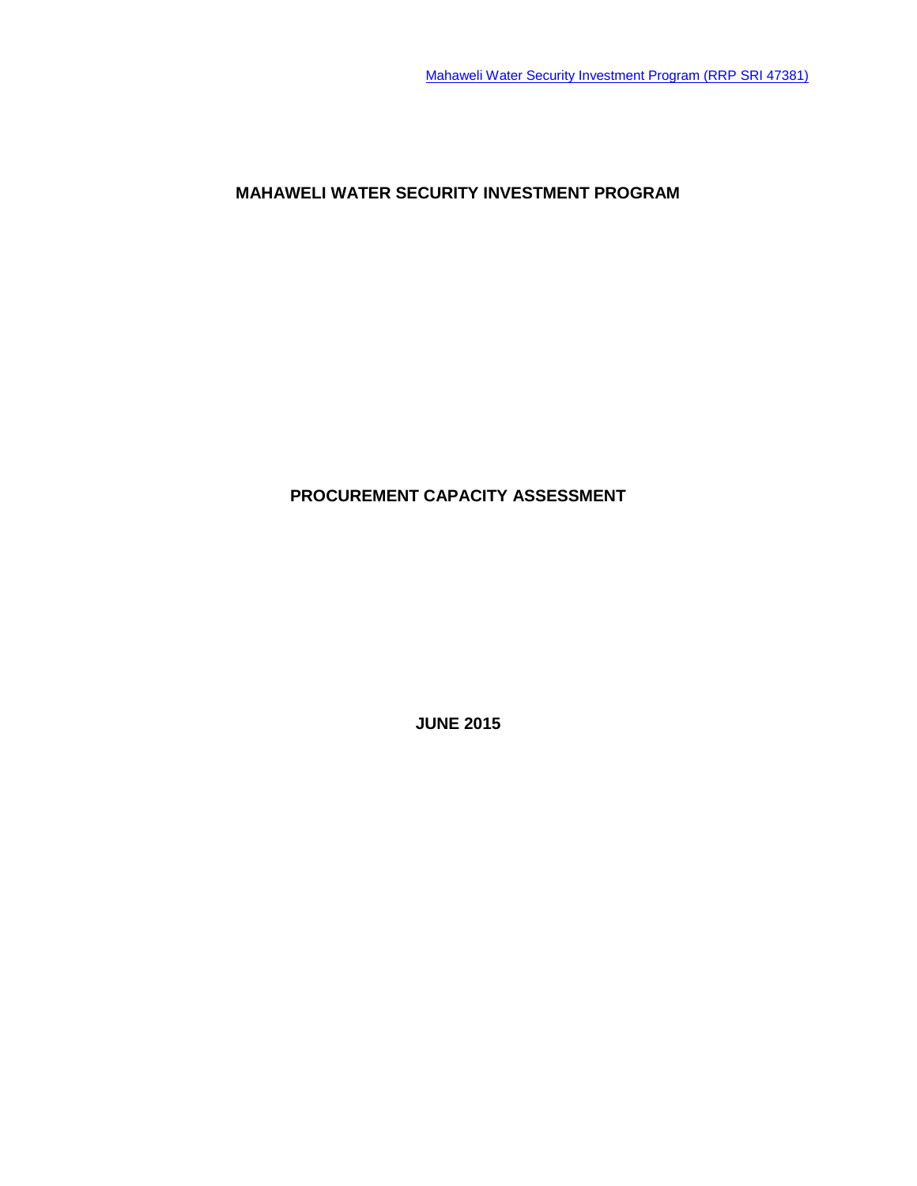Mahaweli Water Security Investment Program (RRP SRI 47381)

# MAHAWELI WATER SECURITY INVESTMENT PROGRAM

## PROCUREMENT CAPACITY ASSESSMENT

**JUNE 2015**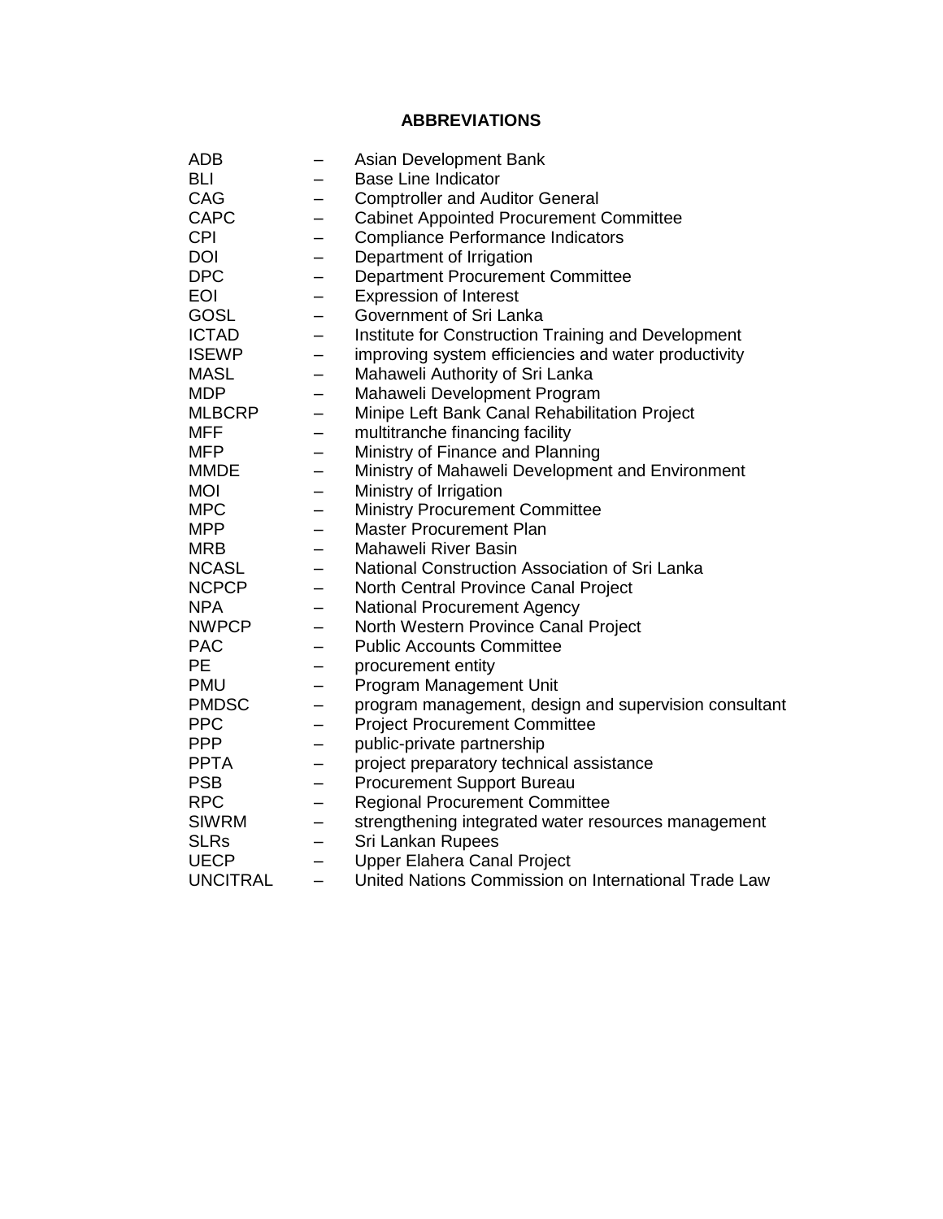# ABBREVIATIONS

| | | |
|---|---|---|
| ADB | – | Asian Development Bank |
| BLI | – | Base Line Indicator |
| CAG | – | Comptroller and Auditor General |
| CAPC | – | Cabinet Appointed Procurement Committee |
| CPI | – | Compliance Performance Indicators |
| DOI | – | Department of Irrigation |
| DPC | – | Department Procurement Committee |
| EOI | – | Expression of Interest |
| GOSL | – | Government of Sri Lanka |
| ICTAD | – | Institute for Construction Training and Development |
| ISEWP | – | improving system efficiencies and water productivity |
| MASL | – | Mahaweli Authority of Sri Lanka |
| MDP | – | Mahaweli Development Program |
| MLBCRP | – | Minipe Left Bank Canal Rehabilitation Project |
| MFF | – | multitranche financing facility |
| MFP | – | Ministry of Finance and Planning |
| MMDE | – | Ministry of Mahaweli Development and Environment |
| MOI | – | Ministry of Irrigation |
| MPC | – | Ministry Procurement Committee |
| MPP | – | Master Procurement Plan |
| MRB | – | Mahaweli River Basin |
| NCASL | – | National Construction Association of Sri Lanka |
| NCPCP | – | North Central Province Canal Project |
| NPA | – | National Procurement Agency |
| NWPCP | – | North Western Province Canal Project |
| PAC | – | Public Accounts Committee |
| PE | – | procurement entity |
| PMU | – | Program Management Unit |
| PMDSC | – | program management, design and supervision consultant |
| PPC | – | Project Procurement Committee |
| PPP | – | public-private partnership |
| PPTA | – | project preparatory technical assistance |
| PSB | – | Procurement Support Bureau |
| RPC | – | Regional Procurement Committee |
| SIWRM | – | strengthening integrated water resources management |
| SLRs | – | Sri Lankan Rupees |
| UECP | – | Upper Elahera Canal Project |
| UNCITRAL | – | United Nations Commission on International Trade Law |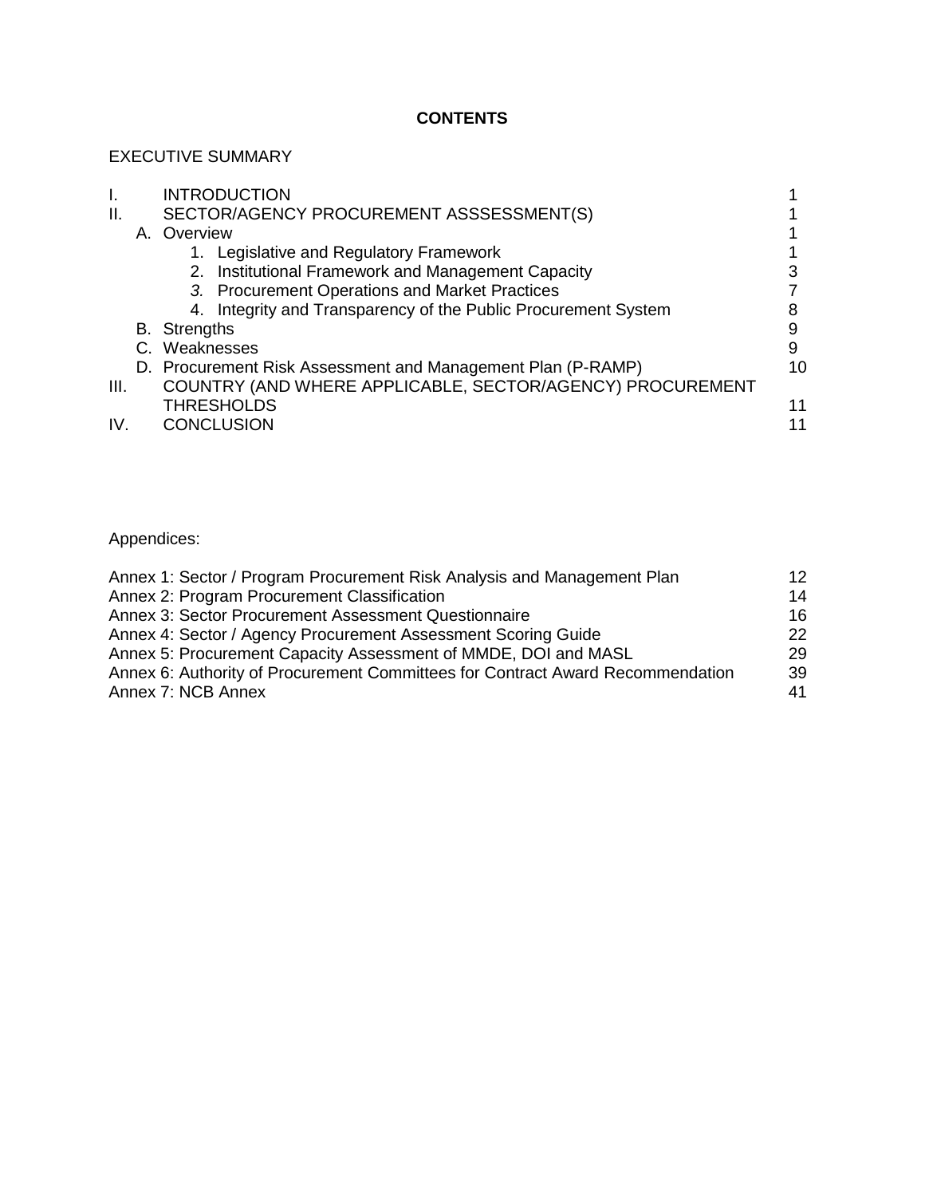**CONTENTS**

EXECUTIVE SUMMARY

| | | |
|---|---|---|
| I. | INTRODUCTION | 1 |
| II. | SECTOR/AGENCY PROCUREMENT ASSSESSMENT(S) | 1 |
| | A. Overview | 1 |
| | 1. Legislative and Regulatory Framework | 1 |
| | 2. Institutional Framework and Management Capacity | 3 |
| | *3.* Procurement Operations and Market Practices | 7 |
| | 4. Integrity and Transparency of the Public Procurement System | 8 |
| | B. Strengths | 9 |
| | C. Weaknesses | 9 |
| | D. Procurement Risk Assessment and Management Plan (P-RAMP) | 10 |
| III. | COUNTRY (AND WHERE APPLICABLE, SECTOR/AGENCY) PROCUREMENT THRESHOLDS | 11 |
| IV. | CONCLUSION | 11 |

Appendices:

| | |
|---|---|
| Annex 1: Sector / Program Procurement Risk Analysis and Management Plan | 12 |
| Annex 2: Program Procurement Classification | 14 |
| Annex 3: Sector Procurement Assessment Questionnaire | 16 |
| Annex 4: Sector / Agency Procurement Assessment Scoring Guide | 22 |
| Annex 5: Procurement Capacity Assessment of MMDE, DOI and MASL | 29 |
| Annex 6: Authority of Procurement Committees for Contract Award Recommendation | 39 |
| Annex 7: NCB Annex | 41 |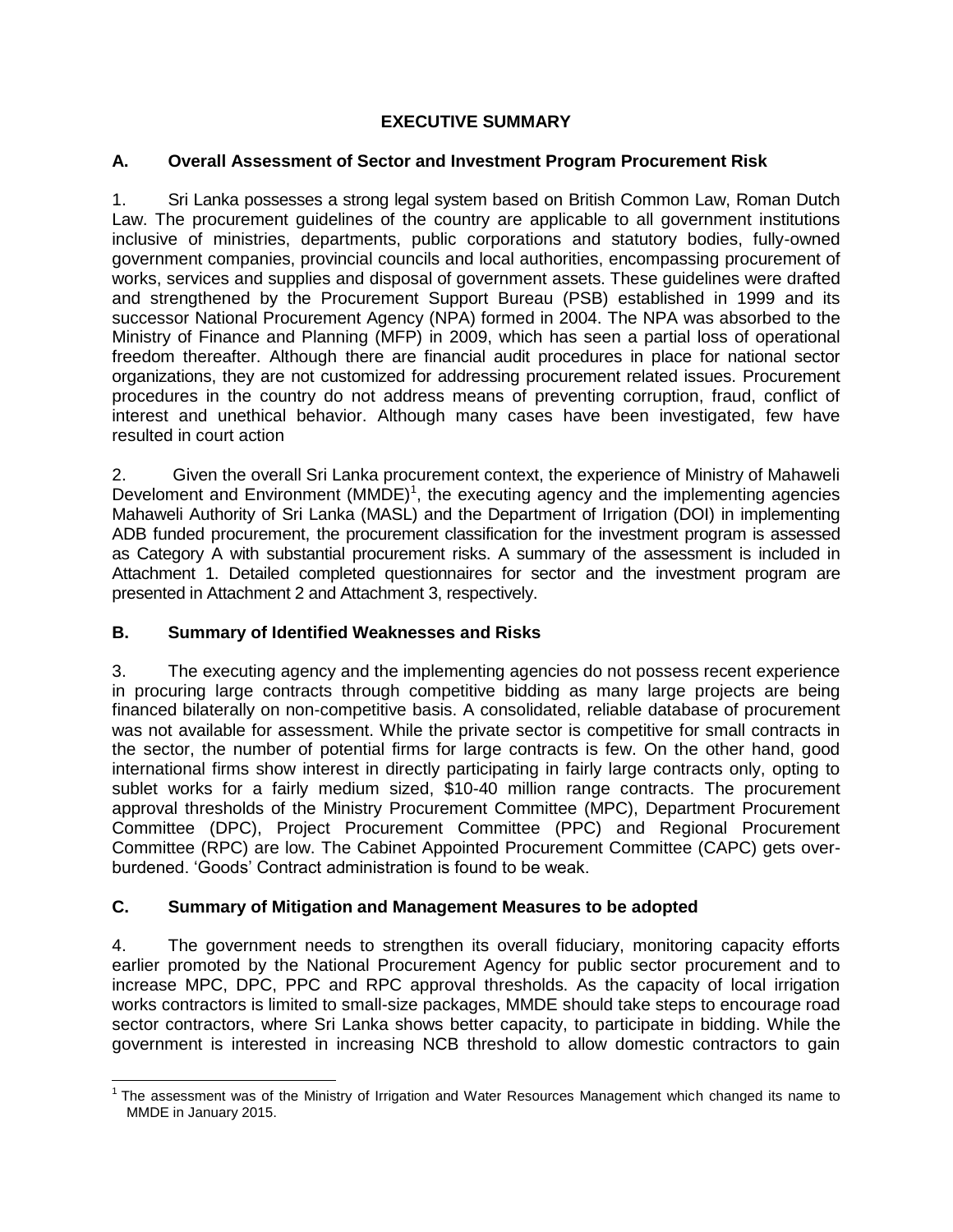# EXECUTIVE SUMMARY

## A. Overall Assessment of Sector and Investment Program Procurement Risk

1. Sri Lanka possesses a strong legal system based on British Common Law, Roman Dutch Law. The procurement guidelines of the country are applicable to all government institutions inclusive of ministries, departments, public corporations and statutory bodies, fully-owned government companies, provincial councils and local authorities, encompassing procurement of works, services and supplies and disposal of government assets. These guidelines were drafted and strengthened by the Procurement Support Bureau (PSB) established in 1999 and its successor National Procurement Agency (NPA) formed in 2004. The NPA was absorbed to the Ministry of Finance and Planning (MFP) in 2009, which has seen a partial loss of operational freedom thereafter. Although there are financial audit procedures in place for national sector organizations, they are not customized for addressing procurement related issues. Procurement procedures in the country do not address means of preventing corruption, fraud, conflict of interest and unethical behavior. Although many cases have been investigated, few have resulted in court action

2. Given the overall Sri Lanka procurement context, the experience of Ministry of Mahaweli Develoment and Environment (MMDE)[1], the executing agency and the implementing agencies Mahaweli Authority of Sri Lanka (MASL) and the Department of Irrigation (DOI) in implementing ADB funded procurement, the procurement classification for the investment program is assessed as Category A with substantial procurement risks. A summary of the assessment is included in Attachment 1. Detailed completed questionnaires for sector and the investment program are presented in Attachment 2 and Attachment 3, respectively.

## B. Summary of Identified Weaknesses and Risks

3. The executing agency and the implementing agencies do not possess recent experience in procuring large contracts through competitive bidding as many large projects are being financed bilaterally on non-competitive basis. A consolidated, reliable database of procurement was not available for assessment. While the private sector is competitive for small contracts in the sector, the number of potential firms for large contracts is few. On the other hand, good international firms show interest in directly participating in fairly large contracts only, opting to sublet works for a fairly medium sized, $10-40 million range contracts. The procurement approval thresholds of the Ministry Procurement Committee (MPC), Department Procurement Committee (DPC), Project Procurement Committee (PPC) and Regional Procurement Committee (RPC) are low. The Cabinet Appointed Procurement Committee (CAPC) gets over-burdened. 'Goods' Contract administration is found to be weak.

## C. Summary of Mitigation and Management Measures to be adopted

4. The government needs to strengthen its overall fiduciary, monitoring capacity efforts earlier promoted by the National Procurement Agency for public sector procurement and to increase MPC, DPC, PPC and RPC approval thresholds. As the capacity of local irrigation works contractors is limited to small-size packages, MMDE should take steps to encourage road sector contractors, where Sri Lanka shows better capacity, to participate in bidding. While the government is interested in increasing NCB threshold to allow domestic contractors to gain

---

[1] The assessment was of the Ministry of Irrigation and Water Resources Management which changed its name to MMDE in January 2015.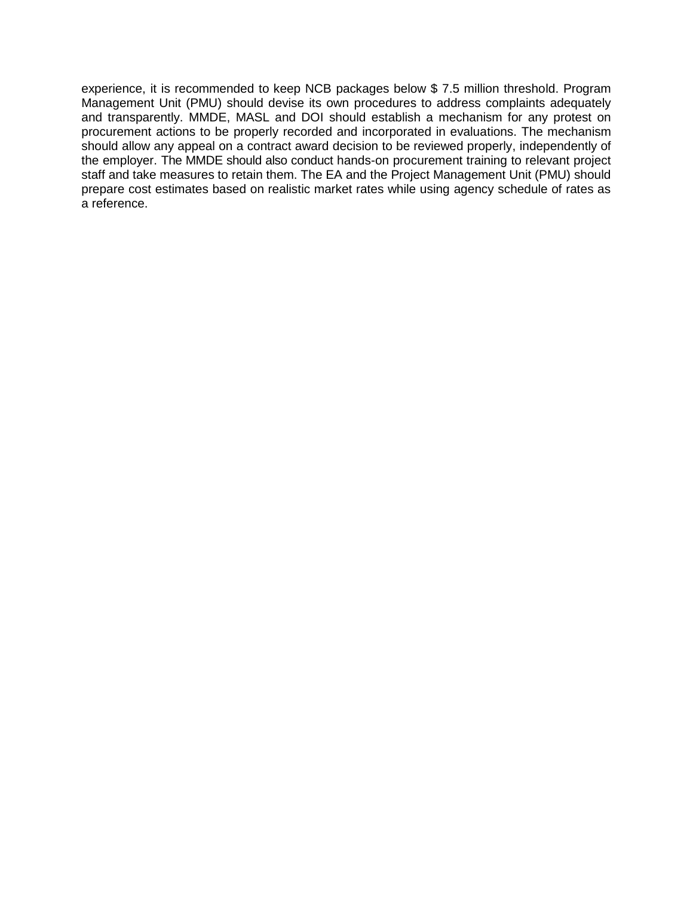experience, it is recommended to keep NCB packages below $ 7.5 million threshold. Program Management Unit (PMU) should devise its own procedures to address complaints adequately and transparently. MMDE, MASL and DOI should establish a mechanism for any protest on procurement actions to be properly recorded and incorporated in evaluations. The mechanism should allow any appeal on a contract award decision to be reviewed properly, independently of the employer. The MMDE should also conduct hands-on procurement training to relevant project staff and take measures to retain them. The EA and the Project Management Unit (PMU) should prepare cost estimates based on realistic market rates while using agency schedule of rates as a reference.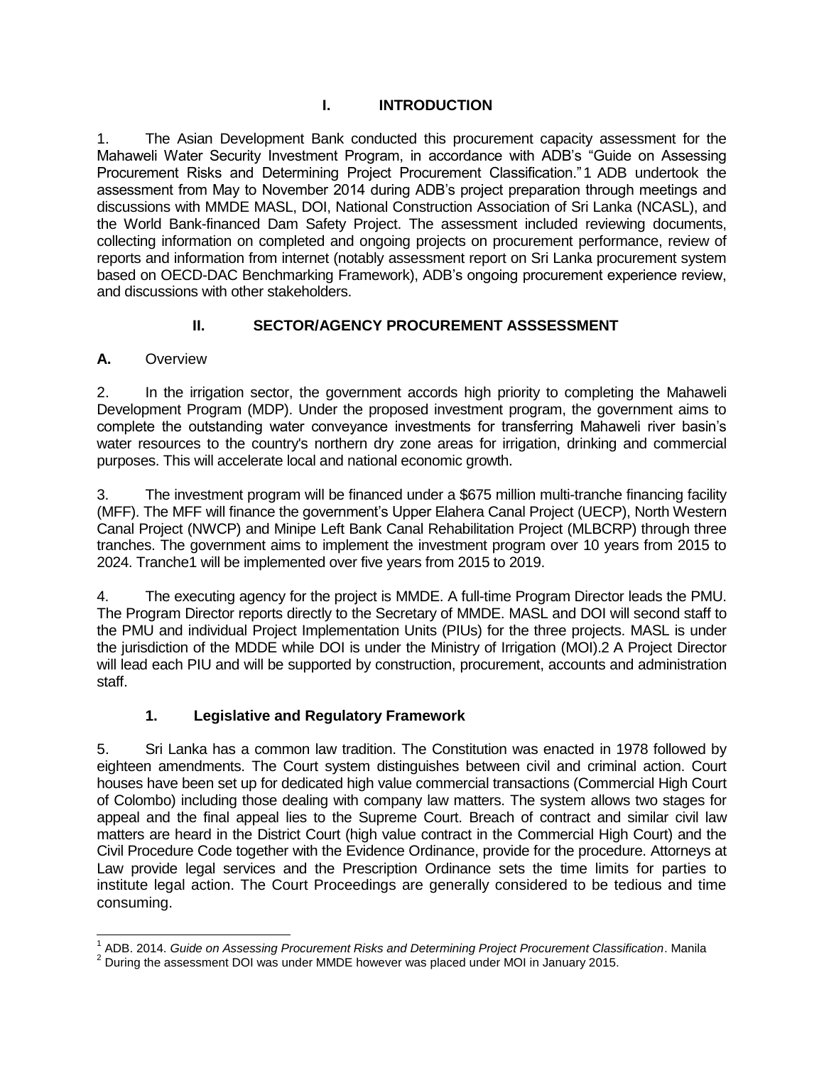# I. INTRODUCTION

1. The Asian Development Bank conducted this procurement capacity assessment for the Mahaweli Water Security Investment Program, in accordance with ADB's "Guide on Assessing Procurement Risks and Determining Project Procurement Classification."[1] ADB undertook the assessment from May to November 2014 during ADB's project preparation through meetings and discussions with MMDE MASL, DOI, National Construction Association of Sri Lanka (NCASL), and the World Bank-financed Dam Safety Project. The assessment included reviewing documents, collecting information on completed and ongoing projects on procurement performance, review of reports and information from internet (notably assessment report on Sri Lanka procurement system based on OECD-DAC Benchmarking Framework), ADB's ongoing procurement experience review, and discussions with other stakeholders.

# II. SECTOR/AGENCY PROCUREMENT ASSSESSMENT

## A. Overview

2. In the irrigation sector, the government accords high priority to completing the Mahaweli Development Program (MDP). Under the proposed investment program, the government aims to complete the outstanding water conveyance investments for transferring Mahaweli river basin's water resources to the country's northern dry zone areas for irrigation, drinking and commercial purposes. This will accelerate local and national economic growth.

3. The investment program will be financed under a $675 million multi-tranche financing facility (MFF). The MFF will finance the government's Upper Elahera Canal Project (UECP), North Western Canal Project (NWCP) and Minipe Left Bank Canal Rehabilitation Project (MLBCRP) through three tranches. The government aims to implement the investment program over 10 years from 2015 to 2024. Tranche1 will be implemented over five years from 2015 to 2019.

4. The executing agency for the project is MMDE. A full-time Program Director leads the PMU. The Program Director reports directly to the Secretary of MMDE. MASL and DOI will second staff to the PMU and individual Project Implementation Units (PIUs) for the three projects. MASL is under the jurisdiction of the MDDE while DOI is under the Ministry of Irrigation (MOI).[2] A Project Director will lead each PIU and will be supported by construction, procurement, accounts and administration staff.

### 1. Legislative and Regulatory Framework

5. Sri Lanka has a common law tradition. The Constitution was enacted in 1978 followed by eighteen amendments. The Court system distinguishes between civil and criminal action. Court houses have been set up for dedicated high value commercial transactions (Commercial High Court of Colombo) including those dealing with company law matters. The system allows two stages for appeal and the final appeal lies to the Supreme Court. Breach of contract and similar civil law matters are heard in the District Court (high value contract in the Commercial High Court) and the Civil Procedure Code together with the Evidence Ordinance, provide for the procedure. Attorneys at Law provide legal services and the Prescription Ordinance sets the time limits for parties to institute legal action. The Court Proceedings are generally considered to be tedious and time consuming.

---

[1] ADB. 2014. *Guide on Assessing Procurement Risks and Determining Project Procurement Classification*. Manila

[2] During the assessment DOI was under MMDE however was placed under MOI in January 2015.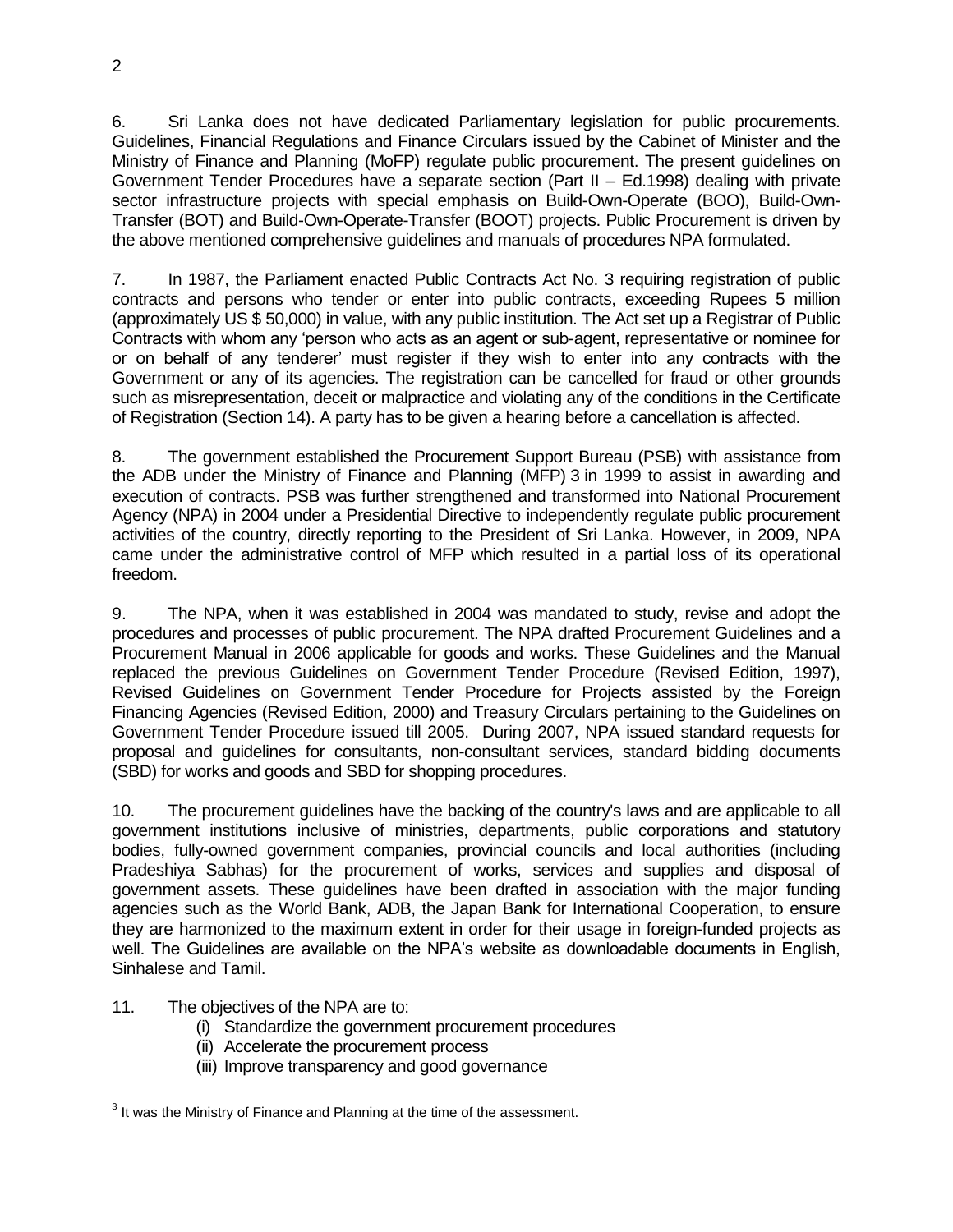6. Sri Lanka does not have dedicated Parliamentary legislation for public procurements. Guidelines, Financial Regulations and Finance Circulars issued by the Cabinet of Minister and the Ministry of Finance and Planning (MoFP) regulate public procurement. The present guidelines on Government Tender Procedures have a separate section (Part II – Ed.1998) dealing with private sector infrastructure projects with special emphasis on Build-Own-Operate (BOO), Build-Own-Transfer (BOT) and Build-Own-Operate-Transfer (BOOT) projects. Public Procurement is driven by the above mentioned comprehensive guidelines and manuals of procedures NPA formulated.

7. In 1987, the Parliament enacted Public Contracts Act No. 3 requiring registration of public contracts and persons who tender or enter into public contracts, exceeding Rupees 5 million (approximately US $ 50,000) in value, with any public institution. The Act set up a Registrar of Public Contracts with whom any 'person who acts as an agent or sub-agent, representative or nominee for or on behalf of any tenderer' must register if they wish to enter into any contracts with the Government or any of its agencies. The registration can be cancelled for fraud or other grounds such as misrepresentation, deceit or malpractice and violating any of the conditions in the Certificate of Registration (Section 14). A party has to be given a hearing before a cancellation is affected.

8. The government established the Procurement Support Bureau (PSB) with assistance from the ADB under the Ministry of Finance and Planning (MFP)[3] in 1999 to assist in awarding and execution of contracts. PSB was further strengthened and transformed into National Procurement Agency (NPA) in 2004 under a Presidential Directive to independently regulate public procurement activities of the country, directly reporting to the President of Sri Lanka. However, in 2009, NPA came under the administrative control of MFP which resulted in a partial loss of its operational freedom.

9. The NPA, when it was established in 2004 was mandated to study, revise and adopt the procedures and processes of public procurement. The NPA drafted Procurement Guidelines and a Procurement Manual in 2006 applicable for goods and works. These Guidelines and the Manual replaced the previous Guidelines on Government Tender Procedure (Revised Edition, 1997), Revised Guidelines on Government Tender Procedure for Projects assisted by the Foreign Financing Agencies (Revised Edition, 2000) and Treasury Circulars pertaining to the Guidelines on Government Tender Procedure issued till 2005. During 2007, NPA issued standard requests for proposal and guidelines for consultants, non-consultant services, standard bidding documents (SBD) for works and goods and SBD for shopping procedures.

10. The procurement guidelines have the backing of the country's laws and are applicable to all government institutions inclusive of ministries, departments, public corporations and statutory bodies, fully-owned government companies, provincial councils and local authorities (including Pradeshiya Sabhas) for the procurement of works, services and supplies and disposal of government assets. These guidelines have been drafted in association with the major funding agencies such as the World Bank, ADB, the Japan Bank for International Cooperation, to ensure they are harmonized to the maximum extent in order for their usage in foreign-funded projects as well. The Guidelines are available on the NPA's website as downloadable documents in English, Sinhalese and Tamil.

11. The objectives of the NPA are to:

(i) Standardize the government procurement procedures
(ii) Accelerate the procurement process
(iii) Improve transparency and good governance

[3] It was the Ministry of Finance and Planning at the time of the assessment.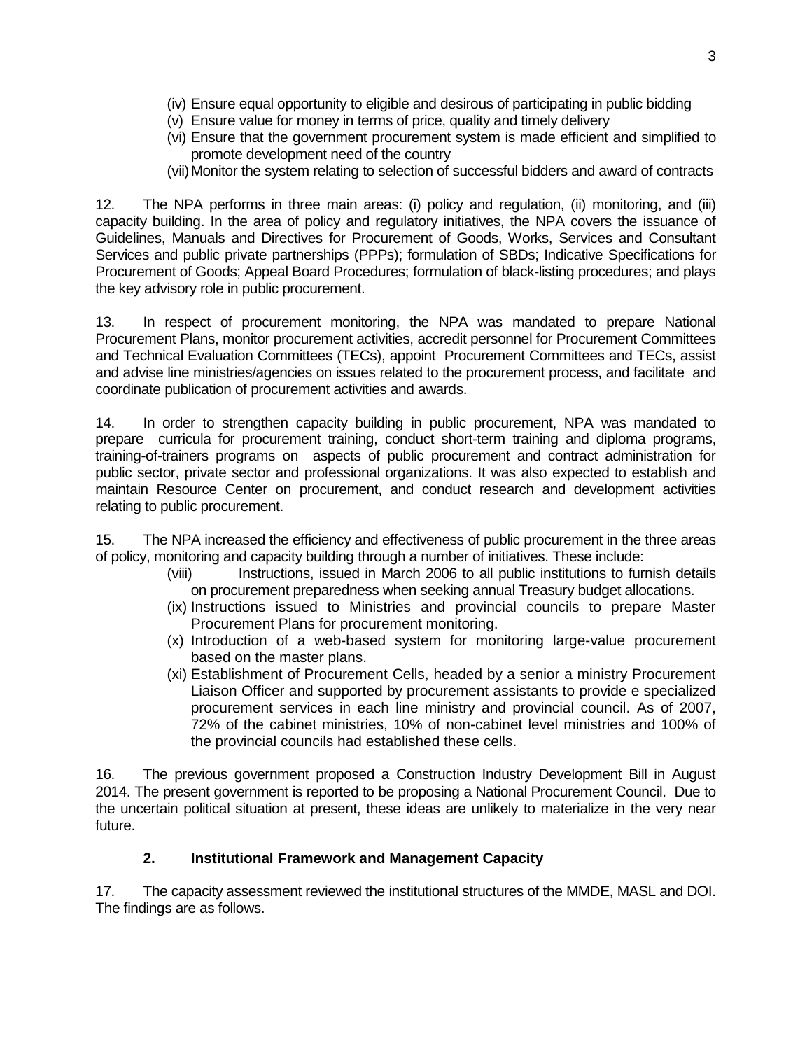(iv) Ensure equal opportunity to eligible and desirous of participating in public bidding
(v) Ensure value for money in terms of price, quality and timely delivery
(vi) Ensure that the government procurement system is made efficient and simplified to promote development need of the country
(vii) Monitor the system relating to selection of successful bidders and award of contracts

12. The NPA performs in three main areas: (i) policy and regulation, (ii) monitoring, and (iii) capacity building. In the area of policy and regulatory initiatives, the NPA covers the issuance of Guidelines, Manuals and Directives for Procurement of Goods, Works, Services and Consultant Services and public private partnerships (PPPs); formulation of SBDs; Indicative Specifications for Procurement of Goods; Appeal Board Procedures; formulation of black-listing procedures; and plays the key advisory role in public procurement.

13. In respect of procurement monitoring, the NPA was mandated to prepare National Procurement Plans, monitor procurement activities, accredit personnel for Procurement Committees and Technical Evaluation Committees (TECs), appoint Procurement Committees and TECs, assist and advise line ministries/agencies on issues related to the procurement process, and facilitate and coordinate publication of procurement activities and awards.

14. In order to strengthen capacity building in public procurement, NPA was mandated to prepare curricula for procurement training, conduct short-term training and diploma programs, training-of-trainers programs on aspects of public procurement and contract administration for public sector, private sector and professional organizations. It was also expected to establish and maintain Resource Center on procurement, and conduct research and development activities relating to public procurement.

15. The NPA increased the efficiency and effectiveness of public procurement in the three areas of policy, monitoring and capacity building through a number of initiatives. These include:

(viii) Instructions, issued in March 2006 to all public institutions to furnish details on procurement preparedness when seeking annual Treasury budget allocations.
(ix) Instructions issued to Ministries and provincial councils to prepare Master Procurement Plans for procurement monitoring.
(x) Introduction of a web-based system for monitoring large-value procurement based on the master plans.
(xi) Establishment of Procurement Cells, headed by a senior a ministry Procurement Liaison Officer and supported by procurement assistants to provide e specialized procurement services in each line ministry and provincial council. As of 2007, 72% of the cabinet ministries, 10% of non-cabinet level ministries and 100% of the provincial councils had established these cells.

16. The previous government proposed a Construction Industry Development Bill in August 2014. The present government is reported to be proposing a National Procurement Council. Due to the uncertain political situation at present, these ideas are unlikely to materialize in the very near future.

## 2. Institutional Framework and Management Capacity

17. The capacity assessment reviewed the institutional structures of the MMDE, MASL and DOI. The findings are as follows.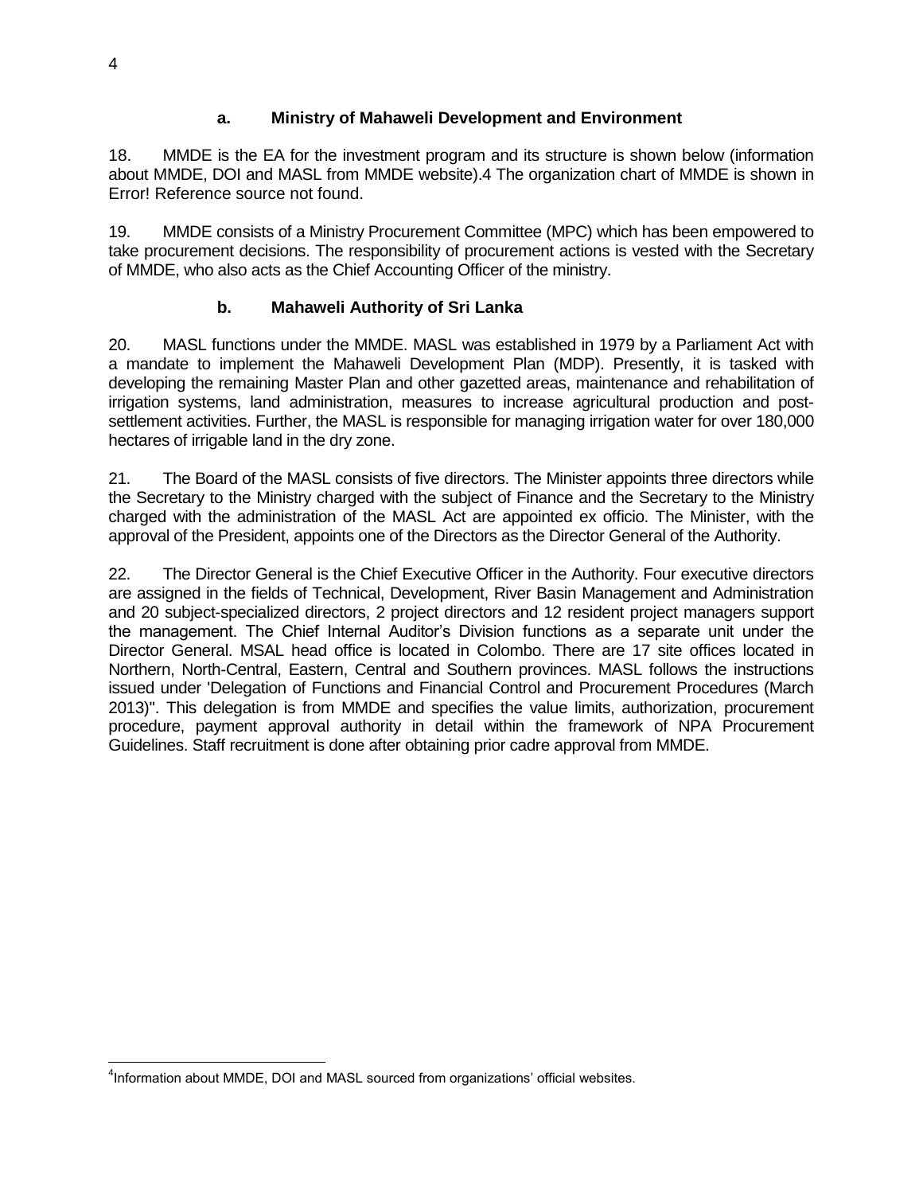### a. Ministry of Mahaweli Development and Environment

18. MMDE is the EA for the investment program and its structure is shown below (information about MMDE, DOI and MASL from MMDE website).4 The organization chart of MMDE is shown in Error! Reference source not found.

19. MMDE consists of a Ministry Procurement Committee (MPC) which has been empowered to take procurement decisions. The responsibility of procurement actions is vested with the Secretary of MMDE, who also acts as the Chief Accounting Officer of the ministry.

### b. Mahaweli Authority of Sri Lanka

20. MASL functions under the MMDE. MASL was established in 1979 by a Parliament Act with a mandate to implement the Mahaweli Development Plan (MDP). Presently, it is tasked with developing the remaining Master Plan and other gazetted areas, maintenance and rehabilitation of irrigation systems, land administration, measures to increase agricultural production and post-settlement activities. Further, the MASL is responsible for managing irrigation water for over 180,000 hectares of irrigable land in the dry zone.

21. The Board of the MASL consists of five directors. The Minister appoints three directors while the Secretary to the Ministry charged with the subject of Finance and the Secretary to the Ministry charged with the administration of the MASL Act are appointed ex officio. The Minister, with the approval of the President, appoints one of the Directors as the Director General of the Authority.

22. The Director General is the Chief Executive Officer in the Authority. Four executive directors are assigned in the fields of Technical, Development, River Basin Management and Administration and 20 subject-specialized directors, 2 project directors and 12 resident project managers support the management. The Chief Internal Auditor's Division functions as a separate unit under the Director General. MSAL head office is located in Colombo. There are 17 site offices located in Northern, North-Central, Eastern, Central and Southern provinces. MASL follows the instructions issued under 'Delegation of Functions and Financial Control and Procurement Procedures (March 2013)". This delegation is from MMDE and specifies the value limits, authorization, procurement procedure, payment approval authority in detail within the framework of NPA Procurement Guidelines. Staff recruitment is done after obtaining prior cadre approval from MMDE.

[4] Information about MMDE, DOI and MASL sourced from organizations' official websites.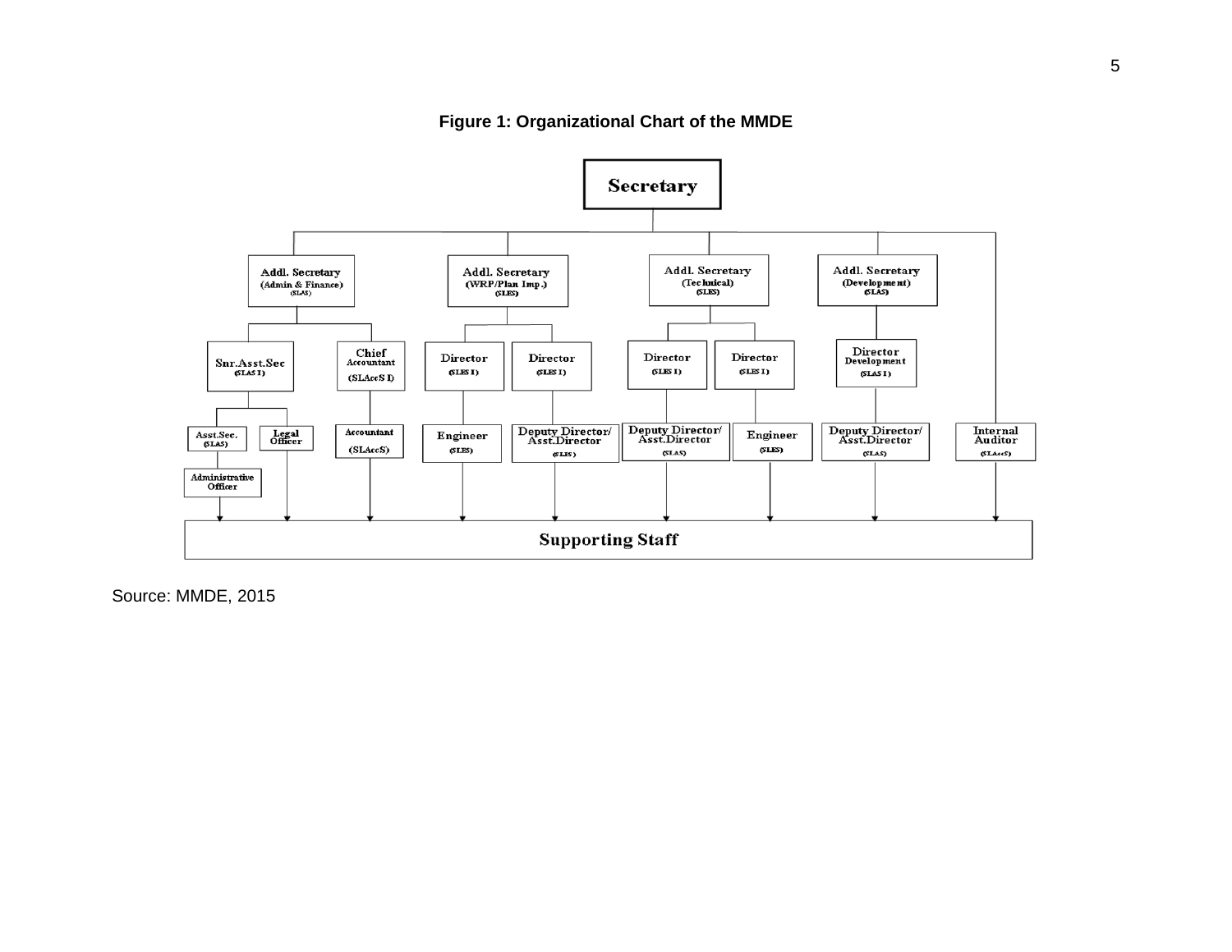**Figure 1: Organizational Chart of the MMDE**

Secretary

Addl. Secretary (Admin & Finance) (SLAS)

Addl. Secretary (WRP/Plan Imp.) (SLES)

Addl. Secretary (Technical) (SLES)

Addl. Secretary (Development) (SLAS)

Snr.Asst.Sec (SLAS I)

Chief Accountant (SLAccS I)

Director (SLES I)

Director (SLES I)

Director (SLES I)

Director (SLES I)

Director Development (SLAS I)

Asst.Sec. (SLAS)

Legal Officer

Accountant (SLAccS)

Engineer (SLES)

Deputy Director/ Asst.Director (SLES)

Deputy Director/ Asst.Director (SLAS)

Engineer (SLES)

Deputy Director/ Asst.Director (SLAS)

Internal Auditor (SLAccS)

Administrative Officer

Supporting Staff

Source: MMDE, 2015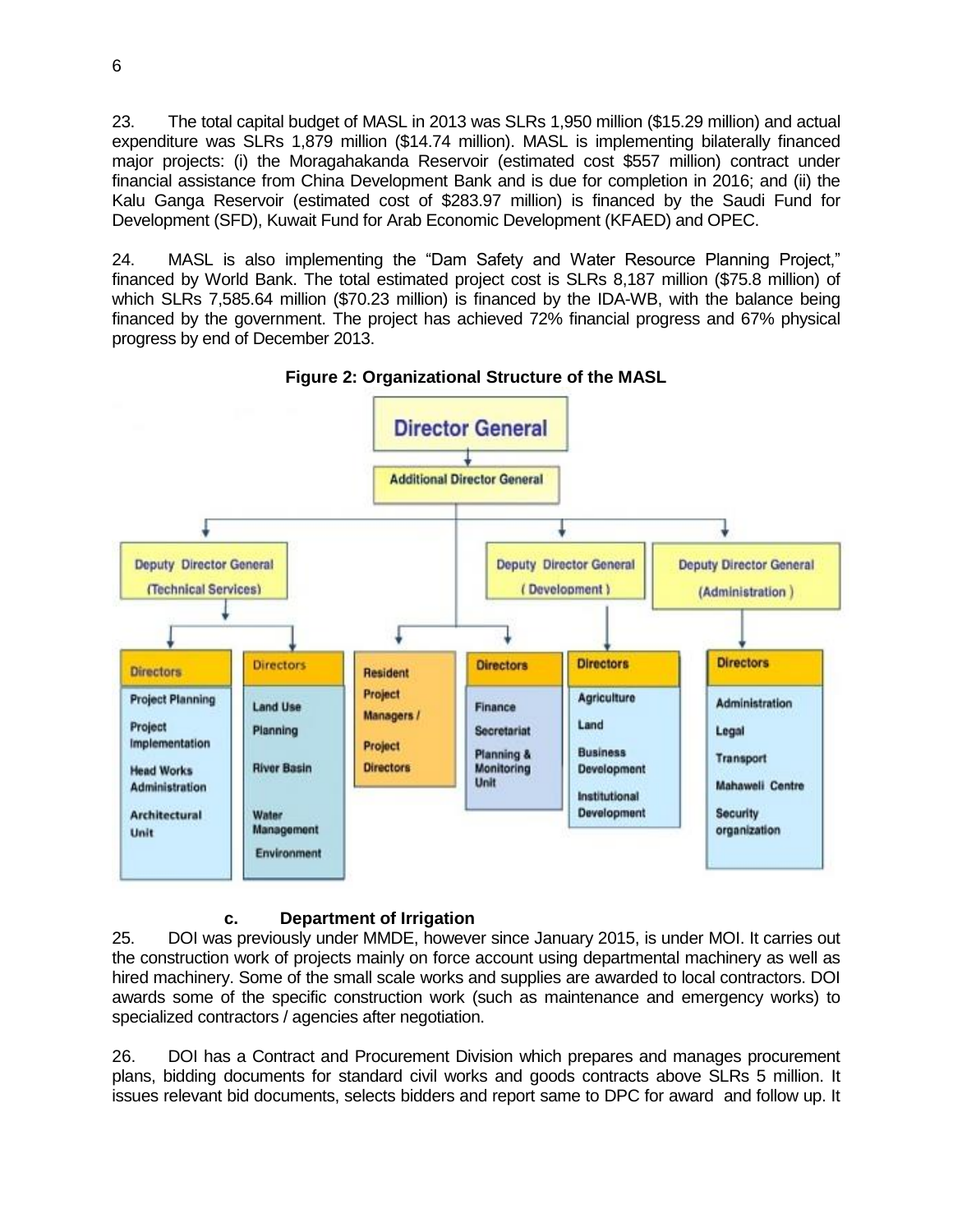23. The total capital budget of MASL in 2013 was SLRs 1,950 million ($15.29 million) and actual expenditure was SLRs 1,879 million ($14.74 million). MASL is implementing bilaterally financed major projects: (i) the Moragahakanda Reservoir (estimated cost $557 million) contract under financial assistance from China Development Bank and is due for completion in 2016; and (ii) the Kalu Ganga Reservoir (estimated cost of $283.97 million) is financed by the Saudi Fund for Development (SFD), Kuwait Fund for Arab Economic Development (KFAED) and OPEC.

24. MASL is also implementing the "Dam Safety and Water Resource Planning Project," financed by World Bank. The total estimated project cost is SLRs 8,187 million ($75.8 million) of which SLRs 7,585.64 million ($70.23 million) is financed by the IDA-WB, with the balance being financed by the government. The project has achieved 72% financial progress and 67% physical progress by end of December 2013.

**Figure 2: Organizational Structure of the MASL**

- **Director General**
  - **Additional Director General**
    - **Deputy Director General (Technical Services)**
      - Directors: Project Planning; Project Implementation; Head Works Administration; Architectural Unit
      - Directors: Land Use Planning; River Basin; Water Management; Environment
    - Resident Project Managers / Project Directors
    - Directors: Finance; Secretariat; Planning & Monitoring Unit
    - **Deputy Director General (Development)**
      - Directors: Agriculture; Land; Business Development; Institutional Development
    - **Deputy Director General (Administration)**
      - Directors: Administration; Legal; Transport; Mahaweli Centre; Security organization

### c. Department of Irrigation

25. DOI was previously under MMDE, however since January 2015, is under MOI. It carries out the construction work of projects mainly on force account using departmental machinery as well as hired machinery. Some of the small scale works and supplies are awarded to local contractors. DOI awards some of the specific construction work (such as maintenance and emergency works) to specialized contractors / agencies after negotiation.

26. DOI has a Contract and Procurement Division which prepares and manages procurement plans, bidding documents for standard civil works and goods contracts above SLRs 5 million. It issues relevant bid documents, selects bidders and report same to DPC for award and follow up. It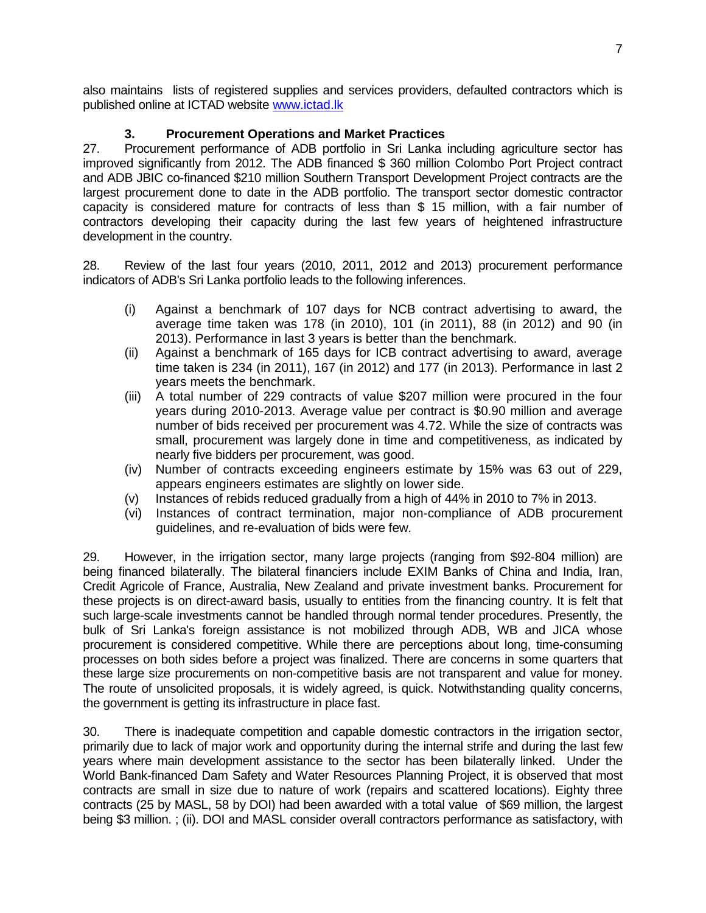also maintains lists of registered supplies and services providers, defaulted contractors which is published online at ICTAD website [www.ictad.lk](www.ictad.lk)

### 3. Procurement Operations and Market Practices

27. Procurement performance of ADB portfolio in Sri Lanka including agriculture sector has improved significantly from 2012. The ADB financed $ 360 million Colombo Port Project contract and ADB JBIC co-financed $210 million Southern Transport Development Project contracts are the largest procurement done to date in the ADB portfolio. The transport sector domestic contractor capacity is considered mature for contracts of less than $ 15 million, with a fair number of contractors developing their capacity during the last few years of heightened infrastructure development in the country.

28. Review of the last four years (2010, 2011, 2012 and 2013) procurement performance indicators of ADB's Sri Lanka portfolio leads to the following inferences.

- (i) Against a benchmark of 107 days for NCB contract advertising to award, the average time taken was 178 (in 2010), 101 (in 2011), 88 (in 2012) and 90 (in 2013). Performance in last 3 years is better than the benchmark.
- (ii) Against a benchmark of 165 days for ICB contract advertising to award, average time taken is 234 (in 2011), 167 (in 2012) and 177 (in 2013). Performance in last 2 years meets the benchmark.
- (iii) A total number of 229 contracts of value $207 million were procured in the four years during 2010-2013. Average value per contract is $0.90 million and average number of bids received per procurement was 4.72. While the size of contracts was small, procurement was largely done in time and competitiveness, as indicated by nearly five bidders per procurement, was good.
- (iv) Number of contracts exceeding engineers estimate by 15% was 63 out of 229, appears engineers estimates are slightly on lower side.
- (v) Instances of rebids reduced gradually from a high of 44% in 2010 to 7% in 2013.
- (vi) Instances of contract termination, major non-compliance of ADB procurement guidelines, and re-evaluation of bids were few.

29. However, in the irrigation sector, many large projects (ranging from $92-804 million) are being financed bilaterally. The bilateral financiers include EXIM Banks of China and India, Iran, Credit Agricole of France, Australia, New Zealand and private investment banks. Procurement for these projects is on direct-award basis, usually to entities from the financing country. It is felt that such large-scale investments cannot be handled through normal tender procedures. Presently, the bulk of Sri Lanka's foreign assistance is not mobilized through ADB, WB and JICA whose procurement is considered competitive. While there are perceptions about long, time-consuming processes on both sides before a project was finalized. There are concerns in some quarters that these large size procurements on non-competitive basis are not transparent and value for money. The route of unsolicited proposals, it is widely agreed, is quick. Notwithstanding quality concerns, the government is getting its infrastructure in place fast.

30. There is inadequate competition and capable domestic contractors in the irrigation sector, primarily due to lack of major work and opportunity during the internal strife and during the last few years where main development assistance to the sector has been bilaterally linked. Under the World Bank-financed Dam Safety and Water Resources Planning Project, it is observed that most contracts are small in size due to nature of work (repairs and scattered locations). Eighty three contracts (25 by MASL, 58 by DOI) had been awarded with a total value of $69 million, the largest being $3 million. ; (ii). DOI and MASL consider overall contractors performance as satisfactory, with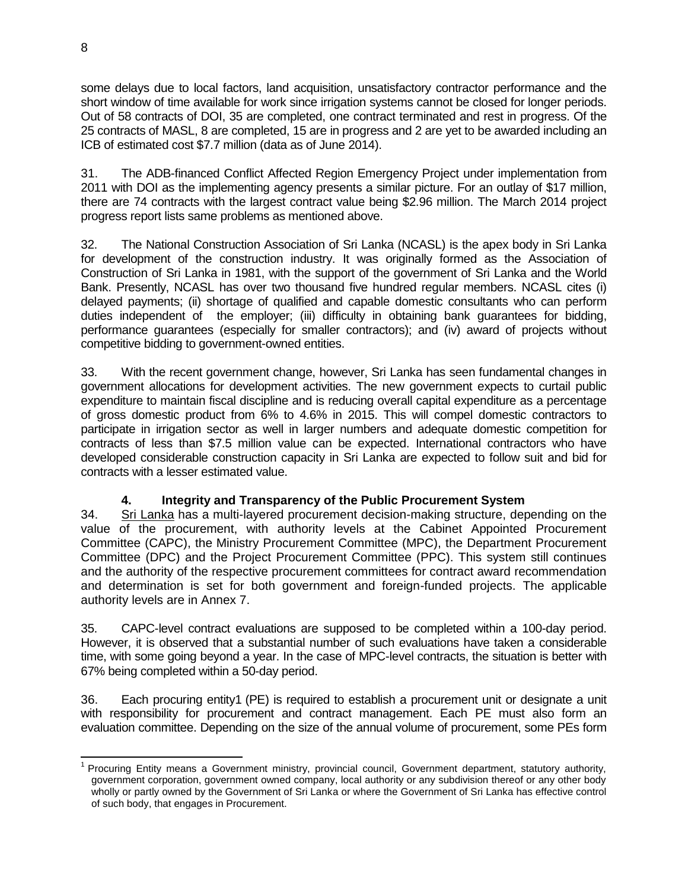some delays due to local factors, land acquisition, unsatisfactory contractor performance and the short window of time available for work since irrigation systems cannot be closed for longer periods. Out of 58 contracts of DOI, 35 are completed, one contract terminated and rest in progress. Of the 25 contracts of MASL, 8 are completed, 15 are in progress and 2 are yet to be awarded including an ICB of estimated cost $7.7 million (data as of June 2014).

31. The ADB-financed Conflict Affected Region Emergency Project under implementation from 2011 with DOI as the implementing agency presents a similar picture. For an outlay of $17 million, there are 74 contracts with the largest contract value being $2.96 million. The March 2014 project progress report lists same problems as mentioned above.

32. The National Construction Association of Sri Lanka (NCASL) is the apex body in Sri Lanka for development of the construction industry. It was originally formed as the Association of Construction of Sri Lanka in 1981, with the support of the government of Sri Lanka and the World Bank. Presently, NCASL has over two thousand five hundred regular members. NCASL cites (i) delayed payments; (ii) shortage of qualified and capable domestic consultants who can perform duties independent of the employer; (iii) difficulty in obtaining bank guarantees for bidding, performance guarantees (especially for smaller contractors); and (iv) award of projects without competitive bidding to government-owned entities.

33. With the recent government change, however, Sri Lanka has seen fundamental changes in government allocations for development activities. The new government expects to curtail public expenditure to maintain fiscal discipline and is reducing overall capital expenditure as a percentage of gross domestic product from 6% to 4.6% in 2015. This will compel domestic contractors to participate in irrigation sector as well in larger numbers and adequate domestic competition for contracts of less than $7.5 million value can be expected. International contractors who have developed considerable construction capacity in Sri Lanka are expected to follow suit and bid for contracts with a lesser estimated value.

### 4. Integrity and Transparency of the Public Procurement System

34. Sri Lanka has a multi-layered procurement decision-making structure, depending on the value of the procurement, with authority levels at the Cabinet Appointed Procurement Committee (CAPC), the Ministry Procurement Committee (MPC), the Department Procurement Committee (DPC) and the Project Procurement Committee (PPC). This system still continues and the authority of the respective procurement committees for contract award recommendation and determination is set for both government and foreign-funded projects. The applicable authority levels are in Annex 7.

35. CAPC-level contract evaluations are supposed to be completed within a 100-day period. However, it is observed that a substantial number of such evaluations have taken a considerable time, with some going beyond a year. In the case of MPC-level contracts, the situation is better with 67% being completed within a 50-day period.

36. Each procuring entity[1] (PE) is required to establish a procurement unit or designate a unit with responsibility for procurement and contract management. Each PE must also form an evaluation committee. Depending on the size of the annual volume of procurement, some PEs form

---

[1] Procuring Entity means a Government ministry, provincial council, Government department, statutory authority, government corporation, government owned company, local authority or any subdivision thereof or any other body wholly or partly owned by the Government of Sri Lanka or where the Government of Sri Lanka has effective control of such body, that engages in Procurement.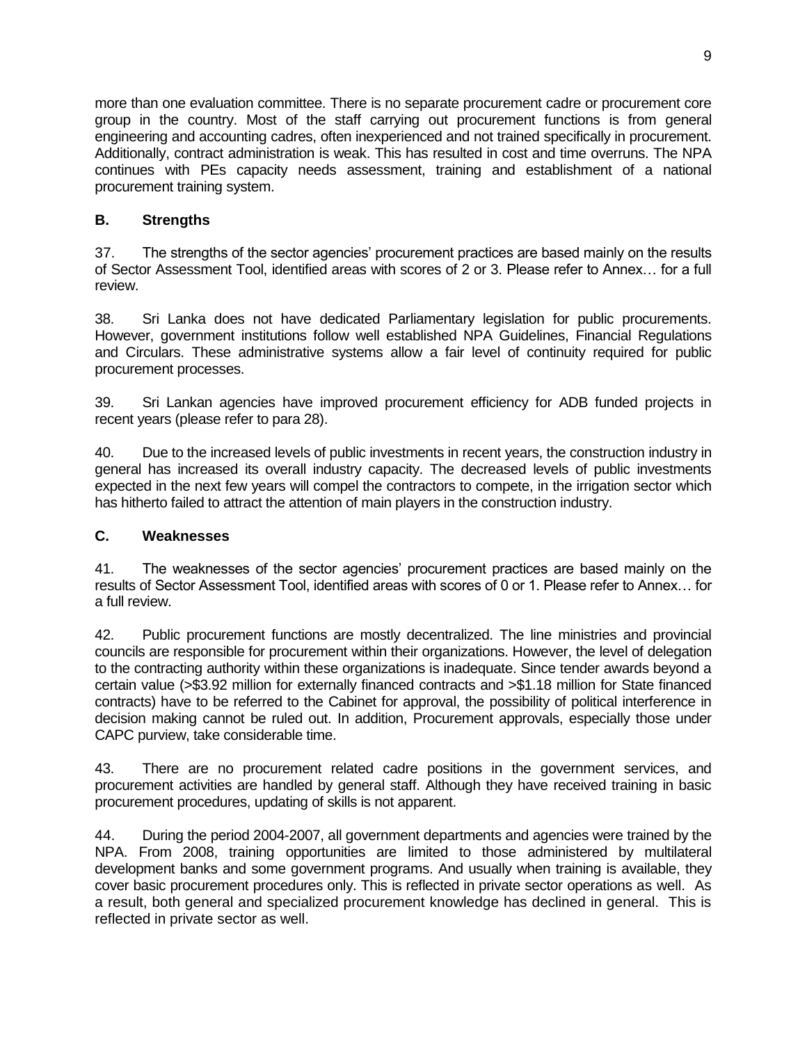more than one evaluation committee. There is no separate procurement cadre or procurement core group in the country. Most of the staff carrying out procurement functions is from general engineering and accounting cadres, often inexperienced and not trained specifically in procurement. Additionally, contract administration is weak. This has resulted in cost and time overruns. The NPA continues with PEs capacity needs assessment, training and establishment of a national procurement training system.

### B. Strengths

37. The strengths of the sector agencies' procurement practices are based mainly on the results of Sector Assessment Tool, identified areas with scores of 2 or 3. Please refer to Annex… for a full review.

38. Sri Lanka does not have dedicated Parliamentary legislation for public procurements. However, government institutions follow well established NPA Guidelines, Financial Regulations and Circulars. These administrative systems allow a fair level of continuity required for public procurement processes.

39. Sri Lankan agencies have improved procurement efficiency for ADB funded projects in recent years (please refer to para 28).

40. Due to the increased levels of public investments in recent years, the construction industry in general has increased its overall industry capacity. The decreased levels of public investments expected in the next few years will compel the contractors to compete, in the irrigation sector which has hitherto failed to attract the attention of main players in the construction industry.

### C. Weaknesses

41. The weaknesses of the sector agencies' procurement practices are based mainly on the results of Sector Assessment Tool, identified areas with scores of 0 or 1. Please refer to Annex… for a full review.

42. Public procurement functions are mostly decentralized. The line ministries and provincial councils are responsible for procurement within their organizations. However, the level of delegation to the contracting authority within these organizations is inadequate. Since tender awards beyond a certain value (>$3.92 million for externally financed contracts and >$1.18 million for State financed contracts) have to be referred to the Cabinet for approval, the possibility of political interference in decision making cannot be ruled out. In addition, Procurement approvals, especially those under CAPC purview, take considerable time.

43. There are no procurement related cadre positions in the government services, and procurement activities are handled by general staff. Although they have received training in basic procurement procedures, updating of skills is not apparent.

44. During the period 2004-2007, all government departments and agencies were trained by the NPA. From 2008, training opportunities are limited to those administered by multilateral development banks and some government programs. And usually when training is available, they cover basic procurement procedures only. This is reflected in private sector operations as well. As a result, both general and specialized procurement knowledge has declined in general. This is reflected in private sector as well.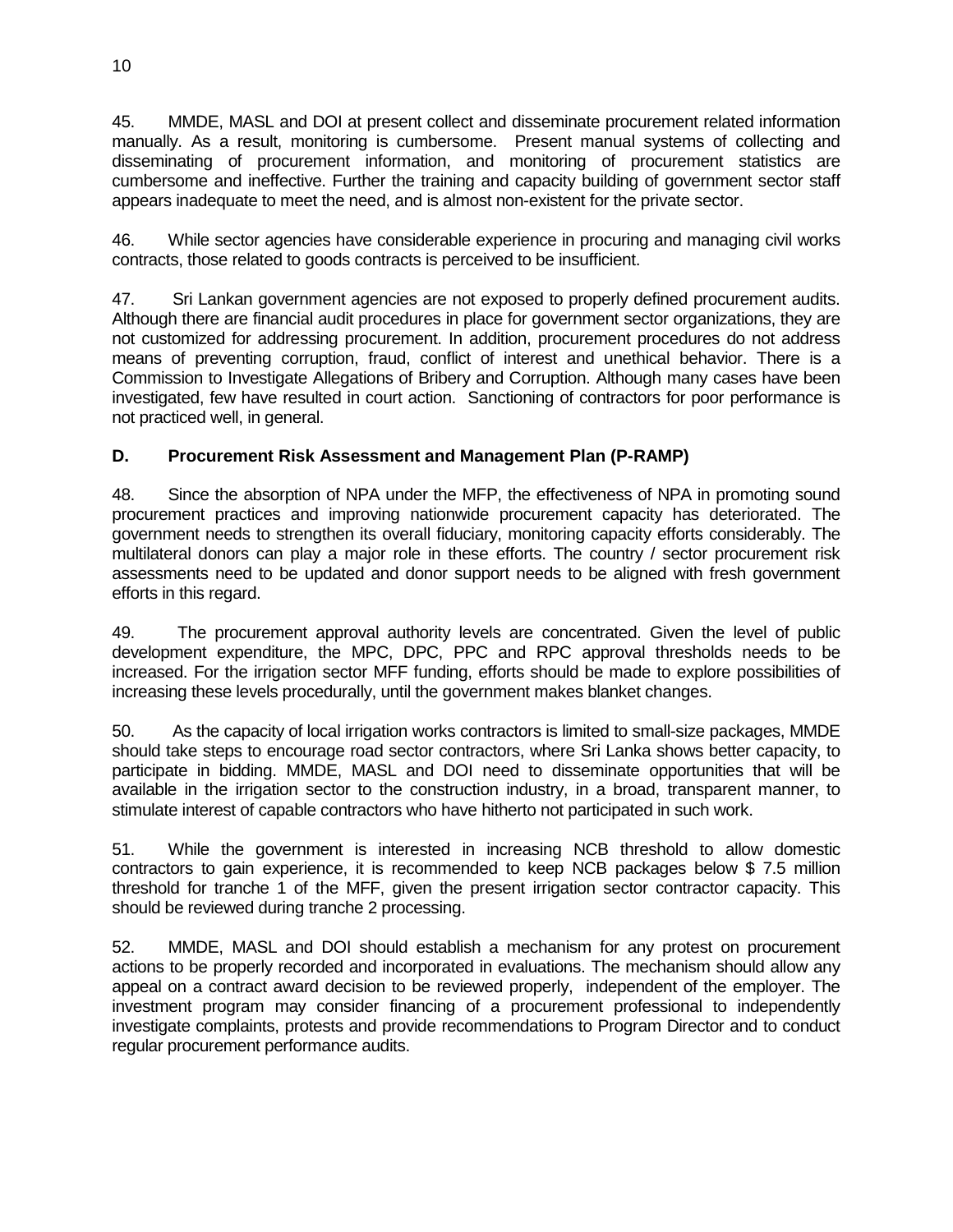45. MMDE, MASL and DOI at present collect and disseminate procurement related information manually. As a result, monitoring is cumbersome. Present manual systems of collecting and disseminating of procurement information, and monitoring of procurement statistics are cumbersome and ineffective. Further the training and capacity building of government sector staff appears inadequate to meet the need, and is almost non-existent for the private sector.

46. While sector agencies have considerable experience in procuring and managing civil works contracts, those related to goods contracts is perceived to be insufficient.

47. Sri Lankan government agencies are not exposed to properly defined procurement audits. Although there are financial audit procedures in place for government sector organizations, they are not customized for addressing procurement. In addition, procurement procedures do not address means of preventing corruption, fraud, conflict of interest and unethical behavior. There is a Commission to Investigate Allegations of Bribery and Corruption. Although many cases have been investigated, few have resulted in court action. Sanctioning of contractors for poor performance is not practiced well, in general.

## D. Procurement Risk Assessment and Management Plan (P-RAMP)

48. Since the absorption of NPA under the MFP, the effectiveness of NPA in promoting sound procurement practices and improving nationwide procurement capacity has deteriorated. The government needs to strengthen its overall fiduciary, monitoring capacity efforts considerably. The multilateral donors can play a major role in these efforts. The country / sector procurement risk assessments need to be updated and donor support needs to be aligned with fresh government efforts in this regard.

49. The procurement approval authority levels are concentrated. Given the level of public development expenditure, the MPC, DPC, PPC and RPC approval thresholds needs to be increased. For the irrigation sector MFF funding, efforts should be made to explore possibilities of increasing these levels procedurally, until the government makes blanket changes.

50. As the capacity of local irrigation works contractors is limited to small-size packages, MMDE should take steps to encourage road sector contractors, where Sri Lanka shows better capacity, to participate in bidding. MMDE, MASL and DOI need to disseminate opportunities that will be available in the irrigation sector to the construction industry, in a broad, transparent manner, to stimulate interest of capable contractors who have hitherto not participated in such work.

51. While the government is interested in increasing NCB threshold to allow domestic contractors to gain experience, it is recommended to keep NCB packages below $ 7.5 million threshold for tranche 1 of the MFF, given the present irrigation sector contractor capacity. This should be reviewed during tranche 2 processing.

52. MMDE, MASL and DOI should establish a mechanism for any protest on procurement actions to be properly recorded and incorporated in evaluations. The mechanism should allow any appeal on a contract award decision to be reviewed properly, independent of the employer. The investment program may consider financing of a procurement professional to independently investigate complaints, protests and provide recommendations to Program Director and to conduct regular procurement performance audits.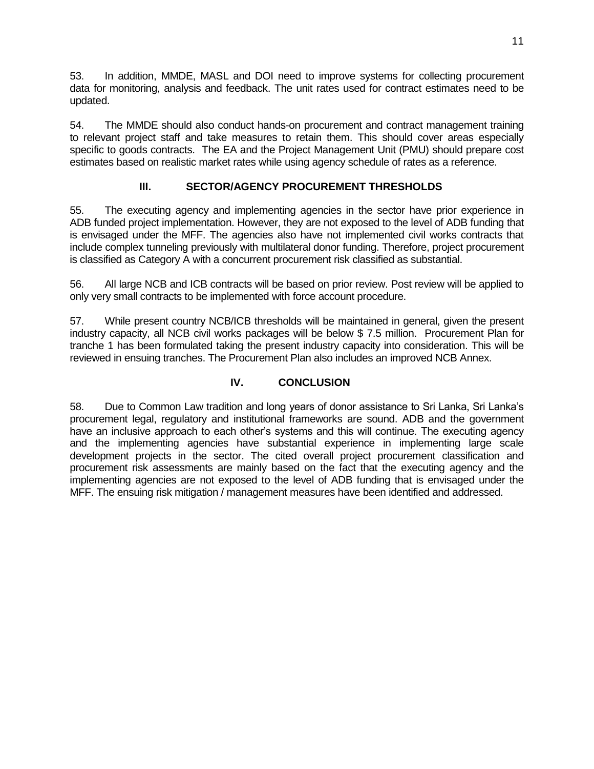53. In addition, MMDE, MASL and DOI need to improve systems for collecting procurement data for monitoring, analysis and feedback. The unit rates used for contract estimates need to be updated.

54. The MMDE should also conduct hands-on procurement and contract management training to relevant project staff and take measures to retain them. This should cover areas especially specific to goods contracts. The EA and the Project Management Unit (PMU) should prepare cost estimates based on realistic market rates while using agency schedule of rates as a reference.

## III. SECTOR/AGENCY PROCUREMENT THRESHOLDS

55. The executing agency and implementing agencies in the sector have prior experience in ADB funded project implementation. However, they are not exposed to the level of ADB funding that is envisaged under the MFF. The agencies also have not implemented civil works contracts that include complex tunneling previously with multilateral donor funding. Therefore, project procurement is classified as Category A with a concurrent procurement risk classified as substantial.

56. All large NCB and ICB contracts will be based on prior review. Post review will be applied to only very small contracts to be implemented with force account procedure.

57. While present country NCB/ICB thresholds will be maintained in general, given the present industry capacity, all NCB civil works packages will be below $ 7.5 million. Procurement Plan for tranche 1 has been formulated taking the present industry capacity into consideration. This will be reviewed in ensuing tranches. The Procurement Plan also includes an improved NCB Annex.

## IV. CONCLUSION

58. Due to Common Law tradition and long years of donor assistance to Sri Lanka, Sri Lanka's procurement legal, regulatory and institutional frameworks are sound. ADB and the government have an inclusive approach to each other's systems and this will continue. The executing agency and the implementing agencies have substantial experience in implementing large scale development projects in the sector. The cited overall project procurement classification and procurement risk assessments are mainly based on the fact that the executing agency and the implementing agencies are not exposed to the level of ADB funding that is envisaged under the MFF. The ensuing risk mitigation / management measures have been identified and addressed.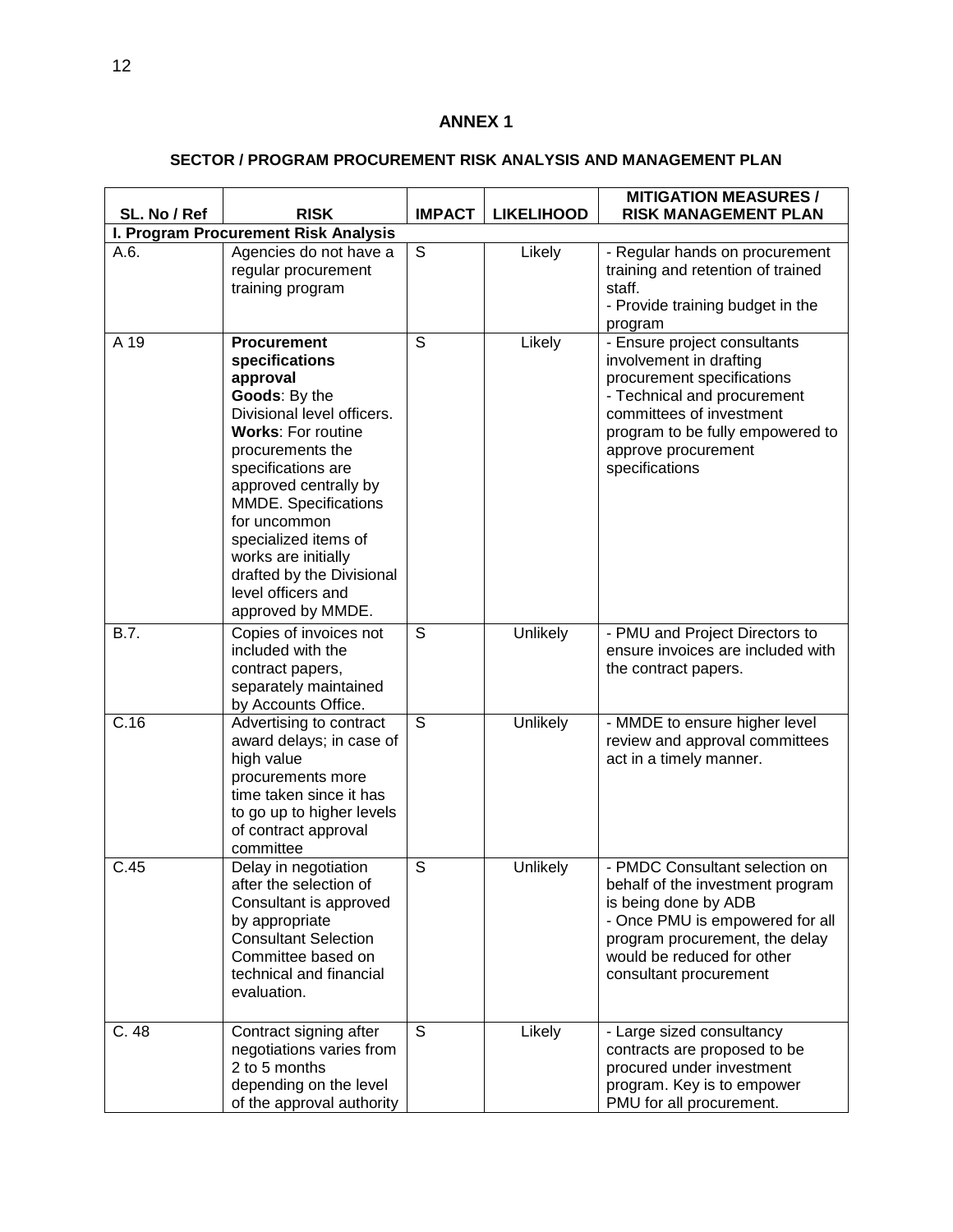## ANNEX 1

### SECTOR / PROGRAM PROCUREMENT RISK ANALYSIS AND MANAGEMENT PLAN

| SL. No / Ref | RISK | IMPACT | LIKELIHOOD | MITIGATION MEASURES / RISK MANAGEMENT PLAN |
|---|---|---|---|---|
| **I. Program Procurement Risk Analysis** | | | | |
| A.6. | Agencies do not have a regular procurement training program | S | Likely | - Regular hands on procurement training and retention of trained staff.<br>- Provide training budget in the program |
| A 19 | **Procurement specifications approval**<br>**Goods**: By the Divisional level officers.<br>**Works**: For routine procurements the specifications are approved centrally by MMDE. Specifications for uncommon specialized items of works are initially drafted by the Divisional level officers and approved by MMDE. | S | Likely | - Ensure project consultants involvement in drafting procurement specifications<br>- Technical and procurement committees of investment program to be fully empowered to approve procurement specifications |
| B.7. | Copies of invoices not included with the contract papers, separately maintained by Accounts Office. | S | Unlikely | - PMU and Project Directors to ensure invoices are included with the contract papers. |
| C.16 | Advertising to contract award delays; in case of high value procurements more time taken since it has to go up to higher levels of contract approval committee | S | Unlikely | - MMDE to ensure higher level review and approval committees act in a timely manner. |
| C.45 | Delay in negotiation after the selection of Consultant is approved by appropriate Consultant Selection Committee based on technical and financial evaluation. | S | Unlikely | - PMDC Consultant selection on behalf of the investment program is being done by ADB<br>- Once PMU is empowered for all program procurement, the delay would be reduced for other consultant procurement |
| C. 48 | Contract signing after negotiations varies from 2 to 5 months depending on the level of the approval authority | S | Likely | - Large sized consultancy contracts are proposed to be procured under investment program. Key is to empower PMU for all procurement. |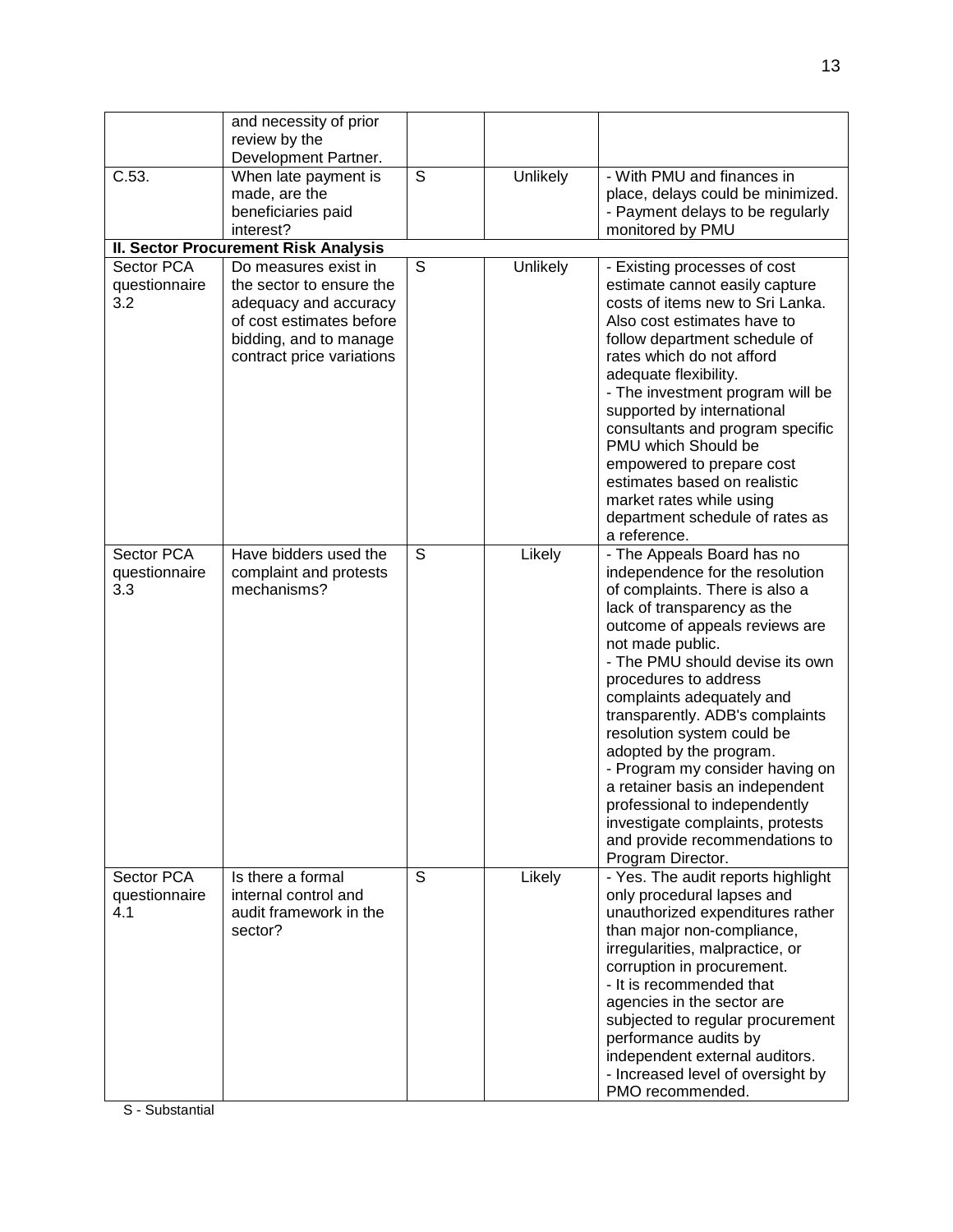| | | | | |
|---|---|---|---|---|
| | and necessity of prior review by the Development Partner. | | | |
| C.53. | When late payment is made, are the beneficiaries paid interest? | S | Unlikely | - With PMU and finances in place, delays could be minimized.<br>- Payment delays to be regularly monitored by PMU |
| **II. Sector Procurement Risk Analysis** | | | | |
| Sector PCA questionnaire 3.2 | Do measures exist in the sector to ensure the adequacy and accuracy of cost estimates before bidding, and to manage contract price variations | S | Unlikely | - Existing processes of cost estimate cannot easily capture costs of items new to Sri Lanka. Also cost estimates have to follow department schedule of rates which do not afford adequate flexibility.<br>- The investment program will be supported by international consultants and program specific PMU which Should be empowered to prepare cost estimates based on realistic market rates while using department schedule of rates as a reference. |
| Sector PCA questionnaire 3.3 | Have bidders used the complaint and protests mechanisms? | S | Likely | - The Appeals Board has no independence for the resolution of complaints. There is also a lack of transparency as the outcome of appeals reviews are not made public.<br>- The PMU should devise its own procedures to address complaints adequately and transparently. ADB's complaints resolution system could be adopted by the program.<br>- Program my consider having on a retainer basis an independent professional to independently investigate complaints, protests and provide recommendations to Program Director. |
| Sector PCA questionnaire 4.1 | Is there a formal internal control and audit framework in the sector? | S | Likely | - Yes. The audit reports highlight only procedural lapses and unauthorized expenditures rather than major non-compliance, irregularities, malpractice, or corruption in procurement.<br>- It is recommended that agencies in the sector are subjected to regular procurement performance audits by independent external auditors.<br>- Increased level of oversight by PMO recommended. |

S - Substantial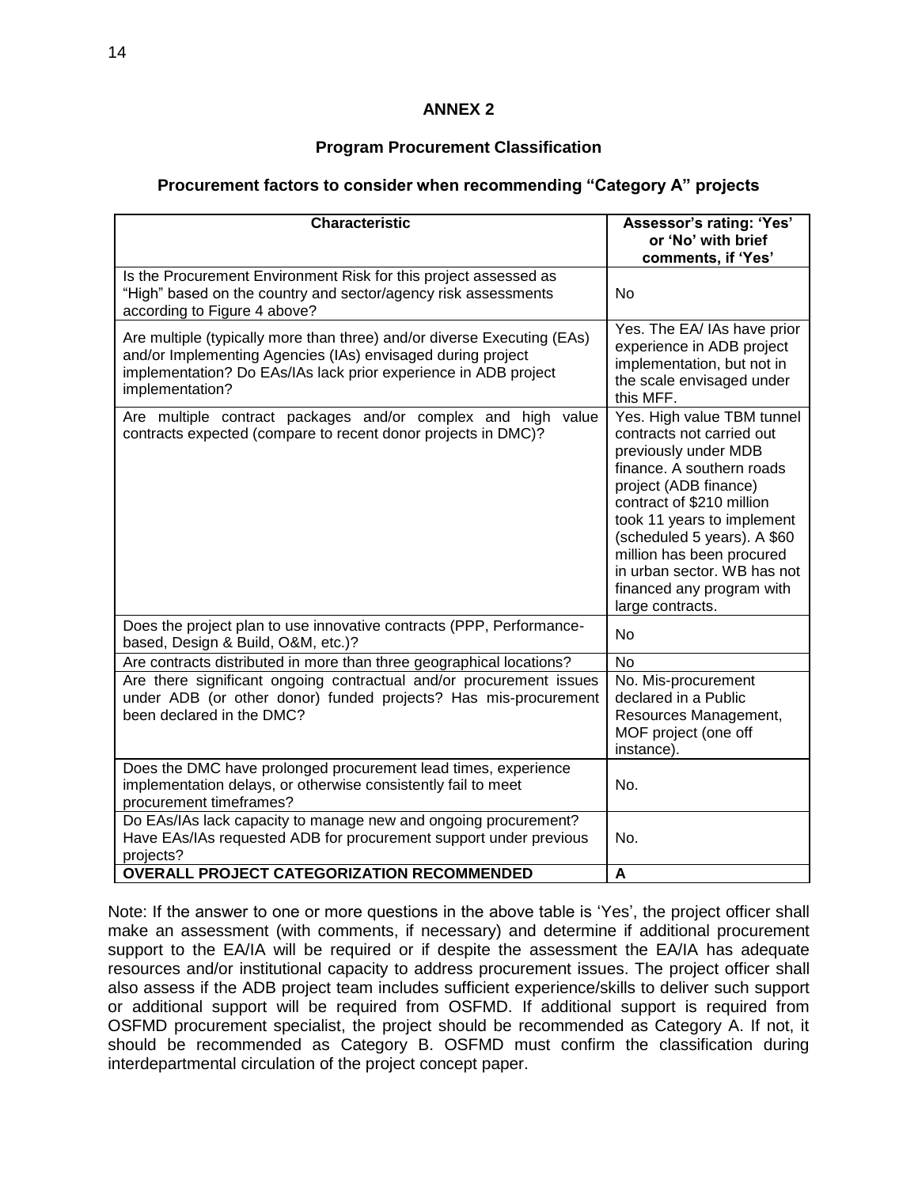## ANNEX 2

### Program Procurement Classification

### Procurement factors to consider when recommending "Category A" projects

| Characteristic | Assessor's rating: 'Yes' or 'No' with brief comments, if 'Yes' |
|---|---|
| Is the Procurement Environment Risk for this project assessed as "High" based on the country and sector/agency risk assessments according to Figure 4 above? | No |
| Are multiple (typically more than three) and/or diverse Executing (EAs) and/or Implementing Agencies (IAs) envisaged during project implementation? Do EAs/IAs lack prior experience in ADB project implementation? | Yes. The EA/ IAs have prior experience in ADB project implementation, but not in the scale envisaged under this MFF. |
| Are multiple contract packages and/or complex and high value contracts expected (compare to recent donor projects in DMC)? | Yes. High value TBM tunnel contracts not carried out previously under MDB finance. A southern roads project (ADB finance) contract of $210 million took 11 years to implement (scheduled 5 years). A $60 million has been procured in urban sector. WB has not financed any program with large contracts. |
| Does the project plan to use innovative contracts (PPP, Performance-based, Design & Build, O&M, etc.)? | No |
| Are contracts distributed in more than three geographical locations? | No |
| Are there significant ongoing contractual and/or procurement issues under ADB (or other donor) funded projects? Has mis-procurement been declared in the DMC? | No. Mis-procurement declared in a Public Resources Management, MOF project (one off instance). |
| Does the DMC have prolonged procurement lead times, experience implementation delays, or otherwise consistently fail to meet procurement timeframes? | No. |
| Do EAs/IAs lack capacity to manage new and ongoing procurement? Have EAs/IAs requested ADB for procurement support under previous projects? | No. |
| **OVERALL PROJECT CATEGORIZATION RECOMMENDED** | **A** |

Note: If the answer to one or more questions in the above table is 'Yes', the project officer shall make an assessment (with comments, if necessary) and determine if additional procurement support to the EA/IA will be required or if despite the assessment the EA/IA has adequate resources and/or institutional capacity to address procurement issues. The project officer shall also assess if the ADB project team includes sufficient experience/skills to deliver such support or additional support will be required from OSFMD. If additional support is required from OSFMD procurement specialist, the project should be recommended as Category A. If not, it should be recommended as Category B. OSFMD must confirm the classification during interdepartmental circulation of the project concept paper.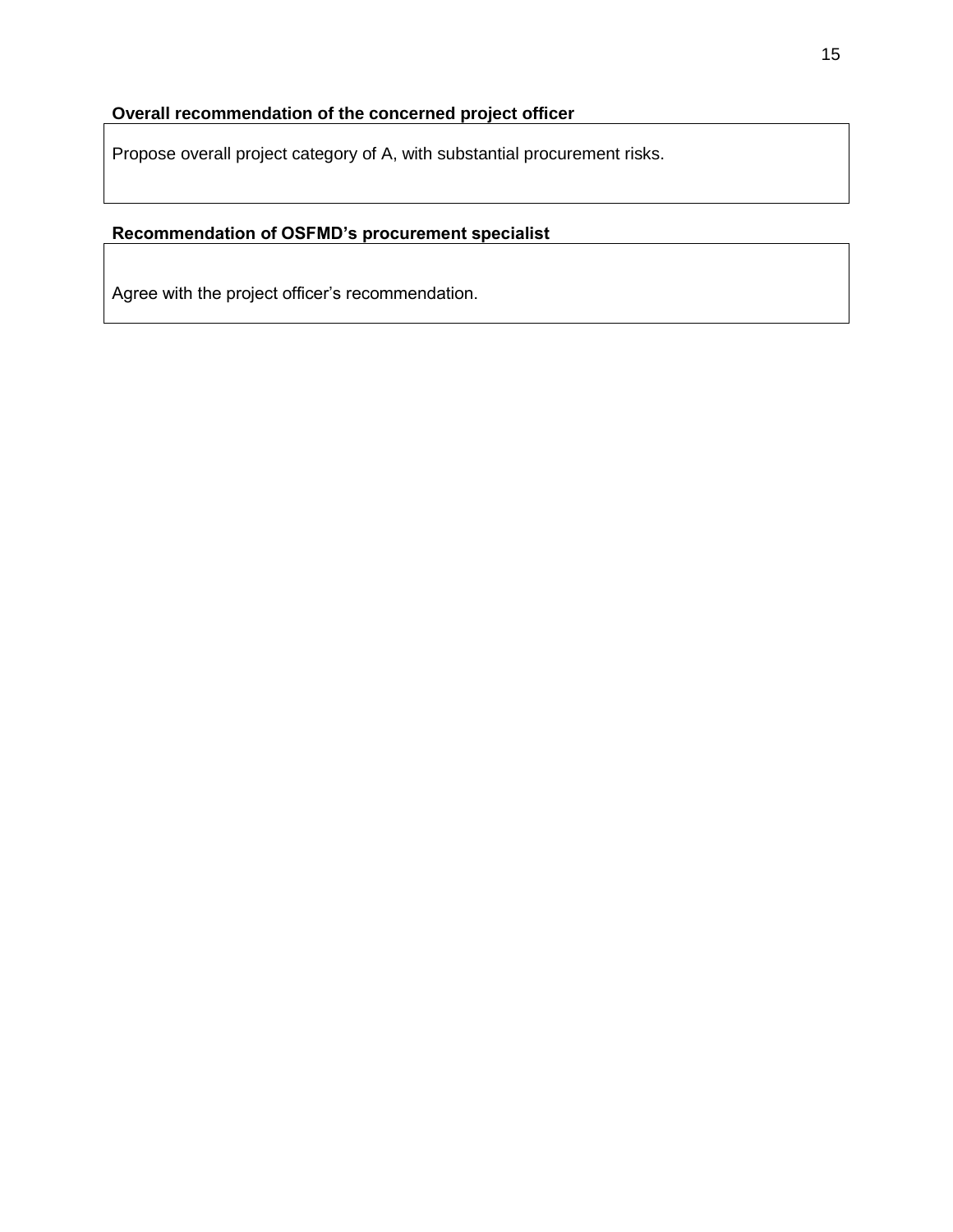**Overall recommendation of the concerned project officer**

| Propose overall project category of A, with substantial procurement risks. |
|---|

**Recommendation of OSFMD's procurement specialist**

| Agree with the project officer's recommendation. |
|---|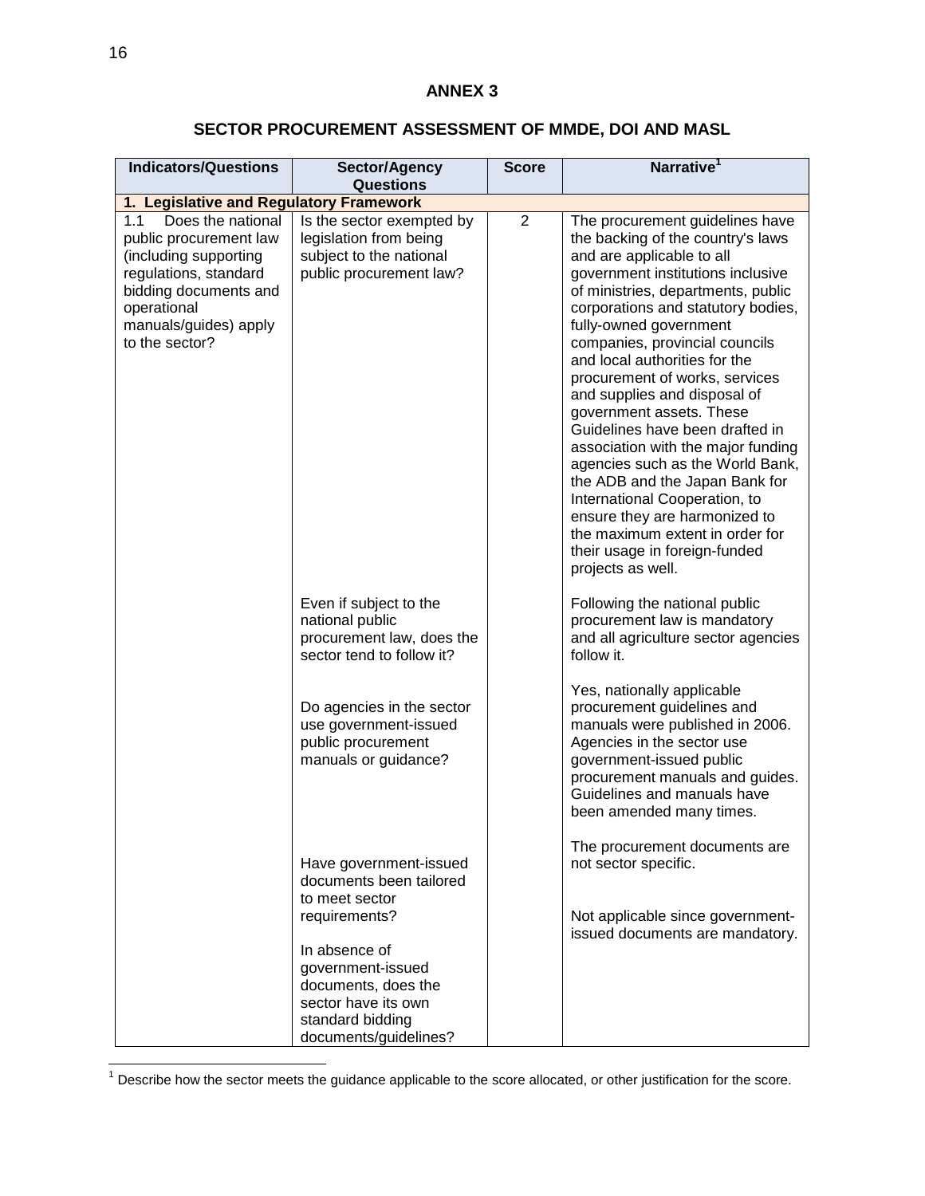## ANNEX 3

## SECTOR PROCUREMENT ASSESSMENT OF MMDE, DOI AND MASL

| Indicators/Questions | Sector/Agency Questions | Score | Narrative[1] |
|---|---|---|---|
| **1. Legislative and Regulatory Framework** | | | |
| 1.1 Does the national public procurement law (including supporting regulations, standard bidding documents and operational manuals/guides) apply to the sector? | Is the sector exempted by legislation from being subject to the national public procurement law? | 2 | The procurement guidelines have the backing of the country's laws and are applicable to all government institutions inclusive of ministries, departments, public corporations and statutory bodies, fully-owned government companies, provincial councils and local authorities for the procurement of works, services and supplies and disposal of government assets. These Guidelines have been drafted in association with the major funding agencies such as the World Bank, the ADB and the Japan Bank for International Cooperation, to ensure they are harmonized to the maximum extent in order for their usage in foreign-funded projects as well. |
| | Even if subject to the national public procurement law, does the sector tend to follow it? | | Following the national public procurement law is mandatory and all agriculture sector agencies follow it. |
| | Do agencies in the sector use government-issued public procurement manuals or guidance? | | Yes, nationally applicable procurement guidelines and manuals were published in 2006. Agencies in the sector use government-issued public procurement manuals and guides. Guidelines and manuals have been amended many times. |
| | Have government-issued documents been tailored to meet sector requirements? | | The procurement documents are not sector specific. |
| | In absence of government-issued documents, does the sector have its own standard bidding documents/guidelines? | | Not applicable since government-issued documents are mandatory. |

[1] Describe how the sector meets the guidance applicable to the score allocated, or other justification for the score.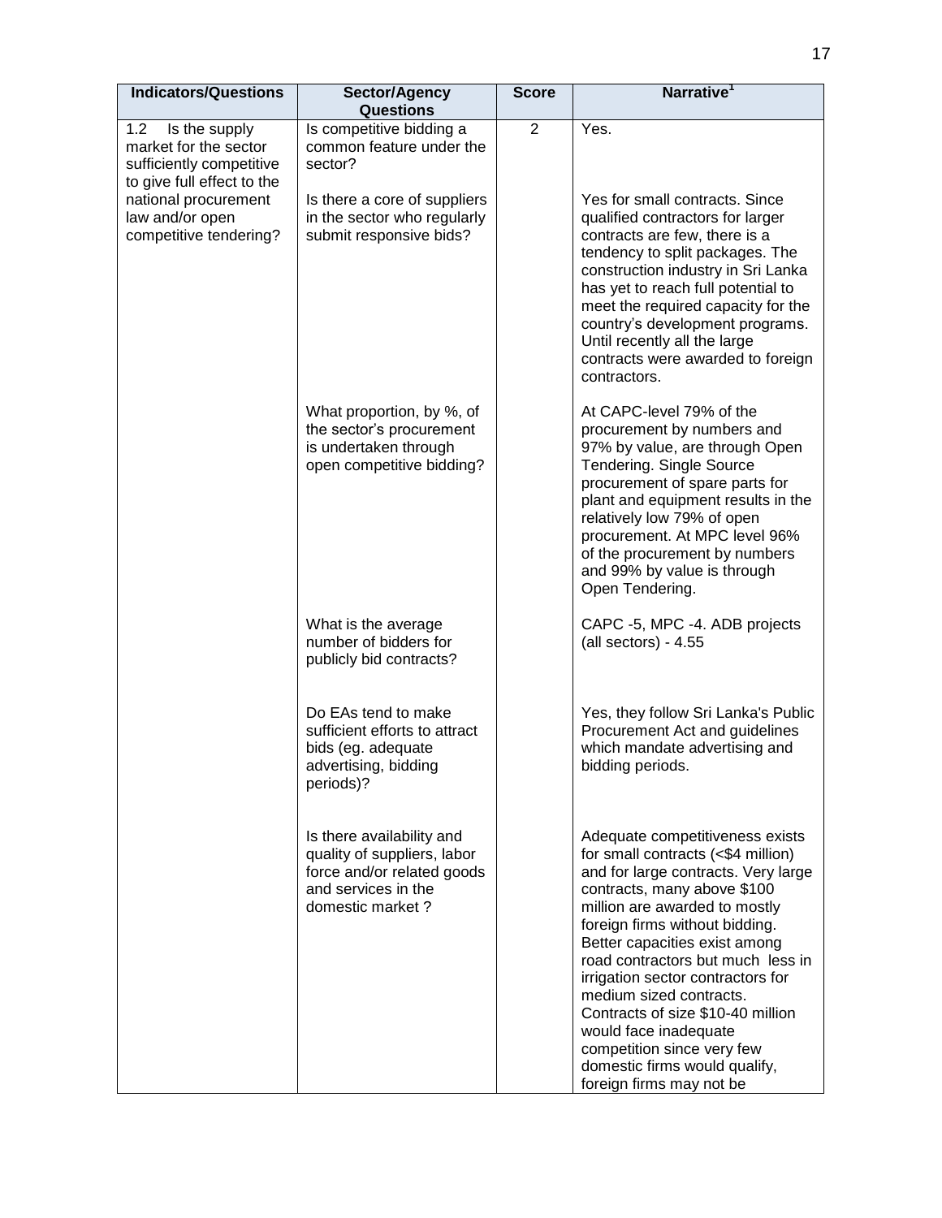| Indicators/Questions | Sector/Agency Questions | Score | Narrative[1] |
|---|---|---|---|
| 1.2 Is the supply market for the sector sufficiently competitive to give full effect to the national procurement law and/or open competitive tendering? | Is competitive bidding a common feature under the sector? | 2 | Yes. |
| | Is there a core of suppliers in the sector who regularly submit responsive bids? | | Yes for small contracts. Since qualified contractors for larger contracts are few, there is a tendency to split packages. The construction industry in Sri Lanka has yet to reach full potential to meet the required capacity for the country's development programs. Until recently all the large contracts were awarded to foreign contractors. |
| | What proportion, by %, of the sector's procurement is undertaken through open competitive bidding? | | At CAPC-level 79% of the procurement by numbers and 97% by value, are through Open Tendering. Single Source procurement of spare parts for plant and equipment results in the relatively low 79% of open procurement. At MPC level 96% of the procurement by numbers and 99% by value is through Open Tendering. |
| | What is the average number of bidders for publicly bid contracts? | | CAPC -5, MPC -4. ADB projects (all sectors) - 4.55 |
| | Do EAs tend to make sufficient efforts to attract bids (eg. adequate advertising, bidding periods)? | | Yes, they follow Sri Lanka's Public Procurement Act and guidelines which mandate advertising and bidding periods. |
| | Is there availability and quality of suppliers, labor force and/or related goods and services in the domestic market ? | | Adequate competitiveness exists for small contracts (<$4 million) and for large contracts. Very large contracts, many above $100 million are awarded to mostly foreign firms without bidding. Better capacities exist among road contractors but much less in irrigation sector contractors for medium sized contracts. Contracts of size $10-40 million would face inadequate competition since very few domestic firms would qualify, foreign firms may not be |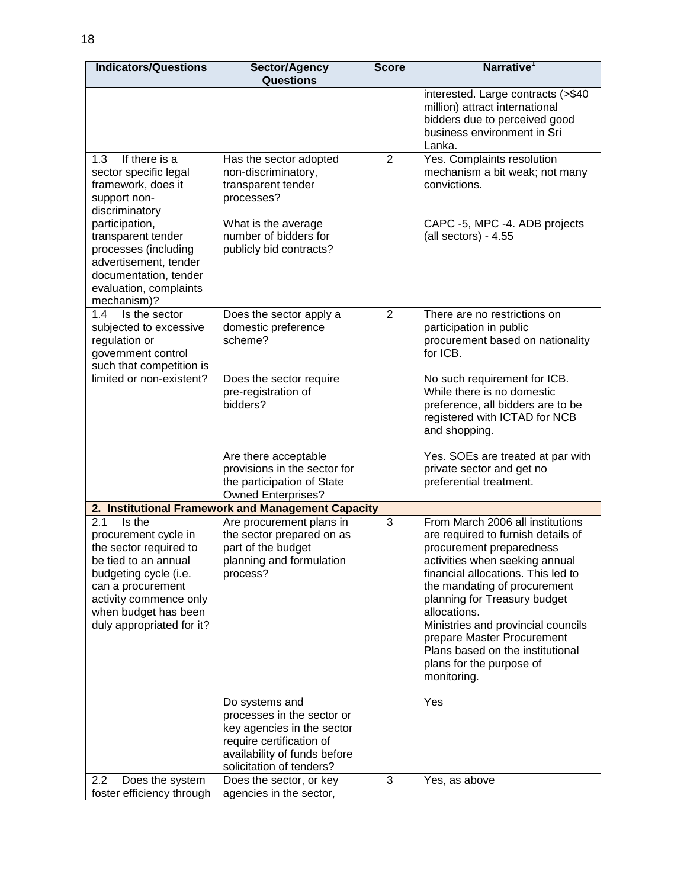| Indicators/Questions | Sector/Agency Questions | Score | Narrative[1] |
|---|---|---|---|
| | | | interested. Large contracts (>$40 million) attract international bidders due to perceived good business environment in Sri Lanka. |
| 1.3 If there is a sector specific legal framework, does it support non-discriminatory participation, transparent tender processes (including advertisement, tender documentation, tender evaluation, complaints mechanism)? | Has the sector adopted non-discriminatory, transparent tender processes? | 2 | Yes. Complaints resolution mechanism a bit weak; not many convictions. |
| | What is the average number of bidders for publicly bid contracts? | | CAPC -5, MPC -4. ADB projects (all sectors) - 4.55 |
| 1.4 Is the sector subjected to excessive regulation or government control such that competition is limited or non-existent? | Does the sector apply a domestic preference scheme? | 2 | There are no restrictions on participation in public procurement based on nationality for ICB. |
| | Does the sector require pre-registration of bidders? | | No such requirement for ICB. While there is no domestic preference, all bidders are to be registered with ICTAD for NCB and shopping. |
| | Are there acceptable provisions in the sector for the participation of State Owned Enterprises? | | Yes. SOEs are treated at par with private sector and get no preferential treatment. |
| **2. Institutional Framework and Management Capacity** | | | |
| 2.1 Is the procurement cycle in the sector required to be tied to an annual budgeting cycle (i.e. can a procurement activity commence only when budget has been duly appropriated for it? | Are procurement plans in the sector prepared on as part of the budget planning and formulation process? | 3 | From March 2006 all institutions are required to furnish details of procurement preparedness activities when seeking annual financial allocations. This led to the mandating of procurement planning for Treasury budget allocations. Ministries and provincial councils prepare Master Procurement Plans based on the institutional plans for the purpose of monitoring. |
| | Do systems and processes in the sector or key agencies in the sector require certification of availability of funds before solicitation of tenders? | | Yes |
| 2.2 Does the system foster efficiency through | Does the sector, or key agencies in the sector, | 3 | Yes, as above |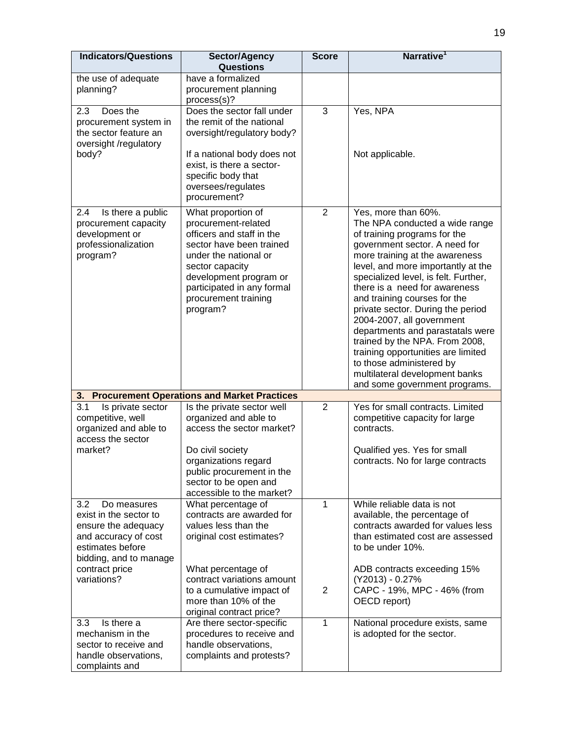| Indicators/Questions | Sector/Agency Questions | Score | Narrative[1] |
|---|---|---|---|
| the use of adequate planning? | have a formalized procurement planning process(s)? | | |
| 2.3 Does the procurement system in the sector feature an oversight /regulatory body? | Does the sector fall under the remit of the national oversight/regulatory body?<br><br>If a national body does not exist, is there a sector-specific body that oversees/regulates procurement? | 3 | Yes, NPA<br><br>Not applicable. |
| 2.4 Is there a public procurement capacity development or professionalization program? | What proportion of procurement-related officers and staff in the sector have been trained under the national or sector capacity development program or participated in any formal procurement training program? | 2 | Yes, more than 60%.<br>The NPA conducted a wide range of training programs for the government sector. A need for more training at the awareness level, and more importantly at the specialized level, is felt. Further, there is a need for awareness and training courses for the private sector. During the period 2004-2007, all government departments and parastatals were trained by the NPA. From 2008, training opportunities are limited to those administered by multilateral development banks and some government programs. |
| **3. Procurement Operations and Market Practices** | | | |
| 3.1 Is private sector competitive, well organized and able to access the sector market? | Is the private sector well organized and able to access the sector market?<br><br>Do civil society organizations regard public procurement in the sector to be open and accessible to the market? | 2 | Yes for small contracts. Limited competitive capacity for large contracts.<br><br>Qualified yes. Yes for small contracts. No for large contracts |
| 3.2 Do measures exist in the sector to ensure the adequacy and accuracy of cost estimates before bidding, and to manage contract price variations? | What percentage of contracts are awarded for values less than the original cost estimates?<br><br>What percentage of contract variations amount to a cumulative impact of more than 10% of the original contract price? | 1<br><br><br><br>2 | While reliable data is not available, the percentage of contracts awarded for values less than estimated cost are assessed to be under 10%.<br><br>ADB contracts exceeding 15% (Y2013) - 0.27%<br>CAPC - 19%, MPC - 46% (from OECD report) |
| 3.3 Is there a mechanism in the sector to receive and handle observations, complaints and | Are there sector-specific procedures to receive and handle observations, complaints and protests? | 1 | National procedure exists, same is adopted for the sector. |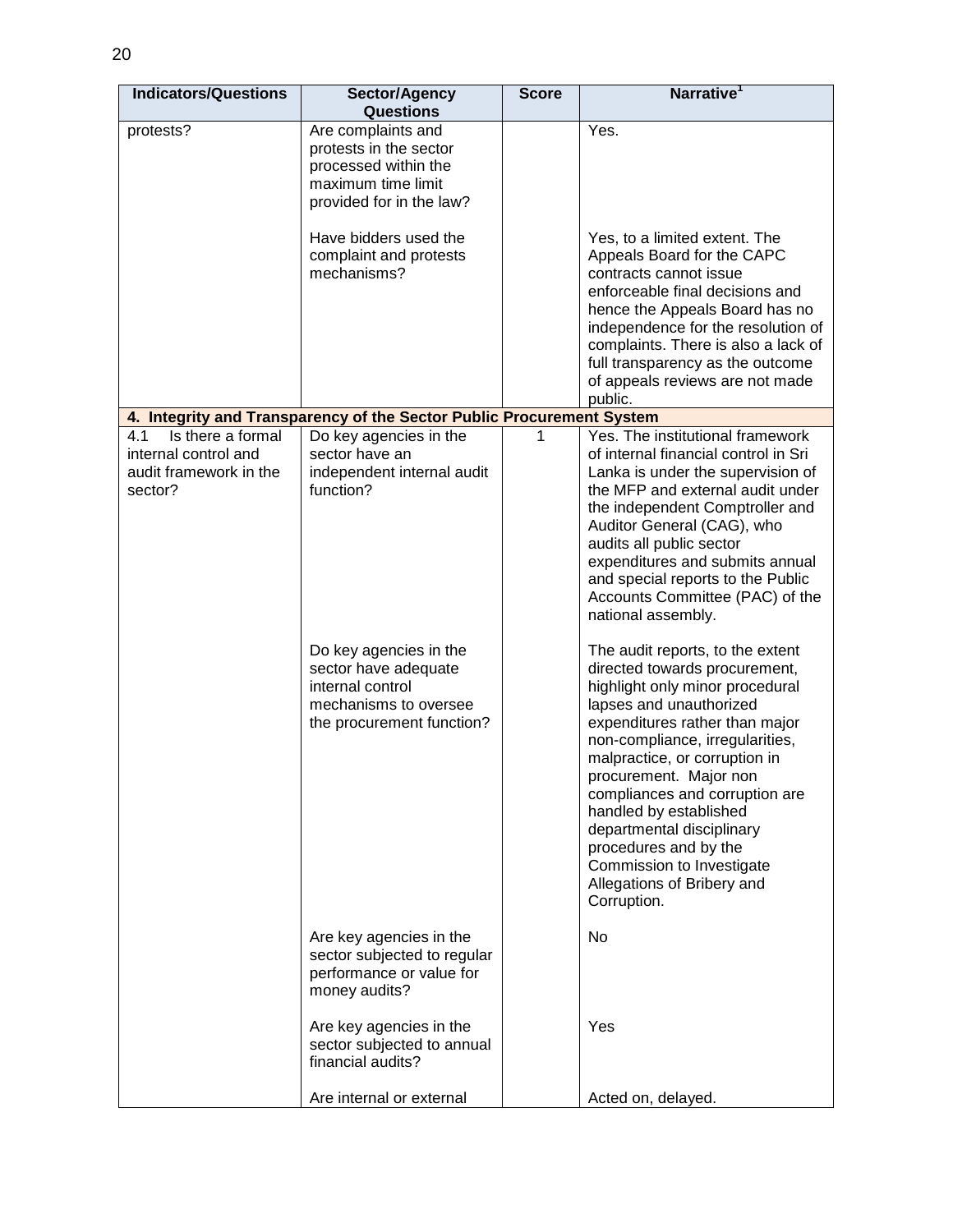| Indicators/Questions | Sector/Agency Questions | Score | Narrative[1] |
|---|---|---|---|
| protests? | Are complaints and protests in the sector processed within the maximum time limit provided for in the law? | | Yes. |
| | Have bidders used the complaint and protests mechanisms? | | Yes, to a limited extent. The Appeals Board for the CAPC contracts cannot issue enforceable final decisions and hence the Appeals Board has no independence for the resolution of complaints. There is also a lack of full transparency as the outcome of appeals reviews are not made public. |
| **4. Integrity and Transparency of the Sector Public Procurement System** | | | |
| 4.1 Is there a formal internal control and audit framework in the sector? | Do key agencies in the sector have an independent internal audit function? | 1 | Yes. The institutional framework of internal financial control in Sri Lanka is under the supervision of the MFP and external audit under the independent Comptroller and Auditor General (CAG), who audits all public sector expenditures and submits annual and special reports to the Public Accounts Committee (PAC) of the national assembly. |
| | Do key agencies in the sector have adequate internal control mechanisms to oversee the procurement function? | | The audit reports, to the extent directed towards procurement, highlight only minor procedural lapses and unauthorized expenditures rather than major non-compliance, irregularities, malpractice, or corruption in procurement. Major non compliances and corruption are handled by established departmental disciplinary procedures and by the Commission to Investigate Allegations of Bribery and Corruption. |
| | Are key agencies in the sector subjected to regular performance or value for money audits? | | No |
| | Are key agencies in the sector subjected to annual financial audits? | | Yes |
| | Are internal or external | | Acted on, delayed. |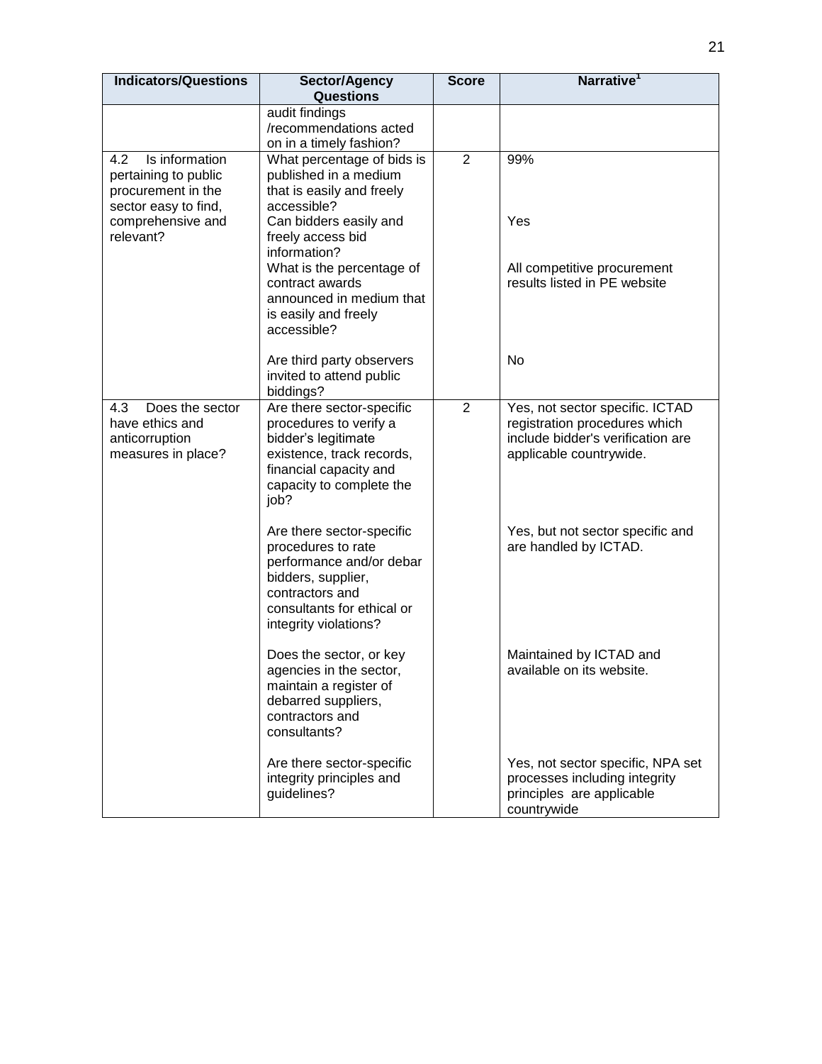| Indicators/Questions | Sector/Agency Questions | Score | Narrative[1] |
|---|---|---|---|
| | audit findings /recommendations acted on in a timely fashion? | | |
| 4.2 Is information pertaining to public procurement in the sector easy to find, comprehensive and relevant? | What percentage of bids is published in a medium that is easily and freely accessible? | 2 | 99% |
| | Can bidders easily and freely access bid information? | | Yes |
| | What is the percentage of contract awards announced in medium that is easily and freely accessible? | | All competitive procurement results listed in PE website |
| | Are third party observers invited to attend public biddings? | | No |
| 4.3 Does the sector have ethics and anticorruption measures in place? | Are there sector-specific procedures to verify a bidder's legitimate existence, track records, financial capacity and capacity to complete the job? | 2 | Yes, not sector specific. ICTAD registration procedures which include bidder's verification are applicable countrywide. |
| | Are there sector-specific procedures to rate performance and/or debar bidders, supplier, contractors and consultants for ethical or integrity violations? | | Yes, but not sector specific and are handled by ICTAD. |
| | Does the sector, or key agencies in the sector, maintain a register of debarred suppliers, contractors and consultants? | | Maintained by ICTAD and available on its website. |
| | Are there sector-specific integrity principles and guidelines? | | Yes, not sector specific, NPA set processes including integrity principles are applicable countrywide |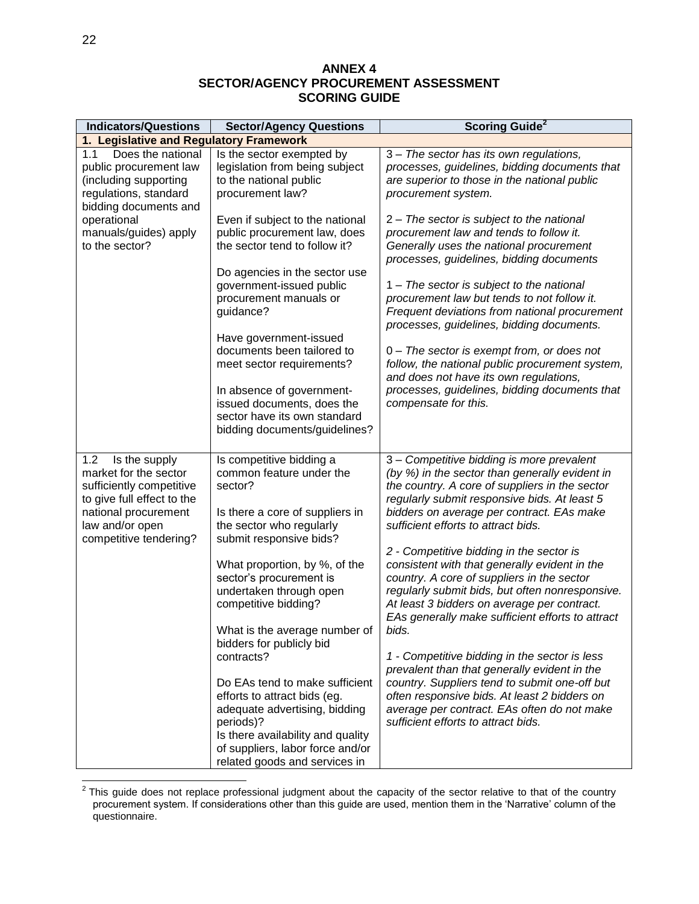# ANNEX 4
## SECTOR/AGENCY PROCUREMENT ASSESSMENT
## SCORING GUIDE

| Indicators/Questions | Sector/Agency Questions | Scoring Guide[2] |
|---|---|---|
| **1. Legislative and Regulatory Framework** | | |
| 1.1 Does the national public procurement law (including supporting regulations, standard bidding documents and operational manuals/guides) apply to the sector? | Is the sector exempted by legislation from being subject to the national public procurement law?<br><br>Even if subject to the national public procurement law, does the sector tend to follow it?<br><br>Do agencies in the sector use government-issued public procurement manuals or guidance?<br><br>Have government-issued documents been tailored to meet sector requirements?<br><br>In absence of government-issued documents, does the sector have its own standard bidding documents/guidelines? | 3 – *The sector has its own regulations, processes, guidelines, bidding documents that are superior to those in the national public procurement system.*<br><br>2 – *The sector is subject to the national procurement law and tends to follow it. Generally uses the national procurement processes, guidelines, bidding documents*<br><br>1 – *The sector is subject to the national procurement law but tends to not follow it. Frequent deviations from national procurement processes, guidelines, bidding documents.*<br><br>0 – *The sector is exempt from, or does not follow, the national public procurement system, and does not have its own regulations, processes, guidelines, bidding documents that compensate for this.* |
| 1.2 Is the supply market for the sector sufficiently competitive to give full effect to the national procurement law and/or open competitive tendering? | Is competitive bidding a common feature under the sector?<br><br>Is there a core of suppliers in the sector who regularly submit responsive bids?<br><br>What proportion, by %, of the sector's procurement is undertaken through open competitive bidding?<br><br>What is the average number of bidders for publicly bid contracts?<br><br>Do EAs tend to make sufficient efforts to attract bids (eg. adequate advertising, bidding periods)?<br>Is there availability and quality of suppliers, labor force and/or related goods and services in | 3 – *Competitive bidding is more prevalent (by %) in the sector than generally evident in the country. A core of suppliers in the sector regularly submit responsive bids. At least 5 bidders on average per contract. EAs make sufficient efforts to attract bids.*<br><br>2 - *Competitive bidding in the sector is consistent with that generally evident in the country. A core of suppliers in the sector regularly submit bids, but often nonresponsive. At least 3 bidders on average per contract. EAs generally make sufficient efforts to attract bids.*<br><br>1 - *Competitive bidding in the sector is less prevalent than that generally evident in the country. Suppliers tend to submit one-off but often responsive bids. At least 2 bidders on average per contract. EAs often do not make sufficient efforts to attract bids.* |

[2] This guide does not replace professional judgment about the capacity of the sector relative to that of the country procurement system. If considerations other than this guide are used, mention them in the 'Narrative' column of the questionnaire.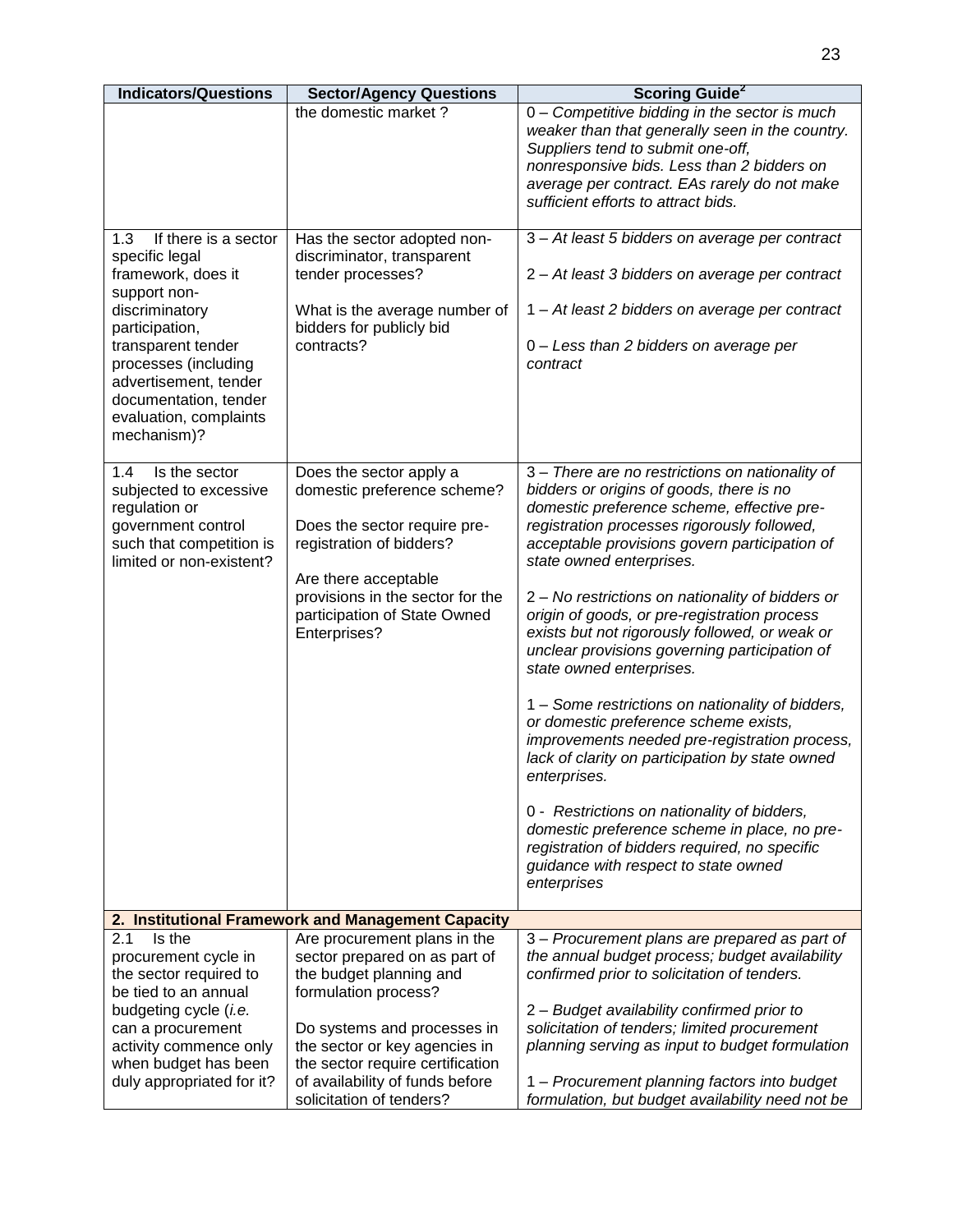| Indicators/Questions | Sector/Agency Questions | Scoring Guide[2] |
|---|---|---|
| | the domestic market ? | 0 – *Competitive bidding in the sector is much weaker than that generally seen in the country. Suppliers tend to submit one-off, nonresponsive bids. Less than 2 bidders on average per contract. EAs rarely do not make sufficient efforts to attract bids.* |
| 1.3 If there is a sector specific legal framework, does it support non-discriminatory participation, transparent tender processes (including advertisement, tender documentation, tender evaluation, complaints mechanism)? | Has the sector adopted non-discriminator, transparent tender processes?<br><br>What is the average number of bidders for publicly bid contracts? | 3 – *At least 5 bidders on average per contract*<br><br>2 – *At least 3 bidders on average per contract*<br><br>1 – *At least 2 bidders on average per contract*<br><br>0 – *Less than 2 bidders on average per contract* |
| 1.4 Is the sector subjected to excessive regulation or government control such that competition is limited or non-existent? | Does the sector apply a domestic preference scheme?<br><br>Does the sector require pre-registration of bidders?<br><br>Are there acceptable provisions in the sector for the participation of State Owned Enterprises? | 3 – *There are no restrictions on nationality of bidders or origins of goods, there is no domestic preference scheme, effective pre-registration processes rigorously followed, acceptable provisions govern participation of state owned enterprises.*<br><br>2 – *No restrictions on nationality of bidders or origin of goods, or pre-registration process exists but not rigorously followed, or weak or unclear provisions governing participation of state owned enterprises.*<br><br>1 – *Some restrictions on nationality of bidders, or domestic preference scheme exists, improvements needed pre-registration process, lack of clarity on participation by state owned enterprises.*<br><br>0 - *Restrictions on nationality of bidders, domestic preference scheme in place, no pre-registration of bidders required, no specific guidance with respect to state owned enterprises* |
| **2. Institutional Framework and Management Capacity** | | |
| 2.1 Is the procurement cycle in the sector required to be tied to an annual budgeting cycle (*i.e.* can a procurement activity commence only when budget has been duly appropriated for it? | Are procurement plans in the sector prepared on as part of the budget planning and formulation process?<br><br>Do systems and processes in the sector or key agencies in the sector require certification of availability of funds before solicitation of tenders? | 3 – *Procurement plans are prepared as part of the annual budget process; budget availability confirmed prior to solicitation of tenders.*<br><br>2 – *Budget availability confirmed prior to solicitation of tenders; limited procurement planning serving as input to budget formulation*<br><br>1 – *Procurement planning factors into budget formulation, but budget availability need not be* |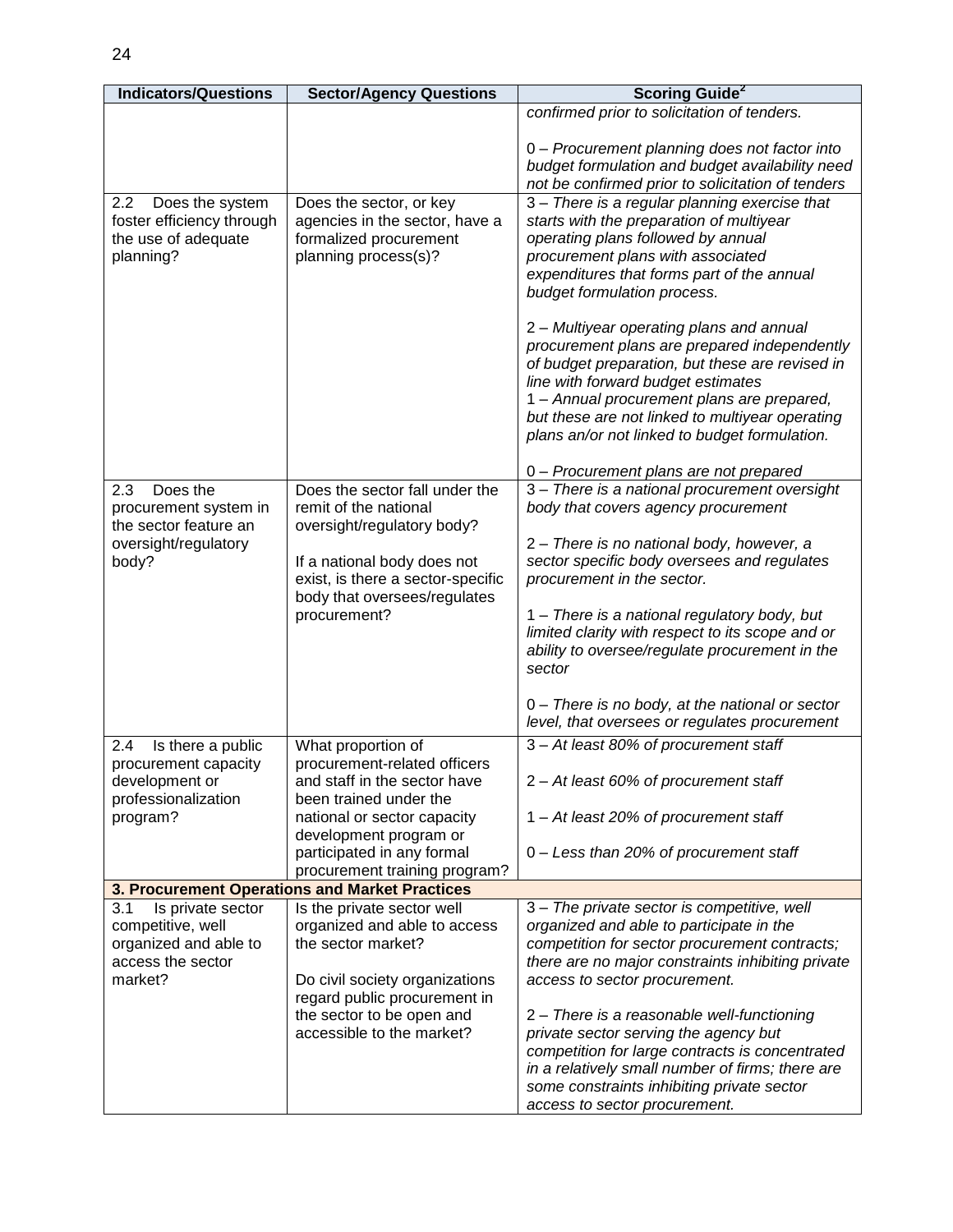| Indicators/Questions | Sector/Agency Questions | Scoring Guide[2] |
|---|---|---|
| | | *confirmed prior to solicitation of tenders.*<br><br>0 – *Procurement planning does not factor into budget formulation and budget availability need not be confirmed prior to solicitation of tenders* |
| 2.2 Does the system foster efficiency through the use of adequate planning? | Does the sector, or key agencies in the sector, have a formalized procurement planning process(s)? | 3 – *There is a regular planning exercise that starts with the preparation of multiyear operating plans followed by annual procurement plans with associated expenditures that forms part of the annual budget formulation process.*<br><br>2 – *Multiyear operating plans and annual procurement plans are prepared independently of budget preparation, but these are revised in line with forward budget estimates*<br>1 – *Annual procurement plans are prepared, but these are not linked to multiyear operating plans an/or not linked to budget formulation.*<br><br>0 – *Procurement plans are not prepared* |
| 2.3 Does the procurement system in the sector feature an oversight/regulatory body? | Does the sector fall under the remit of the national oversight/regulatory body?<br><br>If a national body does not exist, is there a sector-specific body that oversees/regulates procurement? | 3 – *There is a national procurement oversight body that covers agency procurement*<br><br>2 – *There is no national body, however, a sector specific body oversees and regulates procurement in the sector.*<br><br>1 – *There is a national regulatory body, but limited clarity with respect to its scope and or ability to oversee/regulate procurement in the sector*<br><br>0 – *There is no body, at the national or sector level, that oversees or regulates procurement* |
| 2.4 Is there a public procurement capacity development or professionalization program? | What proportion of procurement-related officers and staff in the sector have been trained under the national or sector capacity development program or participated in any formal procurement training program? | 3 – *At least 80% of procurement staff*<br><br>2 – *At least 60% of procurement staff*<br><br>1 – *At least 20% of procurement staff*<br><br>0 – *Less than 20% of procurement staff* |
| **3. Procurement Operations and Market Practices** | | |
| 3.1 Is private sector competitive, well organized and able to access the sector market? | Is the private sector well organized and able to access the sector market?<br><br>Do civil society organizations regard public procurement in the sector to be open and accessible to the market? | 3 – *The private sector is competitive, well organized and able to participate in the competition for sector procurement contracts; there are no major constraints inhibiting private access to sector procurement.*<br><br>2 – *There is a reasonable well-functioning private sector serving the agency but competition for large contracts is concentrated in a relatively small number of firms; there are some constraints inhibiting private sector access to sector procurement.* |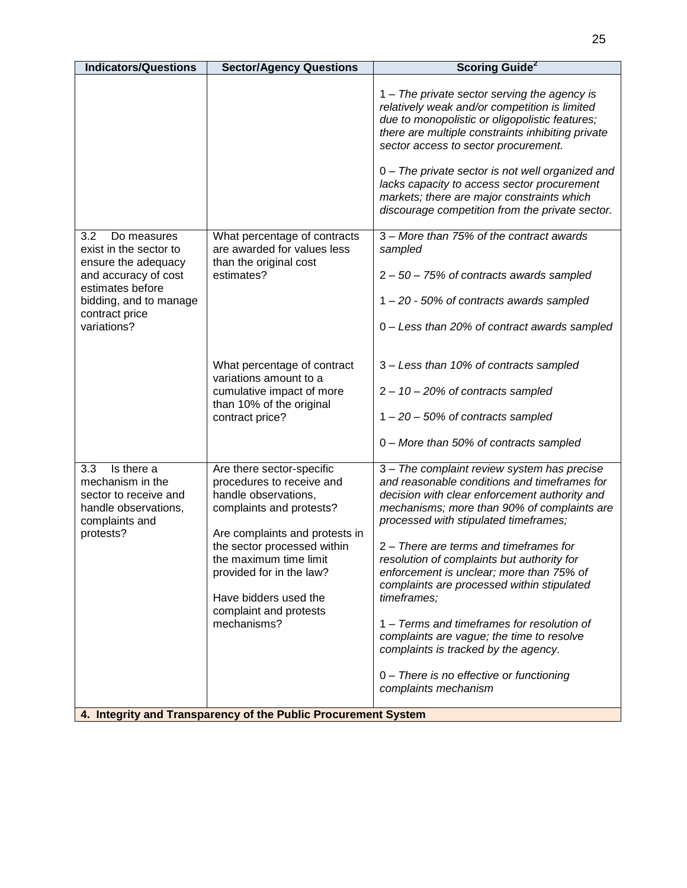| Indicators/Questions | Sector/Agency Questions | Scoring Guide[2] |
|---|---|---|
| | | 1 – *The private sector serving the agency is relatively weak and/or competition is limited due to monopolistic or oligopolistic features; there are multiple constraints inhibiting private sector access to sector procurement.*<br><br>0 – *The private sector is not well organized and lacks capacity to access sector procurement markets; there are major constraints which discourage competition from the private sector.* |
| 3.2 Do measures exist in the sector to ensure the adequacy and accuracy of cost estimates before bidding, and to manage contract price variations? | What percentage of contracts are awarded for values less than the original cost estimates? | 3 – *More than 75% of the contract awards sampled*<br><br>2 – *50 – 75% of contracts awards sampled*<br><br>1 – *20 - 50% of contracts awards sampled*<br><br>0 – *Less than 20% of contract awards sampled* |
| | What percentage of contract variations amount to a cumulative impact of more than 10% of the original contract price? | 3 – *Less than 10% of contracts sampled*<br><br>2 – *10 – 20% of contracts sampled*<br><br>1 – *20 – 50% of contracts sampled*<br><br>0 – *More than 50% of contracts sampled* |
| 3.3 Is there a mechanism in the sector to receive and handle observations, complaints and protests? | Are there sector-specific procedures to receive and handle observations, complaints and protests?<br><br>Are complaints and protests in the sector processed within the maximum time limit provided for in the law?<br><br>Have bidders used the complaint and protests mechanisms? | 3 – *The complaint review system has precise and reasonable conditions and timeframes for decision with clear enforcement authority and mechanisms; more than 90% of complaints are processed with stipulated timeframes;*<br><br>2 – *There are terms and timeframes for resolution of complaints but authority for enforcement is unclear; more than 75% of complaints are processed within stipulated timeframes;*<br><br>1 – *Terms and timeframes for resolution of complaints are vague; the time to resolve complaints is tracked by the agency.*<br><br>0 – *There is no effective or functioning complaints mechanism* |
| **4. Integrity and Transparency of the Public Procurement System** | | |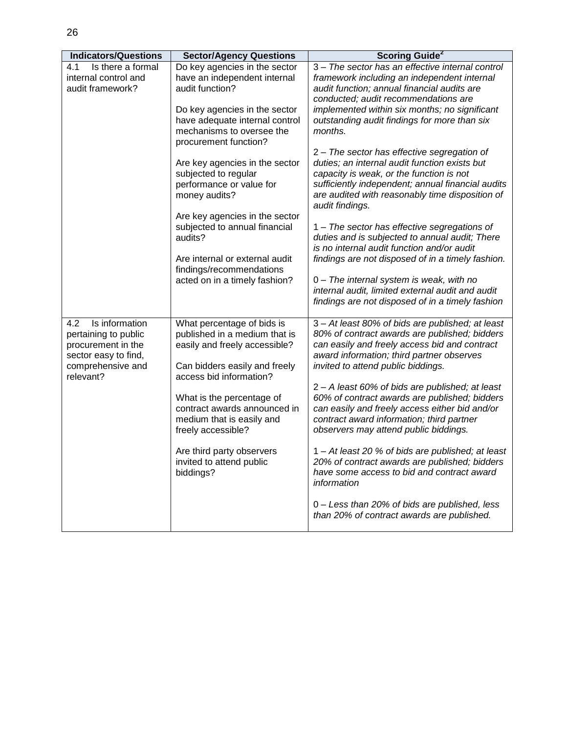| Indicators/Questions | Sector/Agency Questions | Scoring Guide[2] |
|---|---|---|
| 4.1 Is there a formal internal control and audit framework? | Do key agencies in the sector have an independent internal audit function?<br><br>Do key agencies in the sector have adequate internal control mechanisms to oversee the procurement function?<br><br>Are key agencies in the sector subjected to regular performance or value for money audits?<br><br>Are key agencies in the sector subjected to annual financial audits?<br><br>Are internal or external audit findings/recommendations acted on in a timely fashion? | 3 – *The sector has an effective internal control framework including an independent internal audit function; annual financial audits are conducted; audit recommendations are implemented within six months; no significant outstanding audit findings for more than six months.*<br><br>2 – *The sector has effective segregation of duties; an internal audit function exists but capacity is weak, or the function is not sufficiently independent; annual financial audits are audited with reasonably time disposition of audit findings.*<br><br>1 – *The sector has effective segregations of duties and is subjected to annual audit; There is no internal audit function and/or audit findings are not disposed of in a timely fashion.*<br><br>0 – *The internal system is weak, with no internal audit, limited external audit and audit findings are not disposed of in a timely fashion* |
| 4.2 Is information pertaining to public procurement in the sector easy to find, comprehensive and relevant? | What percentage of bids is published in a medium that is easily and freely accessible?<br><br>Can bidders easily and freely access bid information?<br><br>What is the percentage of contract awards announced in medium that is easily and freely accessible?<br><br>Are third party observers invited to attend public biddings? | 3 – *At least 80% of bids are published; at least 80% of contract awards are published; bidders can easily and freely access bid and contract award information; third partner observes invited to attend public biddings.*<br><br>2 – *A least 60% of bids are published; at least 60% of contract awards are published; bidders can easily and freely access either bid and/or contract award information; third partner observers may attend public biddings.*<br><br>1 – *At least 20 % of bids are published; at least 20% of contract awards are published; bidders have some access to bid and contract award information*<br><br>0 – *Less than 20% of bids are published, less than 20% of contract awards are published.* |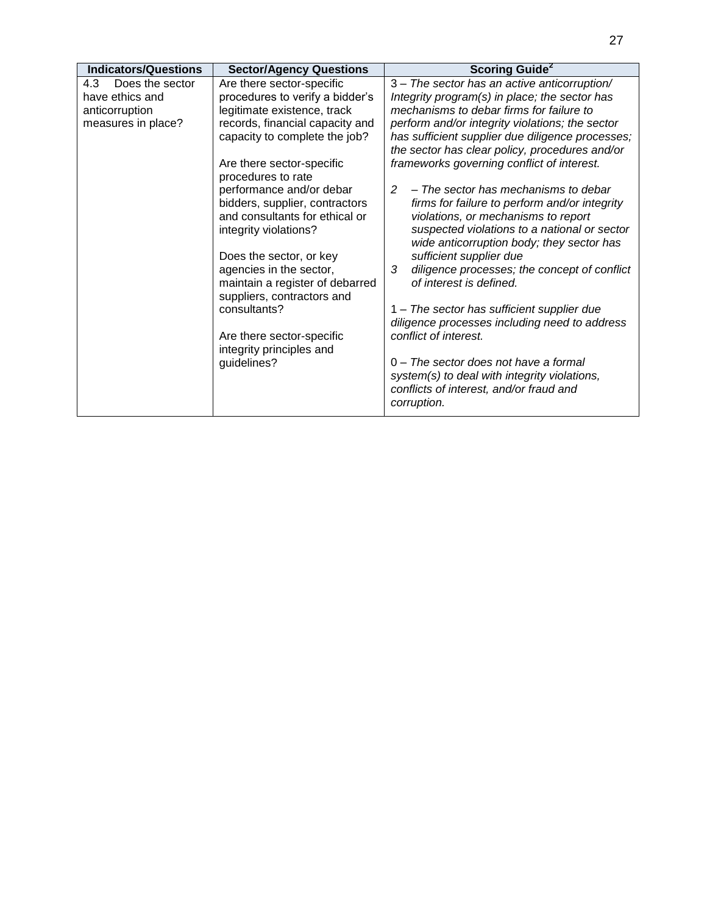| Indicators/Questions | Sector/Agency Questions | Scoring Guide[2] |
|---|---|---|
| 4.3 Does the sector have ethics and anticorruption measures in place? | Are there sector-specific procedures to verify a bidder's legitimate existence, track records, financial capacity and capacity to complete the job?<br><br>Are there sector-specific procedures to rate performance and/or debar bidders, supplier, contractors and consultants for ethical or integrity violations?<br><br>Does the sector, or key agencies in the sector, maintain a register of debarred suppliers, contractors and consultants?<br><br>Are there sector-specific integrity principles and guidelines? | 3 – *The sector has an active anticorruption/ Integrity program(s) in place; the sector has mechanisms to debar firms for failure to perform and/or integrity violations; the sector has sufficient supplier due diligence processes; the sector has clear policy, procedures and/or frameworks governing conflict of interest.*<br><br>*2 – The sector has mechanisms to debar firms for failure to perform and/or integrity violations, or mechanisms to report suspected violations to a national or sector wide anticorruption body; they sector has sufficient supplier due*<br>*3 diligence processes; the concept of conflict of interest is defined.*<br><br>1 – *The sector has sufficient supplier due diligence processes including need to address conflict of interest.*<br><br>0 – *The sector does not have a formal system(s) to deal with integrity violations, conflicts of interest, and/or fraud and corruption.* |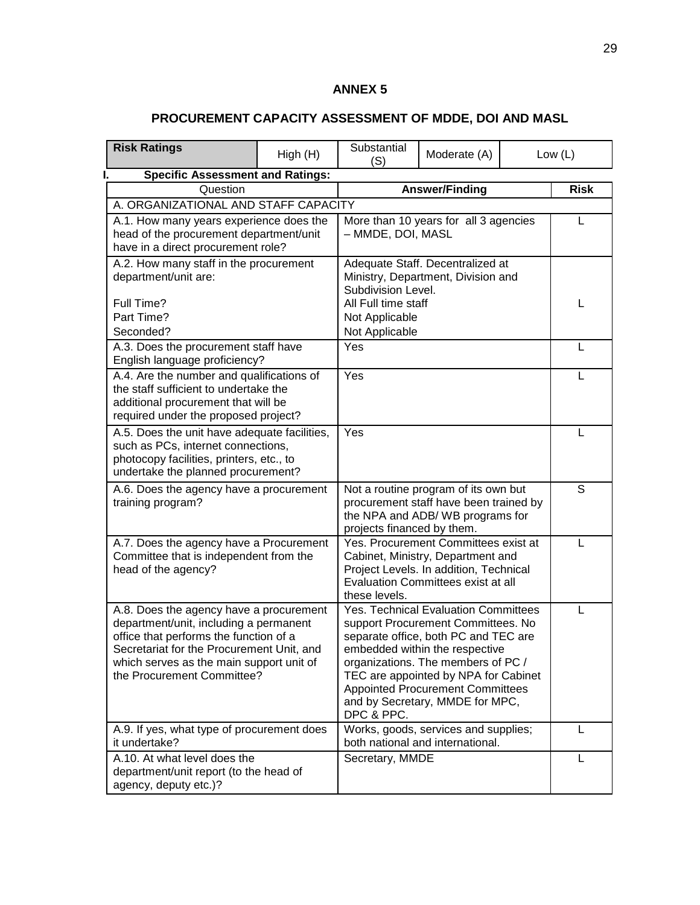## ANNEX 5

## PROCUREMENT CAPACITY ASSESSMENT OF MDDE, DOI AND MASL

| Risk Ratings | High (H) | Substantial (S) | Moderate (A) | Low (L) |
|---|---|---|---|---|

**I. Specific Assessment and Ratings:**

| Question | Answer/Finding | Risk |
|---|---|---|
| A. ORGANIZATIONAL AND STAFF CAPACITY | | |
| A.1. How many years experience does the head of the procurement department/unit have in a direct procurement role? | More than 10 years for all 3 agencies – MMDE, DOI, MASL | L |
| A.2. How many staff in the procurement department/unit are:<br><br>Full Time?<br>Part Time?<br>Seconded? | Adequate Staff. Decentralized at Ministry, Department, Division and Subdivision Level.<br>All Full time staff<br>Not Applicable<br>Not Applicable | L |
| A.3. Does the procurement staff have English language proficiency? | Yes | L |
| A.4. Are the number and qualifications of the staff sufficient to undertake the additional procurement that will be required under the proposed project? | Yes | L |
| A.5. Does the unit have adequate facilities, such as PCs, internet connections, photocopy facilities, printers, etc., to undertake the planned procurement? | Yes | L |
| A.6. Does the agency have a procurement training program? | Not a routine program of its own but procurement staff have been trained by the NPA and ADB/ WB programs for projects financed by them. | S |
| A.7. Does the agency have a Procurement Committee that is independent from the head of the agency? | Yes. Procurement Committees exist at Cabinet, Ministry, Department and Project Levels. In addition, Technical Evaluation Committees exist at all these levels. | L |
| A.8. Does the agency have a procurement department/unit, including a permanent office that performs the function of a Secretariat for the Procurement Unit, and which serves as the main support unit of the Procurement Committee? | Yes. Technical Evaluation Committees support Procurement Committees. No separate office, both PC and TEC are embedded within the respective organizations. The members of PC / TEC are appointed by NPA for Cabinet Appointed Procurement Committees and by Secretary, MMDE for MPC, DPC & PPC. | L |
| A.9. If yes, what type of procurement does it undertake? | Works, goods, services and supplies; both national and international. | L |
| A.10. At what level does the department/unit report (to the head of agency, deputy etc.)? | Secretary, MMDE | L |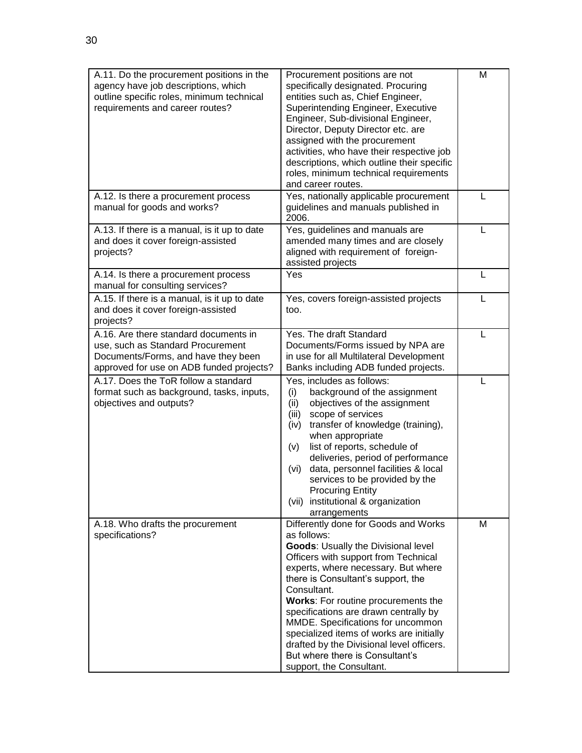| | | |
|---|---|---|
| A.11. Do the procurement positions in the agency have job descriptions, which outline specific roles, minimum technical requirements and career routes? | Procurement positions are not specifically designated. Procuring entities such as, Chief Engineer, Superintending Engineer, Executive Engineer, Sub-divisional Engineer, Director, Deputy Director etc. are assigned with the procurement activities, who have their respective job descriptions, which outline their specific roles, minimum technical requirements and career routes. | M |
| A.12. Is there a procurement process manual for goods and works? | Yes, nationally applicable procurement guidelines and manuals published in 2006. | L |
| A.13. If there is a manual, is it up to date and does it cover foreign-assisted projects? | Yes, guidelines and manuals are amended many times and are closely aligned with requirement of foreign-assisted projects | L |
| A.14. Is there a procurement process manual for consulting services? | Yes | L |
| A.15. If there is a manual, is it up to date and does it cover foreign-assisted projects? | Yes, covers foreign-assisted projects too. | L |
| A.16. Are there standard documents in use, such as Standard Procurement Documents/Forms, and have they been approved for use on ADB funded projects? | Yes. The draft Standard Documents/Forms issued by NPA are in use for all Multilateral Development Banks including ADB funded projects. | L |
| A.17. Does the ToR follow a standard format such as background, tasks, inputs, objectives and outputs? | Yes, includes as follows:<br>(i) background of the assignment<br>(ii) objectives of the assignment<br>(iii) scope of services<br>(iv) transfer of knowledge (training), when appropriate<br>(v) list of reports, schedule of deliveries, period of performance<br>(vi) data, personnel facilities & local services to be provided by the Procuring Entity<br>(vii) institutional & organization arrangements | L |
| A.18. Who drafts the procurement specifications? | Differently done for Goods and Works as follows:<br>**Goods**: Usually the Divisional level Officers with support from Technical experts, where necessary. But where there is Consultant's support, the Consultant.<br>**Works**: For routine procurements the specifications are drawn centrally by MMDE. Specifications for uncommon specialized items of works are initially drafted by the Divisional level officers. But where there is Consultant's support, the Consultant. | M |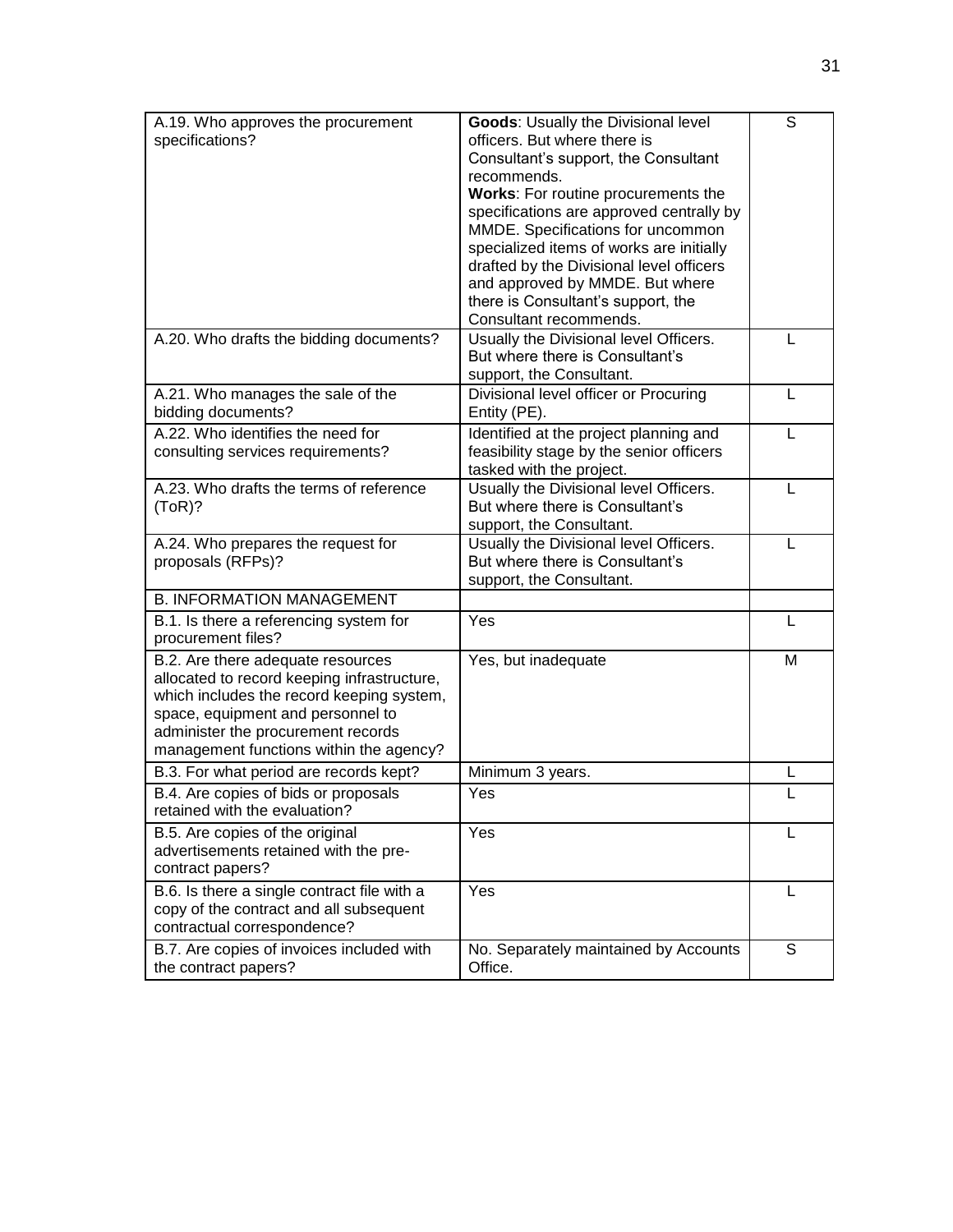| | | |
|---|---|---|
| A.19. Who approves the procurement specifications? | **Goods**: Usually the Divisional level officers. But where there is Consultant's support, the Consultant recommends. **Works**: For routine procurements the specifications are approved centrally by MMDE. Specifications for uncommon specialized items of works are initially drafted by the Divisional level officers and approved by MMDE. But where there is Consultant's support, the Consultant recommends. | S |
| A.20. Who drafts the bidding documents? | Usually the Divisional level Officers. But where there is Consultant's support, the Consultant. | L |
| A.21. Who manages the sale of the bidding documents? | Divisional level officer or Procuring Entity (PE). | L |
| A.22. Who identifies the need for consulting services requirements? | Identified at the project planning and feasibility stage by the senior officers tasked with the project. | L |
| A.23. Who drafts the terms of reference (ToR)? | Usually the Divisional level Officers. But where there is Consultant's support, the Consultant. | L |
| A.24. Who prepares the request for proposals (RFPs)? | Usually the Divisional level Officers. But where there is Consultant's support, the Consultant. | L |
| B. INFORMATION MANAGEMENT | | |
| B.1. Is there a referencing system for procurement files? | Yes | L |
| B.2. Are there adequate resources allocated to record keeping infrastructure, which includes the record keeping system, space, equipment and personnel to administer the procurement records management functions within the agency? | Yes, but inadequate | M |
| B.3. For what period are records kept? | Minimum 3 years. | L |
| B.4. Are copies of bids or proposals retained with the evaluation? | Yes | L |
| B.5. Are copies of the original advertisements retained with the pre-contract papers? | Yes | L |
| B.6. Is there a single contract file with a copy of the contract and all subsequent contractual correspondence? | Yes | L |
| B.7. Are copies of invoices included with the contract papers? | No. Separately maintained by Accounts Office. | S |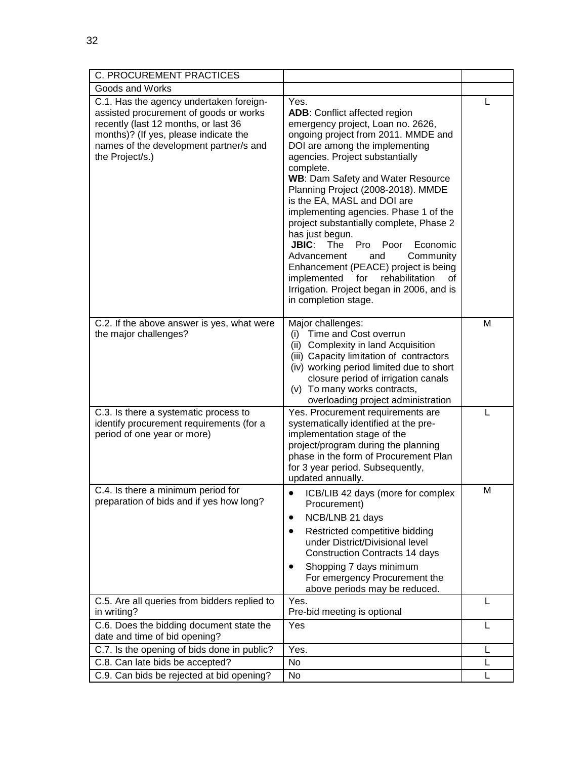| C. PROCUREMENT PRACTICES | | |
|---|---|---|
| Goods and Works | | |
| C.1. Has the agency undertaken foreign-assisted procurement of goods or works recently (last 12 months, or last 36 months)? (If yes, please indicate the names of the development partner/s and the Project/s.) | Yes.<br>**ADB**: Conflict affected region emergency project, Loan no. 2626, ongoing project from 2011. MMDE and DOI are among the implementing agencies. Project substantially complete.<br>**WB**: Dam Safety and Water Resource Planning Project (2008-2018). MMDE is the EA, MASL and DOI are implementing agencies. Phase 1 of the project substantially complete, Phase 2 has just begun.<br>**JBIC**: The Pro Poor Economic Advancement and Community Enhancement (PEACE) project is being implemented for rehabilitation of Irrigation. Project began in 2006, and is in completion stage. | L |
| C.2. If the above answer is yes, what were the major challenges? | Major challenges:<br>(i) Time and Cost overrun<br>(ii) Complexity in land Acquisition<br>(iii) Capacity limitation of contractors<br>(iv) working period limited due to short closure period of irrigation canals<br>(v) To many works contracts, overloading project administration | M |
| C.3. Is there a systematic process to identify procurement requirements (for a period of one year or more) | Yes. Procurement requirements are systematically identified at the pre-implementation stage of the project/program during the planning phase in the form of Procurement Plan for 3 year period. Subsequently, updated annually. | L |
| C.4. Is there a minimum period for preparation of bids and if yes how long? | • ICB/LIB 42 days (more for complex Procurement)<br>• NCB/LNB 21 days<br>• Restricted competitive bidding under District/Divisional level Construction Contracts 14 days<br>• Shopping 7 days minimum<br>For emergency Procurement the above periods may be reduced. | M |
| C.5. Are all queries from bidders replied to in writing? | Yes.<br>Pre-bid meeting is optional | L |
| C.6. Does the bidding document state the date and time of bid opening? | Yes | L |
| C.7. Is the opening of bids done in public? | Yes. | L |
| C.8. Can late bids be accepted? | No | L |
| C.9. Can bids be rejected at bid opening? | No | L |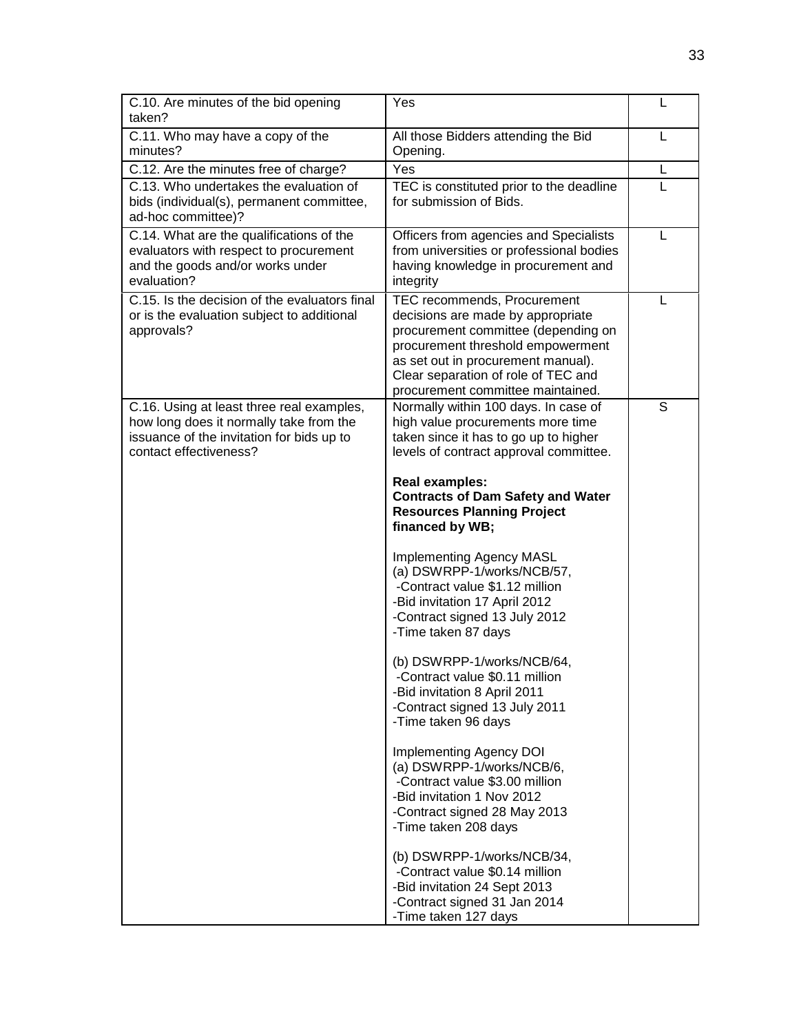| | | |
|---|---|---|
| C.10. Are minutes of the bid opening taken? | Yes | L |
| C.11. Who may have a copy of the minutes? | All those Bidders attending the Bid Opening. | L |
| C.12. Are the minutes free of charge? | Yes | L |
| C.13. Who undertakes the evaluation of bids (individual(s), permanent committee, ad-hoc committee)? | TEC is constituted prior to the deadline for submission of Bids. | L |
| C.14. What are the qualifications of the evaluators with respect to procurement and the goods and/or works under evaluation? | Officers from agencies and Specialists from universities or professional bodies having knowledge in procurement and integrity | L |
| C.15. Is the decision of the evaluators final or is the evaluation subject to additional approvals? | TEC recommends, Procurement decisions are made by appropriate procurement committee (depending on procurement threshold empowerment as set out in procurement manual). Clear separation of role of TEC and procurement committee maintained. | L |
| C.16. Using at least three real examples, how long does it normally take from the issuance of the invitation for bids up to contact effectiveness? | Normally within 100 days. In case of high value procurements more time taken since it has to go up to higher levels of contract approval committee.<br><br>**Real examples:**<br>**Contracts of Dam Safety and Water Resources Planning Project financed by WB;**<br><br>Implementing Agency MASL<br>(a) DSWRPP-1/works/NCB/57,<br>-Contract value $1.12 million<br>-Bid invitation 17 April 2012<br>-Contract signed 13 July 2012<br>-Time taken 87 days<br><br>(b) DSWRPP-1/works/NCB/64,<br>-Contract value $0.11 million<br>-Bid invitation 8 April 2011<br>-Contract signed 13 July 2011<br>-Time taken 96 days<br><br>Implementing Agency DOI<br>(a) DSWRPP-1/works/NCB/6,<br>-Contract value $3.00 million<br>-Bid invitation 1 Nov 2012<br>-Contract signed 28 May 2013<br>-Time taken 208 days<br><br>(b) DSWRPP-1/works/NCB/34,<br>-Contract value $0.14 million<br>-Bid invitation 24 Sept 2013<br>-Contract signed 31 Jan 2014<br>-Time taken 127 days | S |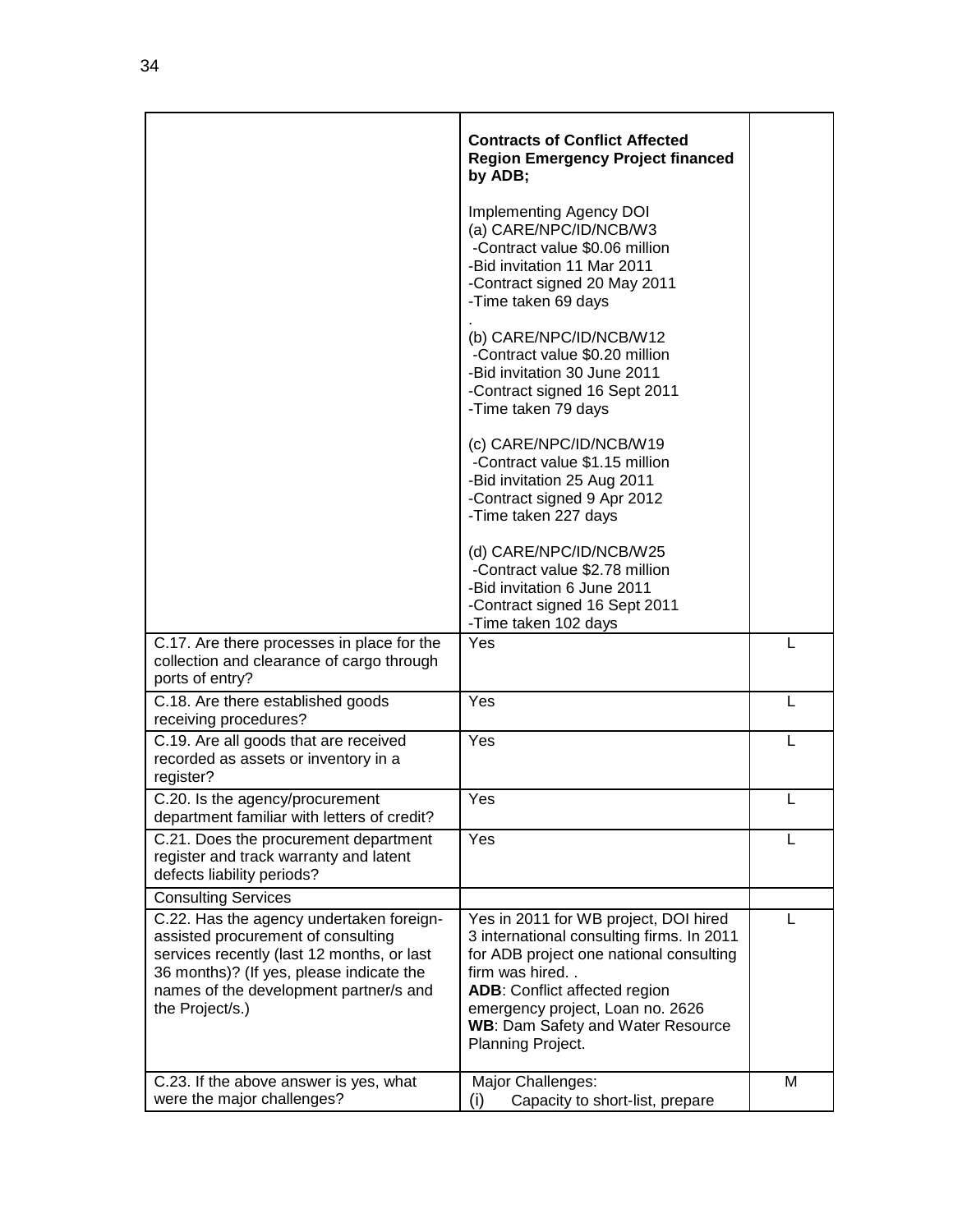| | | |
|---|---|---|
| | **Contracts of Conflict Affected Region Emergency Project financed by ADB;**<br><br>Implementing Agency DOI<br>(a) CARE/NPC/ID/NCB/W3<br>-Contract value \$0.06 million<br>-Bid invitation 11 Mar 2011<br>-Contract signed 20 May 2011<br>-Time taken 69 days<br>.<br>(b) CARE/NPC/ID/NCB/W12<br>-Contract value \$0.20 million<br>-Bid invitation 30 June 2011<br>-Contract signed 16 Sept 2011<br>-Time taken 79 days<br><br>(c) CARE/NPC/ID/NCB/W19<br>-Contract value \$1.15 million<br>-Bid invitation 25 Aug 2011<br>-Contract signed 9 Apr 2012<br>-Time taken 227 days<br><br>(d) CARE/NPC/ID/NCB/W25<br>-Contract value \$2.78 million<br>-Bid invitation 6 June 2011<br>-Contract signed 16 Sept 2011<br>-Time taken 102 days | |
| C.17. Are there processes in place for the collection and clearance of cargo through ports of entry? | Yes | L |
| C.18. Are there established goods receiving procedures? | Yes | L |
| C.19. Are all goods that are received recorded as assets or inventory in a register? | Yes | L |
| C.20. Is the agency/procurement department familiar with letters of credit? | Yes | L |
| C.21. Does the procurement department register and track warranty and latent defects liability periods? | Yes | L |
| Consulting Services | | |
| C.22. Has the agency undertaken foreign-assisted procurement of consulting services recently (last 12 months, or last 36 months)? (If yes, please indicate the names of the development partner/s and the Project/s.) | Yes in 2011 for WB project, DOI hired 3 international consulting firms. In 2011 for ADB project one national consulting firm was hired. .<br>**ADB**: Conflict affected region emergency project, Loan no. 2626<br>**WB**: Dam Safety and Water Resource Planning Project. | L |
| C.23. If the above answer is yes, what were the major challenges? | Major Challenges:<br>(i) Capacity to short-list, prepare | M |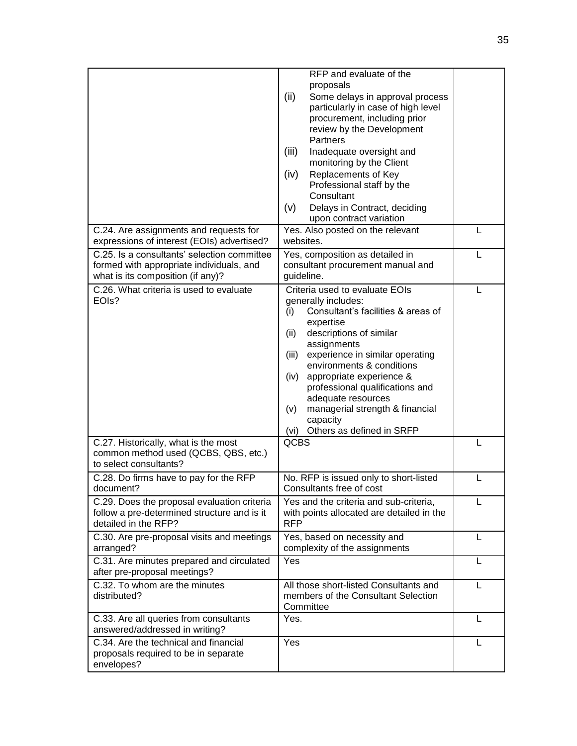| | | |
|---|---|---|
| | RFP and evaluate of the proposals<br>(ii) Some delays in approval process particularly in case of high level procurement, including prior review by the Development Partners<br>(iii) Inadequate oversight and monitoring by the Client<br>(iv) Replacements of Key Professional staff by the Consultant<br>(v) Delays in Contract, deciding upon contract variation | |
| C.24. Are assignments and requests for expressions of interest (EOIs) advertised? | Yes. Also posted on the relevant websites. | L |
| C.25. Is a consultants' selection committee formed with appropriate individuals, and what is its composition (if any)? | Yes, composition as detailed in consultant procurement manual and guideline. | L |
| C.26. What criteria is used to evaluate EOIs? | Criteria used to evaluate EOIs generally includes:<br>(i) Consultant's facilities & areas of expertise<br>(ii) descriptions of similar assignments<br>(iii) experience in similar operating environments & conditions<br>(iv) appropriate experience & professional qualifications and adequate resources<br>(v) managerial strength & financial capacity<br>(vi) Others as defined in SRFP | L |
| C.27. Historically, what is the most common method used (QCBS, QBS, etc.) to select consultants? | QCBS | L |
| C.28. Do firms have to pay for the RFP document? | No. RFP is issued only to short-listed Consultants free of cost | L |
| C.29. Does the proposal evaluation criteria follow a pre-determined structure and is it detailed in the RFP? | Yes and the criteria and sub-criteria, with points allocated are detailed in the RFP | L |
| C.30. Are pre-proposal visits and meetings arranged? | Yes, based on necessity and complexity of the assignments | L |
| C.31. Are minutes prepared and circulated after pre-proposal meetings? | Yes | L |
| C.32. To whom are the minutes distributed? | All those short-listed Consultants and members of the Consultant Selection Committee | L |
| C.33. Are all queries from consultants answered/addressed in writing? | Yes. | L |
| C.34. Are the technical and financial proposals required to be in separate envelopes? | Yes | L |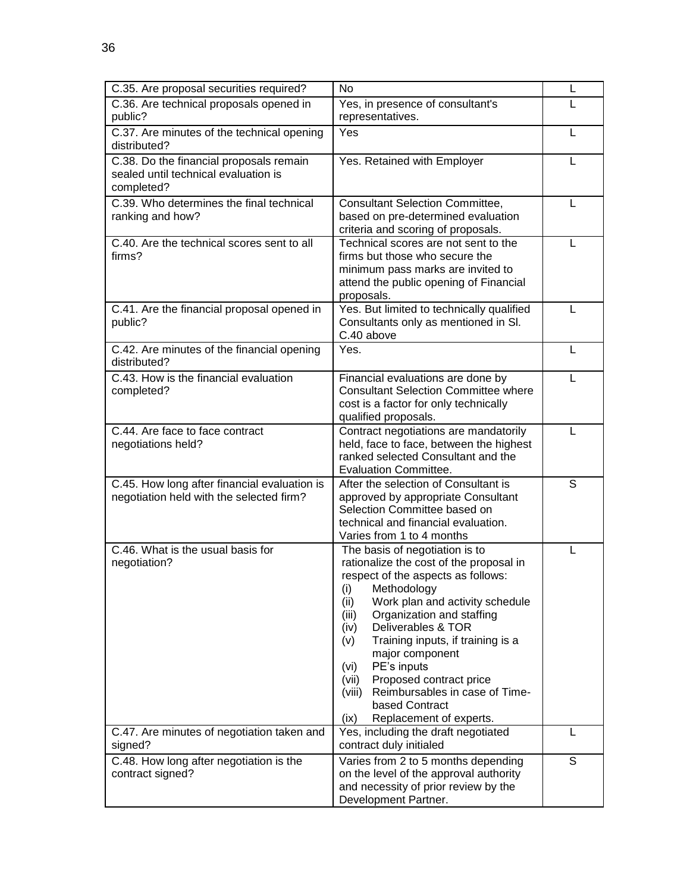| | | |
|---|---|---|
| C.35. Are proposal securities required? | No | L |
| C.36. Are technical proposals opened in public? | Yes, in presence of consultant's representatives. | L |
| C.37. Are minutes of the technical opening distributed? | Yes | L |
| C.38. Do the financial proposals remain sealed until technical evaluation is completed? | Yes. Retained with Employer | L |
| C.39. Who determines the final technical ranking and how? | Consultant Selection Committee, based on pre-determined evaluation criteria and scoring of proposals. | L |
| C.40. Are the technical scores sent to all firms? | Technical scores are not sent to the firms but those who secure the minimum pass marks are invited to attend the public opening of Financial proposals. | L |
| C.41. Are the financial proposal opened in public? | Yes. But limited to technically qualified Consultants only as mentioned in Sl. C.40 above | L |
| C.42. Are minutes of the financial opening distributed? | Yes. | L |
| C.43. How is the financial evaluation completed? | Financial evaluations are done by Consultant Selection Committee where cost is a factor for only technically qualified proposals. | L |
| C.44. Are face to face contract negotiations held? | Contract negotiations are mandatorily held, face to face, between the highest ranked selected Consultant and the Evaluation Committee. | L |
| C.45. How long after financial evaluation is negotiation held with the selected firm? | After the selection of Consultant is approved by appropriate Consultant Selection Committee based on technical and financial evaluation. Varies from 1 to 4 months | S |
| C.46. What is the usual basis for negotiation? | The basis of negotiation is to rationalize the cost of the proposal in respect of the aspects as follows:<br>(i) Methodology<br>(ii) Work plan and activity schedule<br>(iii) Organization and staffing<br>(iv) Deliverables & TOR<br>(v) Training inputs, if training is a major component<br>(vi) PE's inputs<br>(vii) Proposed contract price<br>(viii) Reimbursables in case of Time-based Contract<br>(ix) Replacement of experts. | L |
| C.47. Are minutes of negotiation taken and signed? | Yes, including the draft negotiated contract duly initialed | L |
| C.48. How long after negotiation is the contract signed? | Varies from 2 to 5 months depending on the level of the approval authority and necessity of prior review by the Development Partner. | S |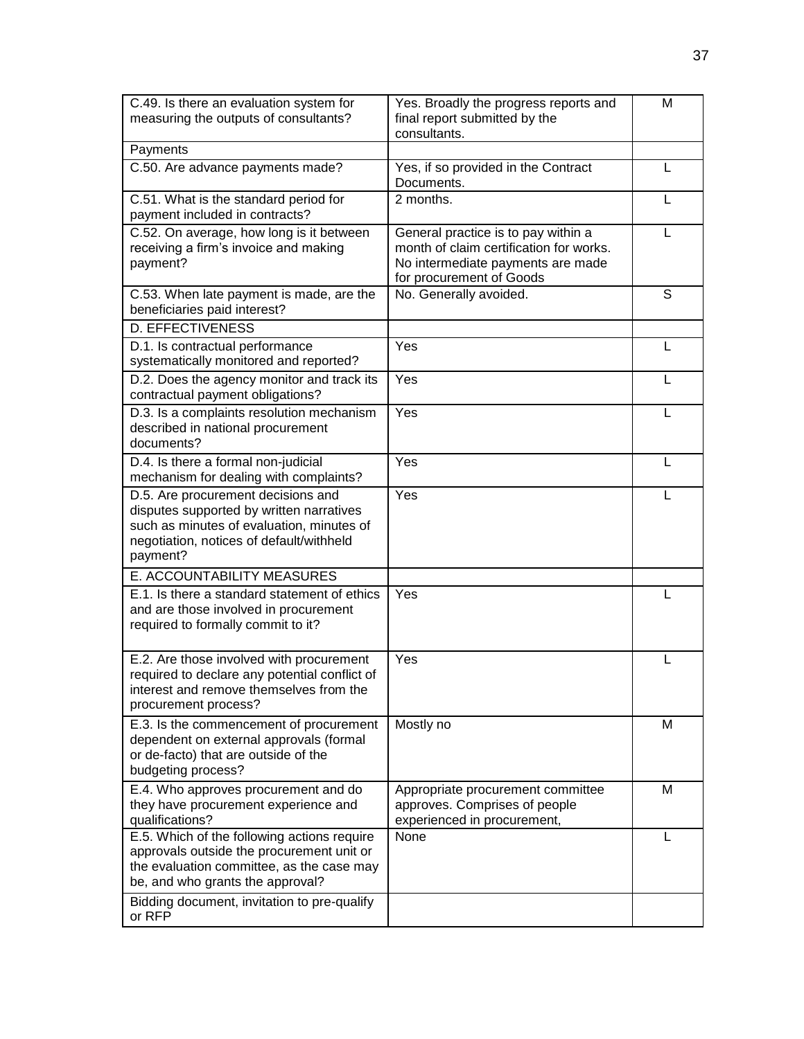| | | |
|---|---|---|
| C.49. Is there an evaluation system for measuring the outputs of consultants? | Yes. Broadly the progress reports and final report submitted by the consultants. | M |
| Payments | | |
| C.50. Are advance payments made? | Yes, if so provided in the Contract Documents. | L |
| C.51. What is the standard period for payment included in contracts? | 2 months. | L |
| C.52. On average, how long is it between receiving a firm's invoice and making payment? | General practice is to pay within a month of claim certification for works. No intermediate payments are made for procurement of Goods | L |
| C.53. When late payment is made, are the beneficiaries paid interest? | No. Generally avoided. | S |
| D. EFFECTIVENESS | | |
| D.1. Is contractual performance systematically monitored and reported? | Yes | L |
| D.2. Does the agency monitor and track its contractual payment obligations? | Yes | L |
| D.3. Is a complaints resolution mechanism described in national procurement documents? | Yes | L |
| D.4. Is there a formal non-judicial mechanism for dealing with complaints? | Yes | L |
| D.5. Are procurement decisions and disputes supported by written narratives such as minutes of evaluation, minutes of negotiation, notices of default/withheld payment? | Yes | L |
| E. ACCOUNTABILITY MEASURES | | |
| E.1. Is there a standard statement of ethics and are those involved in procurement required to formally commit to it? | Yes | L |
| E.2. Are those involved with procurement required to declare any potential conflict of interest and remove themselves from the procurement process? | Yes | L |
| E.3. Is the commencement of procurement dependent on external approvals (formal or de-facto) that are outside of the budgeting process? | Mostly no | M |
| E.4. Who approves procurement and do they have procurement experience and qualifications? | Appropriate procurement committee approves. Comprises of people experienced in procurement, | M |
| E.5. Which of the following actions require approvals outside the procurement unit or the evaluation committee, as the case may be, and who grants the approval? | None | L |
| Bidding document, invitation to pre-qualify or RFP | | |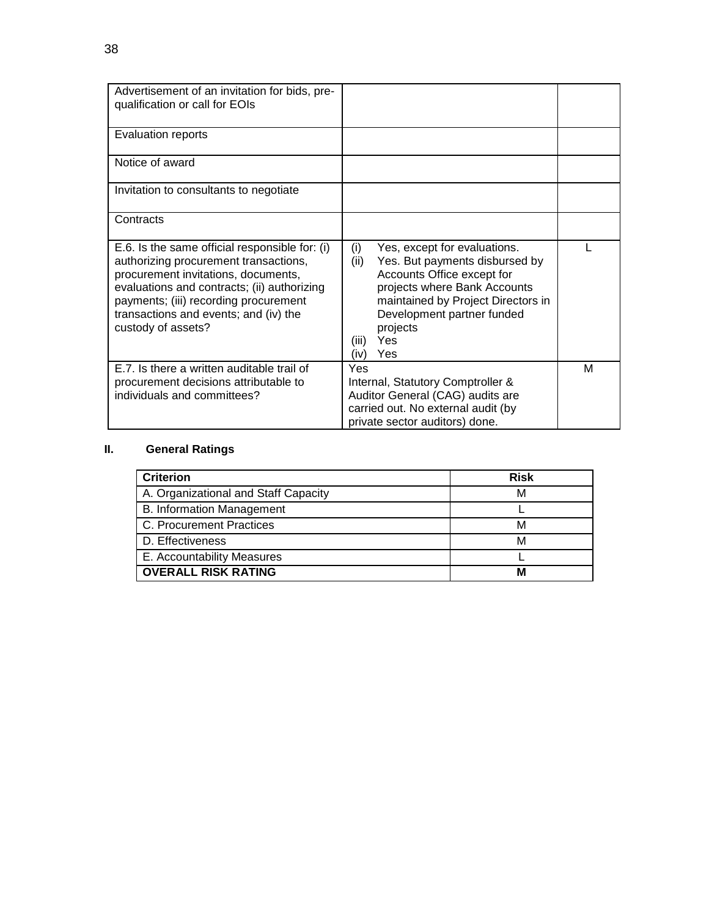| | | |
|---|---|---|
| Advertisement of an invitation for bids, pre-qualification or call for EOIs | | |
| Evaluation reports | | |
| Notice of award | | |
| Invitation to consultants to negotiate | | |
| Contracts | | |
| E.6. Is the same official responsible for: (i) authorizing procurement transactions, procurement invitations, documents, evaluations and contracts; (ii) authorizing payments; (iii) recording procurement transactions and events; and (iv) the custody of assets? | (i) Yes, except for evaluations.<br>(ii) Yes. But payments disbursed by Accounts Office except for projects where Bank Accounts maintained by Project Directors in Development partner funded projects<br>(iii) Yes<br>(iv) Yes | L |
| E.7. Is there a written auditable trail of procurement decisions attributable to individuals and committees? | Yes<br>Internal, Statutory Comptroller & Auditor General (CAG) audits are carried out. No external audit (by private sector auditors) done. | M |

## II. General Ratings

| Criterion | Risk |
|---|---|
| A. Organizational and Staff Capacity | M |
| B. Information Management | L |
| C. Procurement Practices | M |
| D. Effectiveness | M |
| E. Accountability Measures | L |
| **OVERALL RISK RATING** | **M** |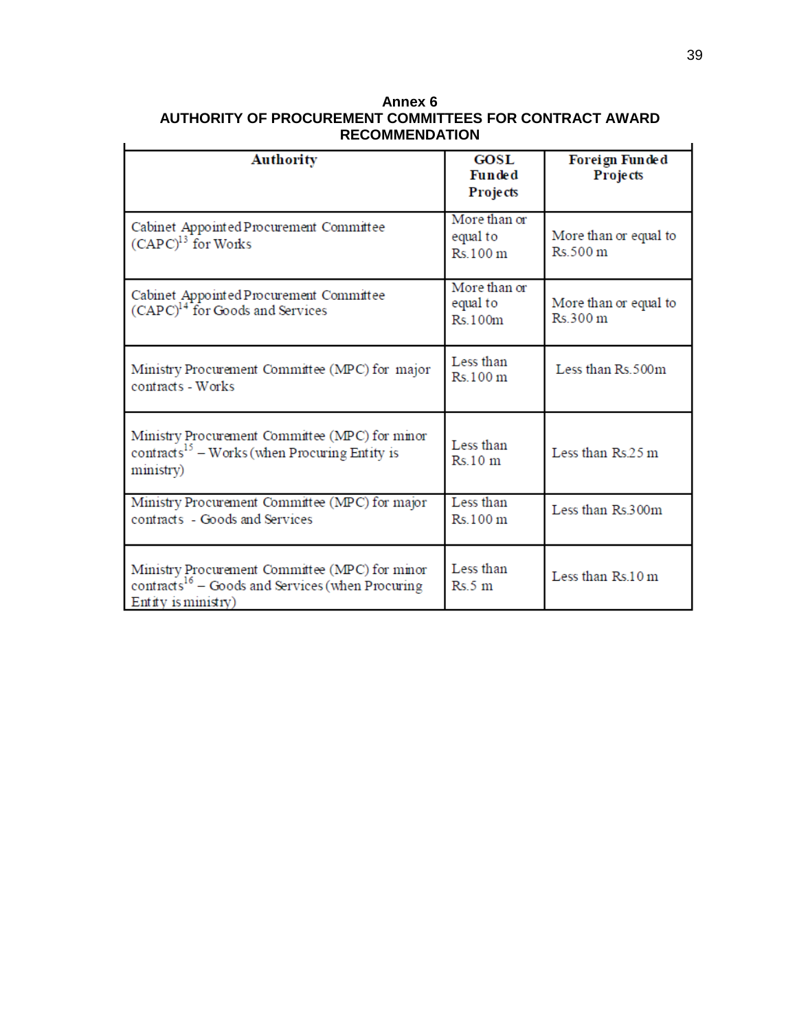## Annex 6
## AUTHORITY OF PROCUREMENT COMMITTEES FOR CONTRACT AWARD RECOMMENDATION

| Authority | GOSL Funded Projects | Foreign Funded Projects |
|---|---|---|
| Cabinet Appointed Procurement Committee (CAPC)[13] for Works | More than or equal to Rs.100 m | More than or equal to Rs.500 m |
| Cabinet Appointed Procurement Committee (CAPC)[14] for Goods and Services | More than or equal to Rs.100m | More than or equal to Rs.300 m |
| Ministry Procurement Committee (MPC) for major contracts - Works | Less than Rs.100 m | Less than Rs.500m |
| Ministry Procurement Committee (MPC) for minor contracts[15] – Works (when Procuring Entity is ministry) | Less than Rs.10 m | Less than Rs.25 m |
| Ministry Procurement Committee (MPC) for major contracts - Goods and Services | Less than Rs.100 m | Less than Rs.300m |
| Ministry Procurement Committee (MPC) for minor contracts[16] – Goods and Services (when Procuring Entity is ministry) | Less than Rs.5 m | Less than Rs.10 m |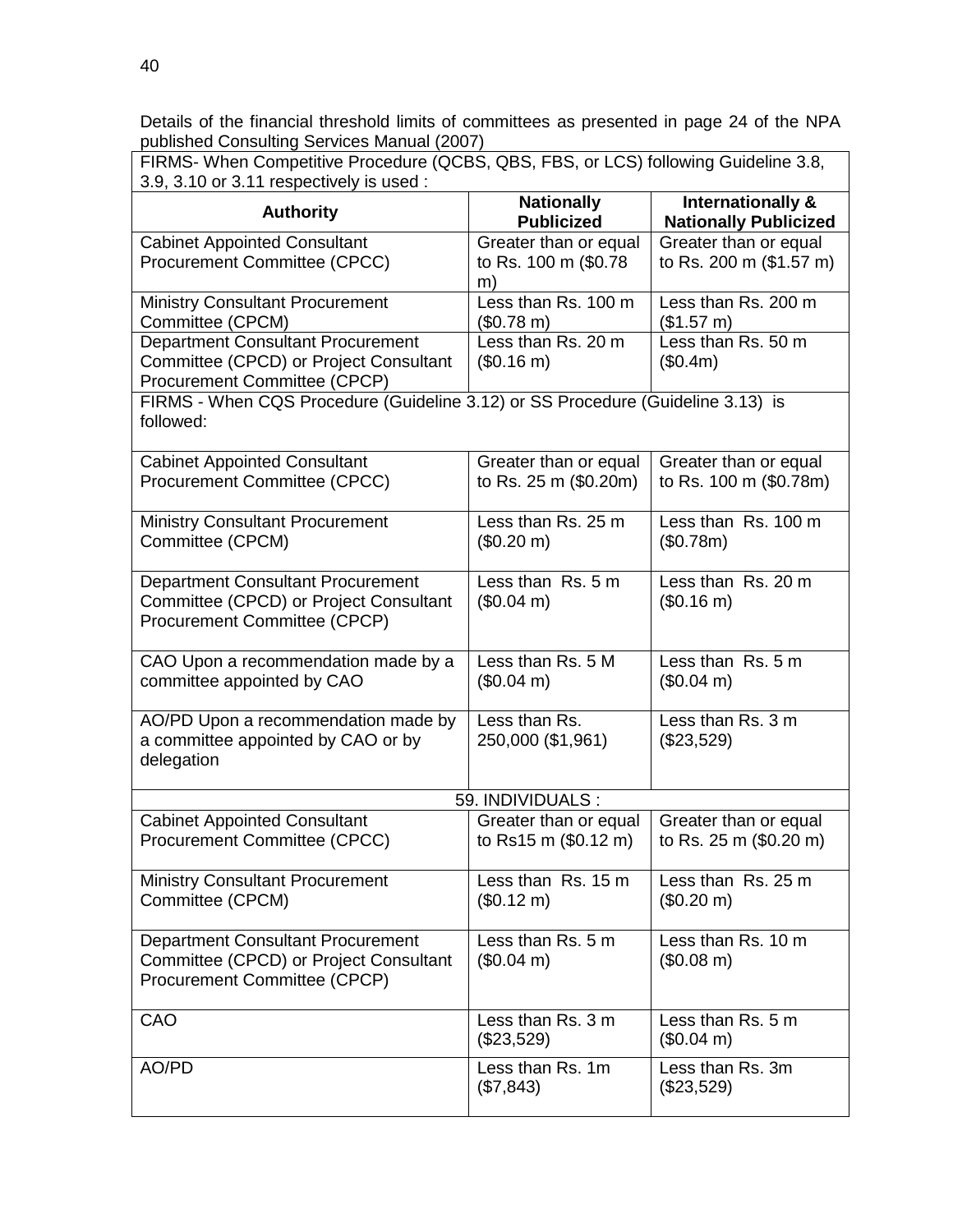Details of the financial threshold limits of committees as presented in page 24 of the NPA published Consulting Services Manual (2007)

| Authority | Nationally Publicized | Internationally & Nationally Publicized |
|---|---|---|
| **FIRMS- When Competitive Procedure (QCBS, QBS, FBS, or LCS) following Guideline 3.8, 3.9, 3.10 or 3.11 respectively is used :** | | |
| Cabinet Appointed Consultant Procurement Committee (CPCC) | Greater than or equal to Rs. 100 m ($0.78 m) | Greater than or equal to Rs. 200 m ($1.57 m) |
| Ministry Consultant Procurement Committee (CPCM) | Less than Rs. 100 m ($0.78 m) | Less than Rs. 200 m ($1.57 m) |
| Department Consultant Procurement Committee (CPCD) or Project Consultant Procurement Committee (CPCP) | Less than Rs. 20 m ($0.16 m) | Less than Rs. 50 m ($0.4m) |
| **FIRMS - When CQS Procedure (Guideline 3.12) or SS Procedure (Guideline 3.13) is followed:** | | |
| Cabinet Appointed Consultant Procurement Committee (CPCC) | Greater than or equal to Rs. 25 m ($0.20m) | Greater than or equal to Rs. 100 m ($0.78m) |
| Ministry Consultant Procurement Committee (CPCM) | Less than Rs. 25 m ($0.20 m) | Less than Rs. 100 m ($0.78m) |
| Department Consultant Procurement Committee (CPCD) or Project Consultant Procurement Committee (CPCP) | Less than Rs. 5 m ($0.04 m) | Less than Rs. 20 m ($0.16 m) |
| CAO Upon a recommendation made by a committee appointed by CAO | Less than Rs. 5 M ($0.04 m) | Less than Rs. 5 m ($0.04 m) |
| AO/PD Upon a recommendation made by a committee appointed by CAO or by delegation | Less than Rs. 250,000 ($1,961) | Less than Rs. 3 m ($23,529) |
| **59. INDIVIDUALS :** | | |
| Cabinet Appointed Consultant Procurement Committee (CPCC) | Greater than or equal to Rs15 m ($0.12 m) | Greater than or equal to Rs. 25 m ($0.20 m) |
| Ministry Consultant Procurement Committee (CPCM) | Less than Rs. 15 m ($0.12 m) | Less than Rs. 25 m ($0.20 m) |
| Department Consultant Procurement Committee (CPCD) or Project Consultant Procurement Committee (CPCP) | Less than Rs. 5 m ($0.04 m) | Less than Rs. 10 m ($0.08 m) |
| CAO | Less than Rs. 3 m ($23,529) | Less than Rs. 5 m ($0.04 m) |
| AO/PD | Less than Rs. 1m ($7,843) | Less than Rs. 3m ($23,529) |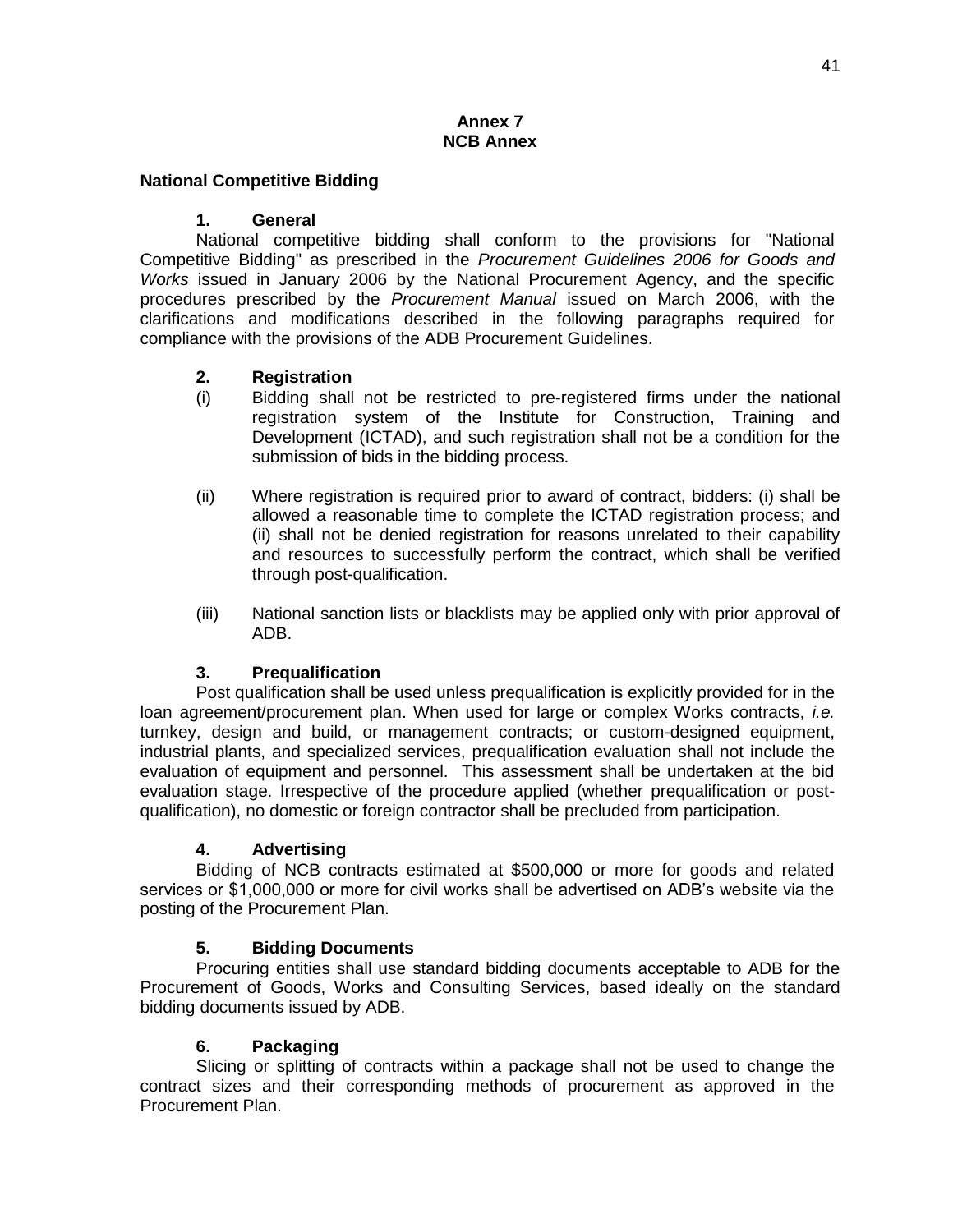**Annex 7**
**NCB Annex**

**National Competitive Bidding**

**1. General**

National competitive bidding shall conform to the provisions for "National Competitive Bidding" as prescribed in the *Procurement Guidelines 2006 for Goods and Works* issued in January 2006 by the National Procurement Agency, and the specific procedures prescribed by the *Procurement Manual* issued on March 2006, with the clarifications and modifications described in the following paragraphs required for compliance with the provisions of the ADB Procurement Guidelines.

**2. Registration**

(i) Bidding shall not be restricted to pre-registered firms under the national registration system of the Institute for Construction, Training and Development (ICTAD), and such registration shall not be a condition for the submission of bids in the bidding process.

(ii) Where registration is required prior to award of contract, bidders: (i) shall be allowed a reasonable time to complete the ICTAD registration process; and (ii) shall not be denied registration for reasons unrelated to their capability and resources to successfully perform the contract, which shall be verified through post-qualification.

(iii) National sanction lists or blacklists may be applied only with prior approval of ADB.

**3. Prequalification**

Post qualification shall be used unless prequalification is explicitly provided for in the loan agreement/procurement plan. When used for large or complex Works contracts, *i.e.* turnkey, design and build, or management contracts; or custom-designed equipment, industrial plants, and specialized services, prequalification evaluation shall not include the evaluation of equipment and personnel. This assessment shall be undertaken at the bid evaluation stage. Irrespective of the procedure applied (whether prequalification or post-qualification), no domestic or foreign contractor shall be precluded from participation.

**4. Advertising**

Bidding of NCB contracts estimated at $500,000 or more for goods and related services or $1,000,000 or more for civil works shall be advertised on ADB's website via the posting of the Procurement Plan.

**5. Bidding Documents**

Procuring entities shall use standard bidding documents acceptable to ADB for the Procurement of Goods, Works and Consulting Services, based ideally on the standard bidding documents issued by ADB.

**6. Packaging**

Slicing or splitting of contracts within a package shall not be used to change the contract sizes and their corresponding methods of procurement as approved in the Procurement Plan.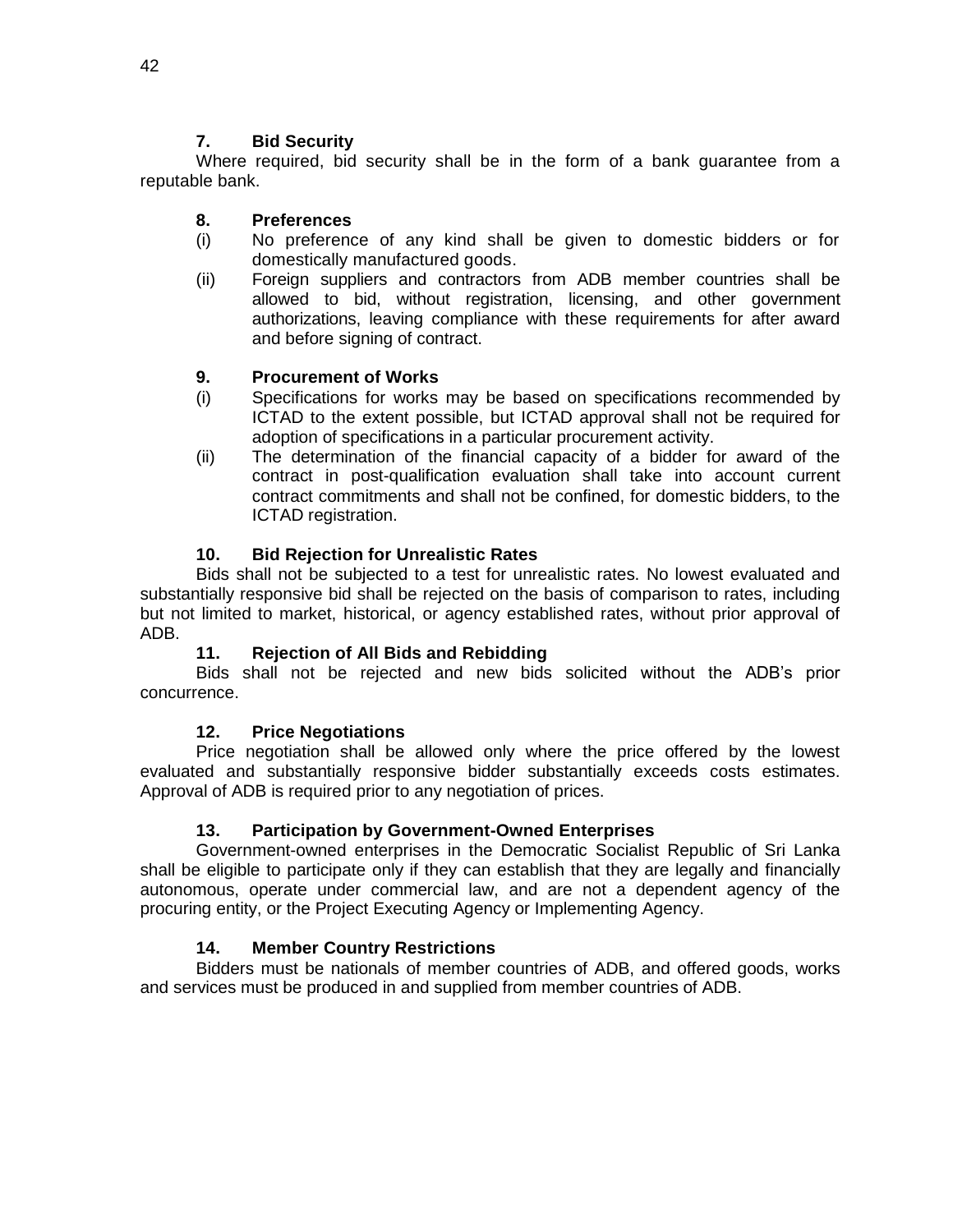**7. Bid Security**

Where required, bid security shall be in the form of a bank guarantee from a reputable bank.

**8. Preferences**

(i) No preference of any kind shall be given to domestic bidders or for domestically manufactured goods.

(ii) Foreign suppliers and contractors from ADB member countries shall be allowed to bid, without registration, licensing, and other government authorizations, leaving compliance with these requirements for after award and before signing of contract.

**9. Procurement of Works**

(i) Specifications for works may be based on specifications recommended by ICTAD to the extent possible, but ICTAD approval shall not be required for adoption of specifications in a particular procurement activity.

(ii) The determination of the financial capacity of a bidder for award of the contract in post-qualification evaluation shall take into account current contract commitments and shall not be confined, for domestic bidders, to the ICTAD registration.

**10. Bid Rejection for Unrealistic Rates**

Bids shall not be subjected to a test for unrealistic rates. No lowest evaluated and substantially responsive bid shall be rejected on the basis of comparison to rates, including but not limited to market, historical, or agency established rates, without prior approval of ADB.

**11. Rejection of All Bids and Rebidding**

Bids shall not be rejected and new bids solicited without the ADB's prior concurrence.

**12. Price Negotiations**

Price negotiation shall be allowed only where the price offered by the lowest evaluated and substantially responsive bidder substantially exceeds costs estimates. Approval of ADB is required prior to any negotiation of prices.

**13. Participation by Government-Owned Enterprises**

Government-owned enterprises in the Democratic Socialist Republic of Sri Lanka shall be eligible to participate only if they can establish that they are legally and financially autonomous, operate under commercial law, and are not a dependent agency of the procuring entity, or the Project Executing Agency or Implementing Agency.

**14. Member Country Restrictions**

Bidders must be nationals of member countries of ADB, and offered goods, works and services must be produced in and supplied from member countries of ADB.